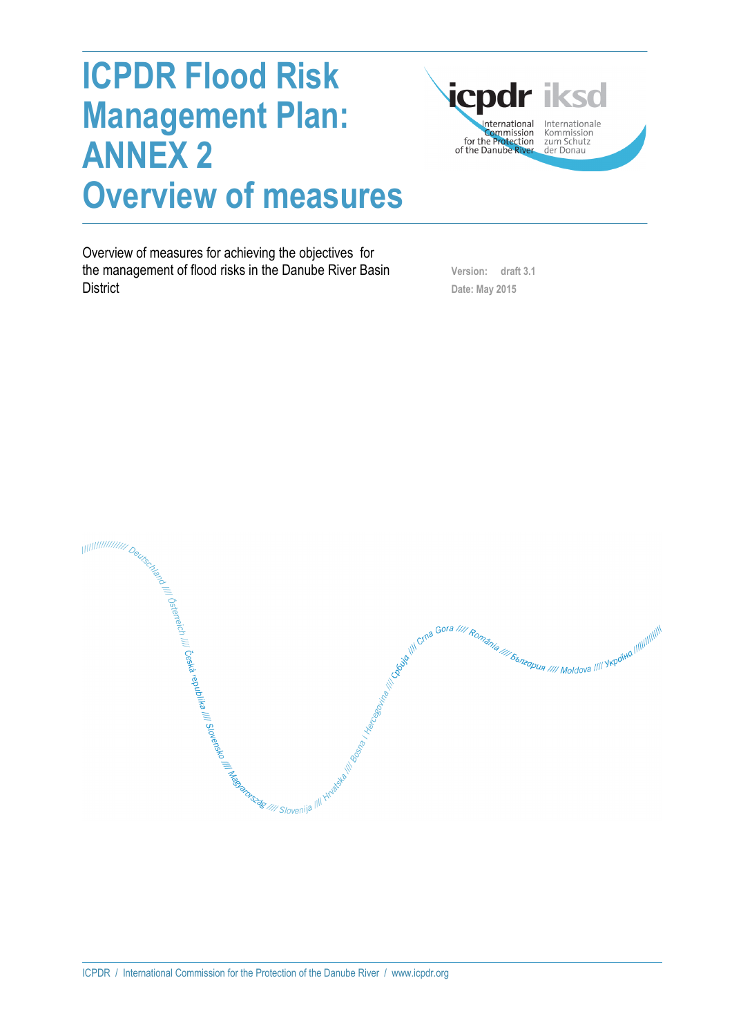# ICPDR Flood Risk Management Plan: ANNEX 2 Overview of measures

Overview of measures for achieving the objectives for the management of flood risks in the Danube River Basin District

Version: draft 3.1

Date: May 2015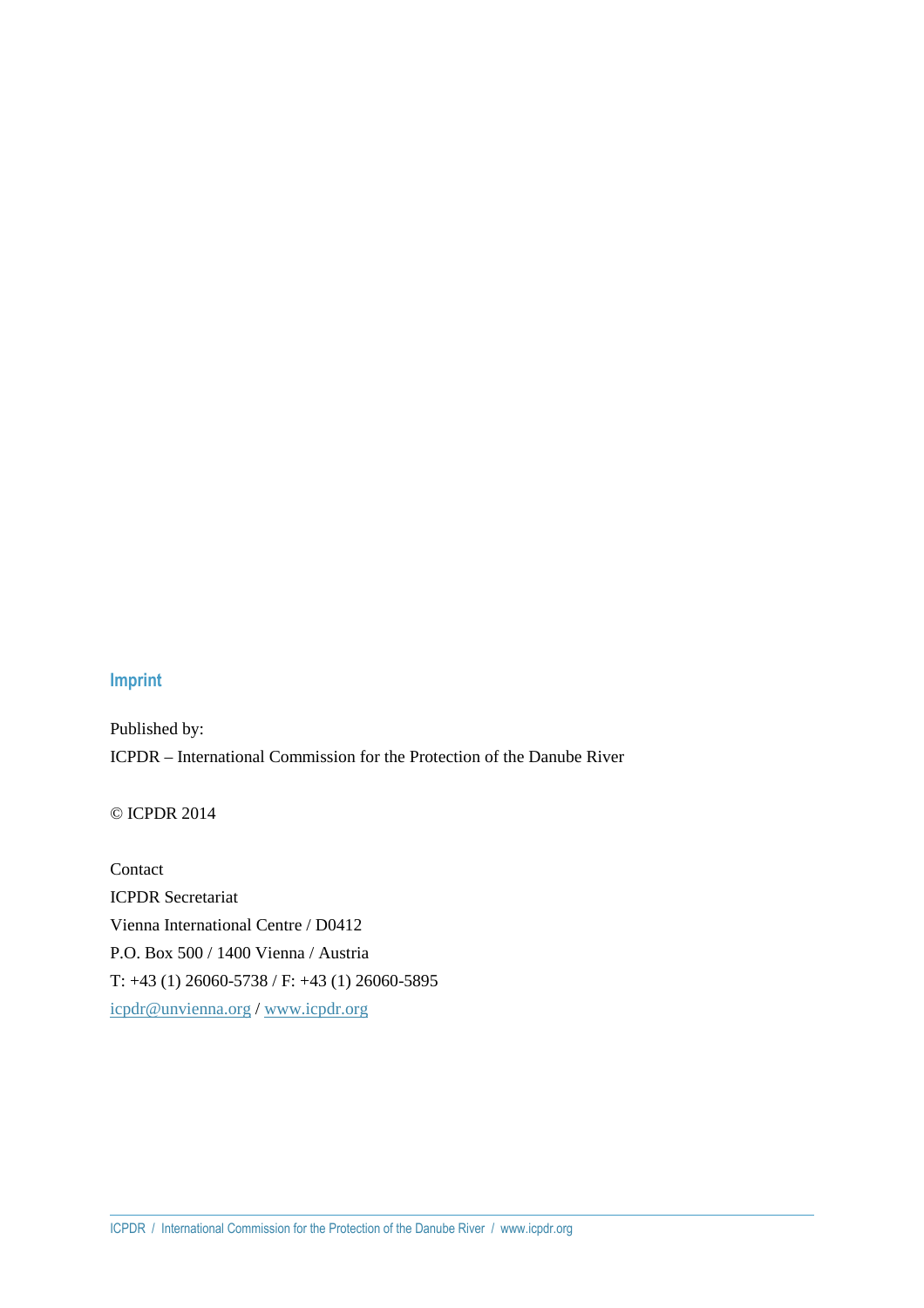## Imprint

Published by:
ICPDR – International Commission for the Protection of the Danube River

© ICPDR 2014

Contact
ICPDR Secretariat
Vienna International Centre / D0412
P.O. Box 500 / 1400 Vienna / Austria
T: +43 (1) 26060-5738 / F: +43 (1) 26060-5895
icpdr@unvienna.org / www.icpdr.org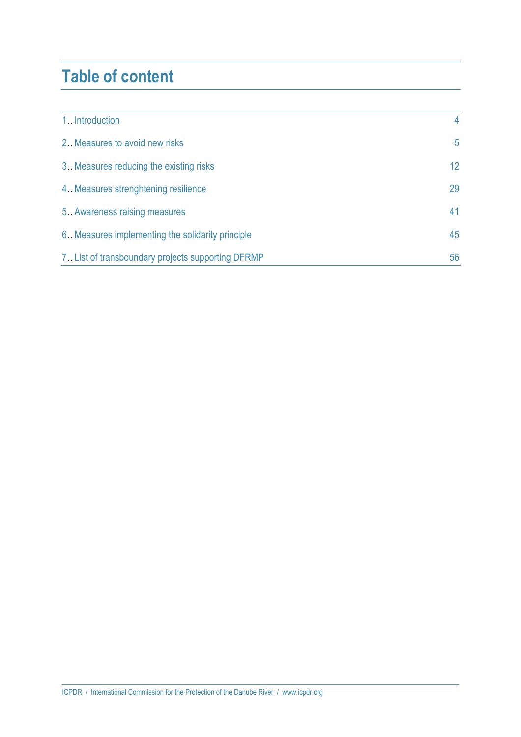# Table of content

| | |
|---|---|
| 1.. Introduction | 4 |
| 2.. Measures to avoid new risks | 5 |
| 3.. Measures reducing the existing risks | 12 |
| 4.. Measures strenghtening resilience | 29 |
| 5.. Awareness raising measures | 41 |
| 6.. Measures implementing the solidarity principle | 45 |
| 7.. List of transboundary projects supporting DFRMP | 56 |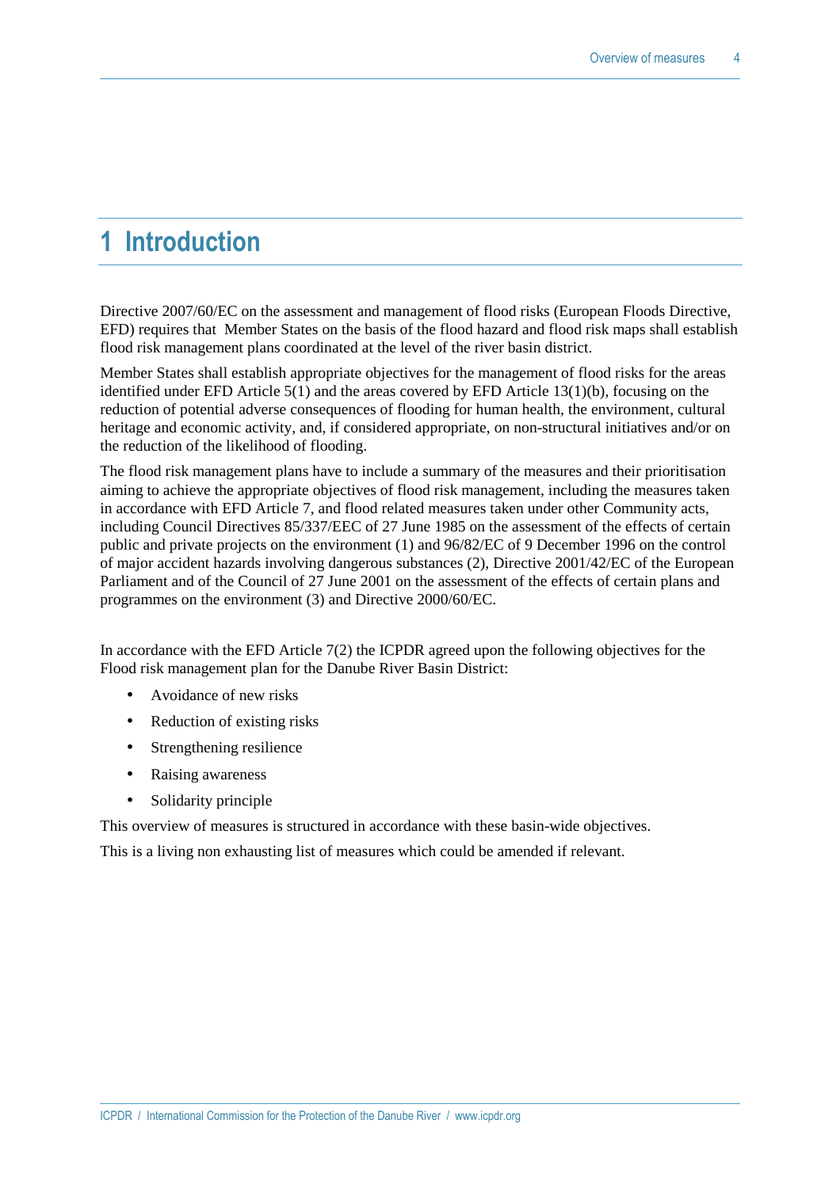# 1 Introduction

Directive 2007/60/EC on the assessment and management of flood risks (European Floods Directive, EFD) requires that Member States on the basis of the flood hazard and flood risk maps shall establish flood risk management plans coordinated at the level of the river basin district.

Member States shall establish appropriate objectives for the management of flood risks for the areas identified under EFD Article 5(1) and the areas covered by EFD Article 13(1)(b), focusing on the reduction of potential adverse consequences of flooding for human health, the environment, cultural heritage and economic activity, and, if considered appropriate, on non-structural initiatives and/or on the reduction of the likelihood of flooding.

The flood risk management plans have to include a summary of the measures and their prioritisation aiming to achieve the appropriate objectives of flood risk management, including the measures taken in accordance with EFD Article 7, and flood related measures taken under other Community acts, including Council Directives 85/337/EEC of 27 June 1985 on the assessment of the effects of certain public and private projects on the environment (1) and 96/82/EC of 9 December 1996 on the control of major accident hazards involving dangerous substances (2), Directive 2001/42/EC of the European Parliament and of the Council of 27 June 2001 on the assessment of the effects of certain plans and programmes on the environment (3) and Directive 2000/60/EC.

In accordance with the EFD Article 7(2) the ICPDR agreed upon the following objectives for the Flood risk management plan for the Danube River Basin District:

- Avoidance of new risks
- Reduction of existing risks
- Strengthening resilience
- Raising awareness
- Solidarity principle

This overview of measures is structured in accordance with these basin-wide objectives.

This is a living non exhausting list of measures which could be amended if relevant.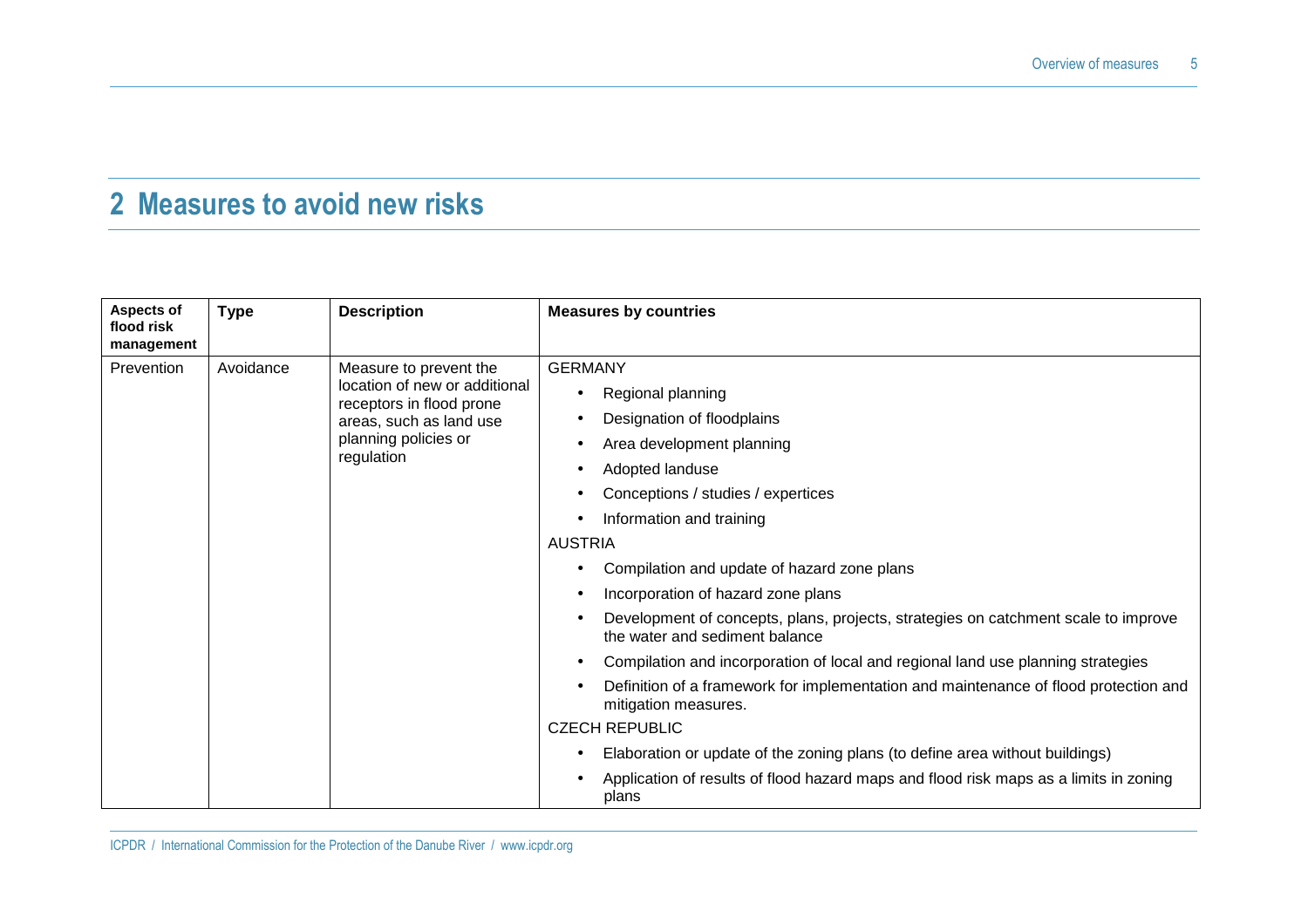# 2 Measures to avoid new risks

| Aspects of flood risk management | Type | Description | Measures by countries |
| --- | --- | --- | --- |
| Prevention | Avoidance | Measure to prevent the location of new or additional receptors in flood prone areas, such as land use planning policies or regulation | GERMANY<br>• Regional planning<br>• Designation of floodplains<br>• Area development planning<br>• Adopted landuse<br>• Conceptions / studies / expertices<br>• Information and training<br>AUSTRIA<br>• Compilation and update of hazard zone plans<br>• Incorporation of hazard zone plans<br>• Development of concepts, plans, projects, strategies on catchment scale to improve the water and sediment balance<br>• Compilation and incorporation of local and regional land use planning strategies<br>• Definition of a framework for implementation and maintenance of flood protection and mitigation measures.<br>CZECH REPUBLIC<br>• Elaboration or update of the zoning plans (to define area without buildings)<br>• Application of results of flood hazard maps and flood risk maps as a limits in zoning plans |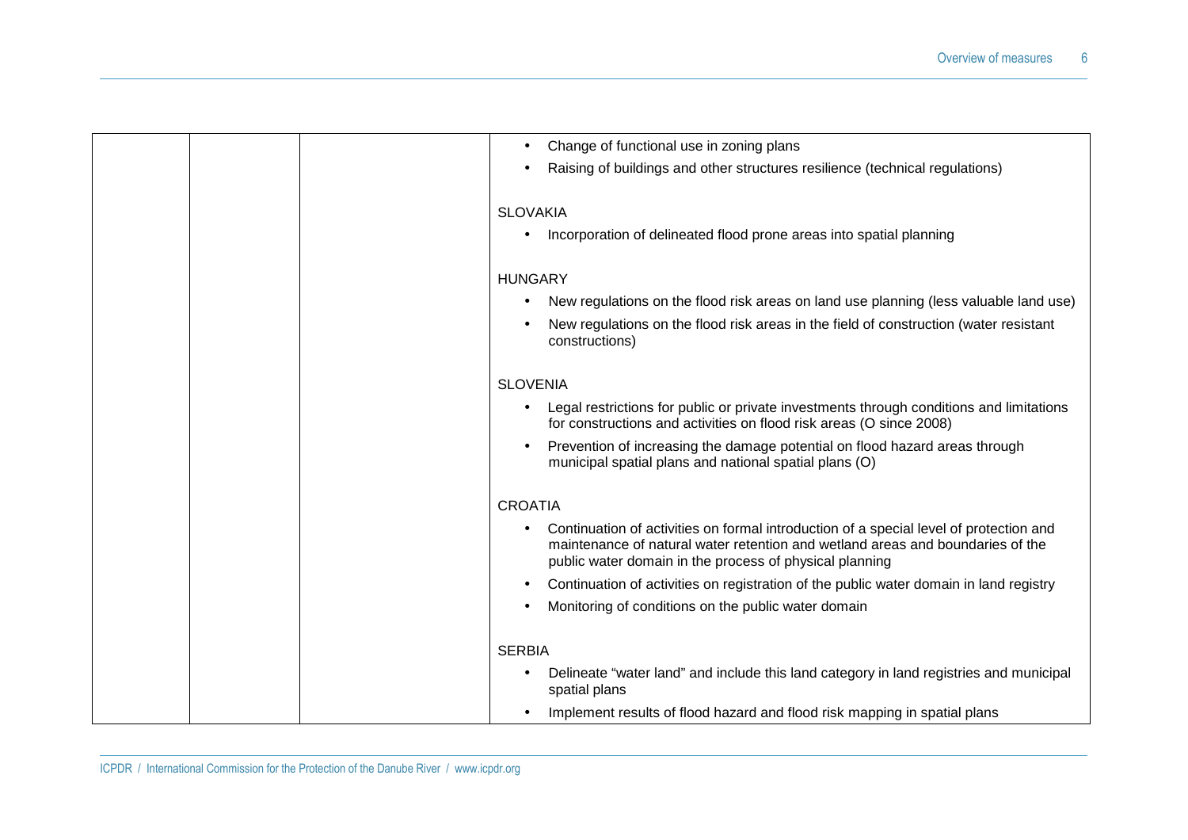|  |  |  | • Change of functional use in zoning plans<br>• Raising of buildings and other structures resilience (technical regulations)<br><br>SLOVAKIA<br>• Incorporation of delineated flood prone areas into spatial planning<br><br>HUNGARY<br>• New regulations on the flood risk areas on land use planning (less valuable land use)<br>• New regulations on the flood risk areas in the field of construction (water resistant constructions)<br><br>SLOVENIA<br>• Legal restrictions for public or private investments through conditions and limitations for constructions and activities on flood risk areas (O since 2008)<br>• Prevention of increasing the damage potential on flood hazard areas through municipal spatial plans and national spatial plans (O)<br><br>CROATIA<br>• Continuation of activities on formal introduction of a special level of protection and maintenance of natural water retention and wetland areas and boundaries of the public water domain in the process of physical planning<br>• Continuation of activities on registration of the public water domain in land registry<br>• Monitoring of conditions on the public water domain<br><br>SERBIA<br>• Delineate "water land" and include this land category in land registries and municipal spatial plans<br>• Implement results of flood hazard and flood risk mapping in spatial plans |
|---|---|---|---|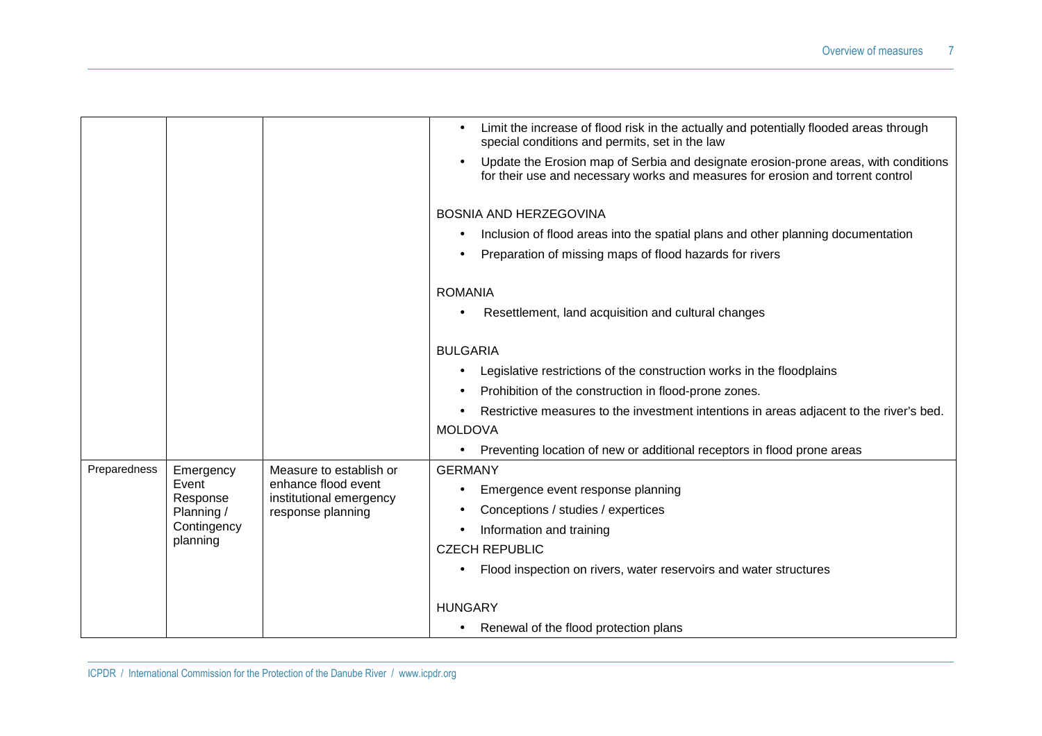|  |  |  |  |
|---|---|---|---|
|  |  |  | • Limit the increase of flood risk in the actually and potentially flooded areas through special conditions and permits, set in the law<br>• Update the Erosion map of Serbia and designate erosion-prone areas, with conditions for their use and necessary works and measures for erosion and torrent control<br><br>BOSNIA AND HERZEGOVINA<br>• Inclusion of flood areas into the spatial plans and other planning documentation<br>• Preparation of missing maps of flood hazards for rivers<br><br>ROMANIA<br>• Resettlement, land acquisition and cultural changes<br><br>BULGARIA<br>• Legislative restrictions of the construction works in the floodplains<br>• Prohibition of the construction in flood-prone zones.<br>• Restrictive measures to the investment intentions in areas adjacent to the river's bed.<br>MOLDOVA<br>• Preventing location of new or additional receptors in flood prone areas |
| Preparedness | Emergency Event Response Planning / Contingency planning | Measure to establish or enhance flood event institutional emergency response planning | GERMANY<br>• Emergence event response planning<br>• Conceptions / studies / expertices<br>• Information and training<br>CZECH REPUBLIC<br>• Flood inspection on rivers, water reservoirs and water structures<br><br>HUNGARY<br>• Renewal of the flood protection plans |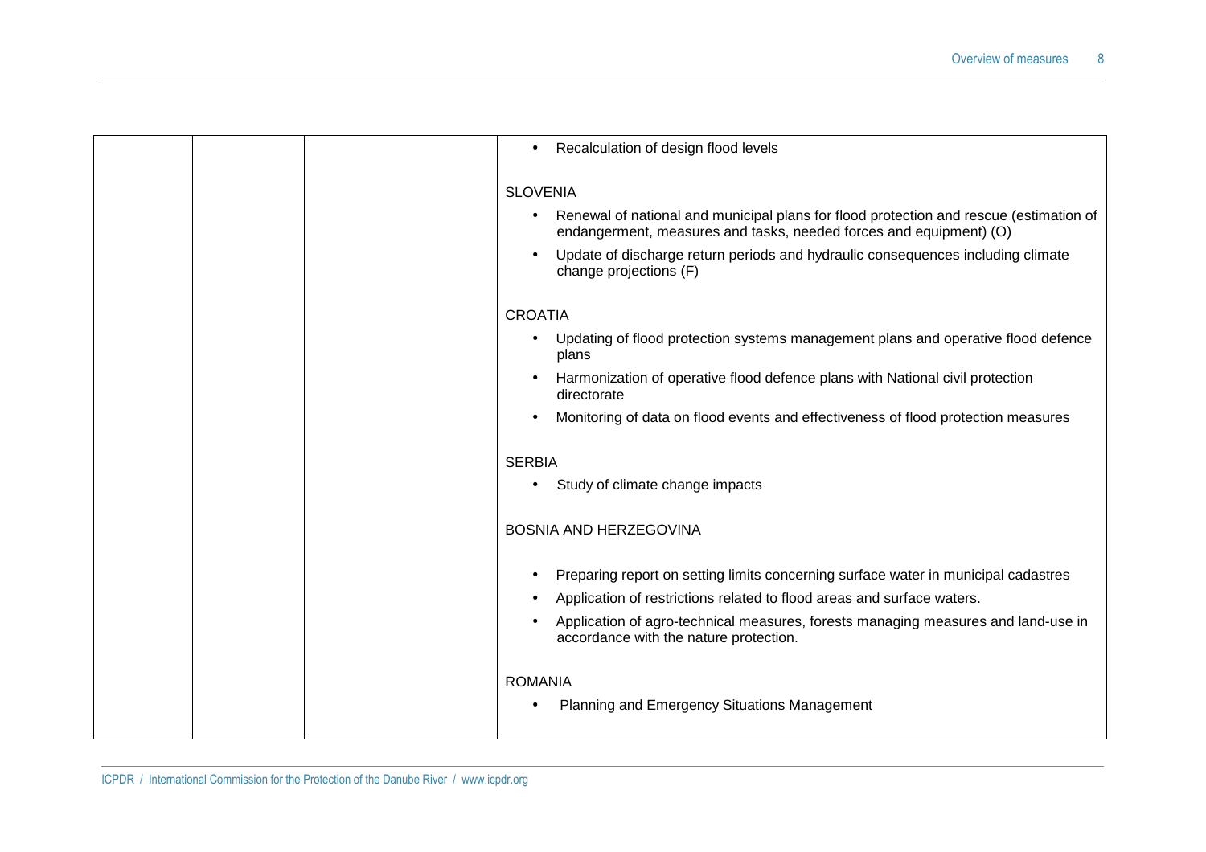| | | | • Recalculation of design flood levels<br><br>SLOVENIA<br>• Renewal of national and municipal plans for flood protection and rescue (estimation of endangerment, measures and tasks, needed forces and equipment) (O)<br>• Update of discharge return periods and hydraulic consequences including climate change projections (F)<br><br>CROATIA<br>• Updating of flood protection systems management plans and operative flood defence plans<br>• Harmonization of operative flood defence plans with National civil protection directorate<br>• Monitoring of data on flood events and effectiveness of flood protection measures<br><br>SERBIA<br>• Study of climate change impacts<br><br>BOSNIA AND HERZEGOVINA<br>• Preparing report on setting limits concerning surface water in municipal cadastres<br>• Application of restrictions related to flood areas and surface waters.<br>• Application of agro-technical measures, forests managing measures and land-use in accordance with the nature protection.<br><br>ROMANIA<br>• Planning and Emergency Situations Management |
|---|---|---|---|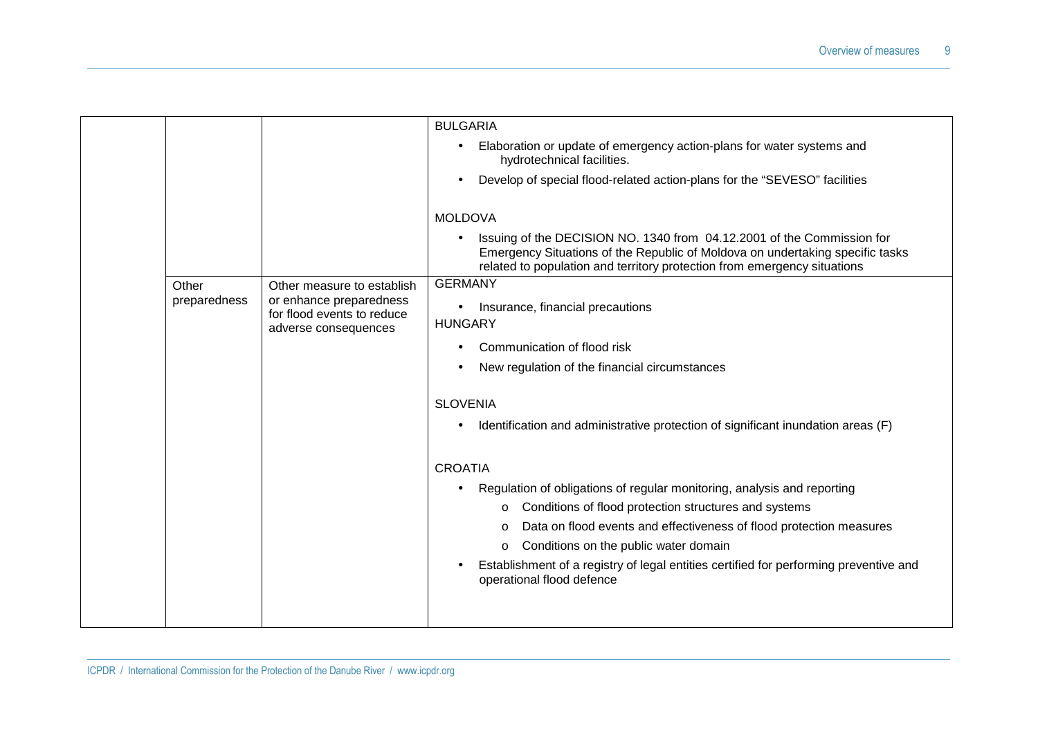| | | | |
|---|---|---|---|
| | | | BULGARIA<br>• Elaboration or update of emergency action-plans for water systems and hydrotechnical facilities.<br>• Develop of special flood-related action-plans for the "SEVESO" facilities<br><br>MOLDOVA<br>• Issuing of the DECISION NO. 1340 from 04.12.2001 of the Commission for Emergency Situations of the Republic of Moldova on undertaking specific tasks related to population and territory protection from emergency situations |
| | Other preparedness | Other measure to establish or enhance preparedness for flood events to reduce adverse consequences | GERMANY<br>• Insurance, financial precautions<br>HUNGARY<br>• Communication of flood risk<br>• New regulation of the financial circumstances<br><br>SLOVENIA<br>• Identification and administrative protection of significant inundation areas (F)<br><br>CROATIA<br>• Regulation of obligations of regular monitoring, analysis and reporting<br>&nbsp;&nbsp;&nbsp;&nbsp;o Conditions of flood protection structures and systems<br>&nbsp;&nbsp;&nbsp;&nbsp;o Data on flood events and effectiveness of flood protection measures<br>&nbsp;&nbsp;&nbsp;&nbsp;o Conditions on the public water domain<br>• Establishment of a registry of legal entities certified for performing preventive and operational flood defence |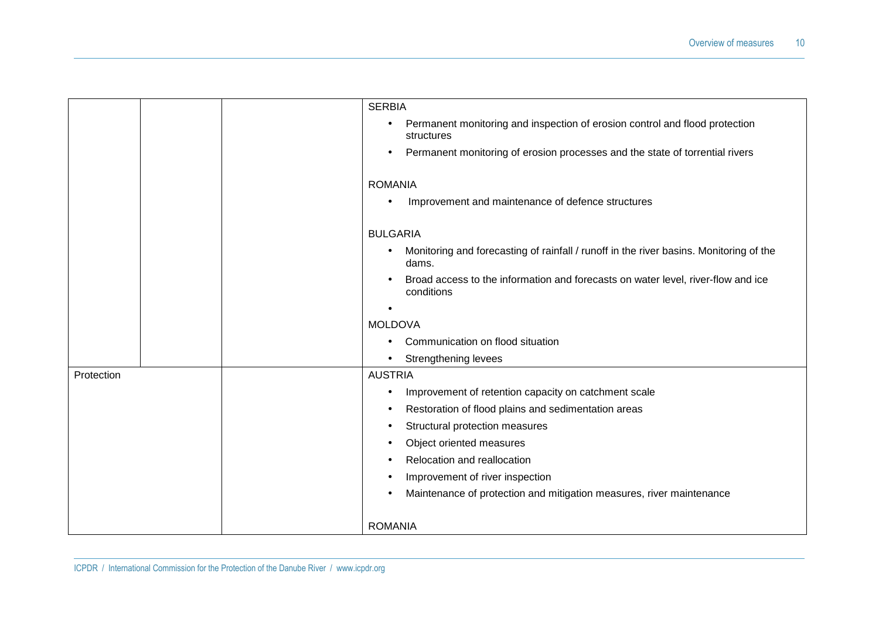| | | | |
|---|---|---|---|
| | | | SERBIA<br>• Permanent monitoring and inspection of erosion control and flood protection structures<br>• Permanent monitoring of erosion processes and the state of torrential rivers<br><br>ROMANIA<br>• Improvement and maintenance of defence structures<br><br>BULGARIA<br>• Monitoring and forecasting of rainfall / runoff in the river basins. Monitoring of the dams.<br>• Broad access to the information and forecasts on water level, river-flow and ice conditions<br>•<br>MOLDOVA<br>• Communication on flood situation<br>• Strengthening levees |
| Protection | | | AUSTRIA<br>• Improvement of retention capacity on catchment scale<br>• Restoration of flood plains and sedimentation areas<br>• Structural protection measures<br>• Object oriented measures<br>• Relocation and reallocation<br>• Improvement of river inspection<br>• Maintenance of protection and mitigation measures, river maintenance<br><br>ROMANIA |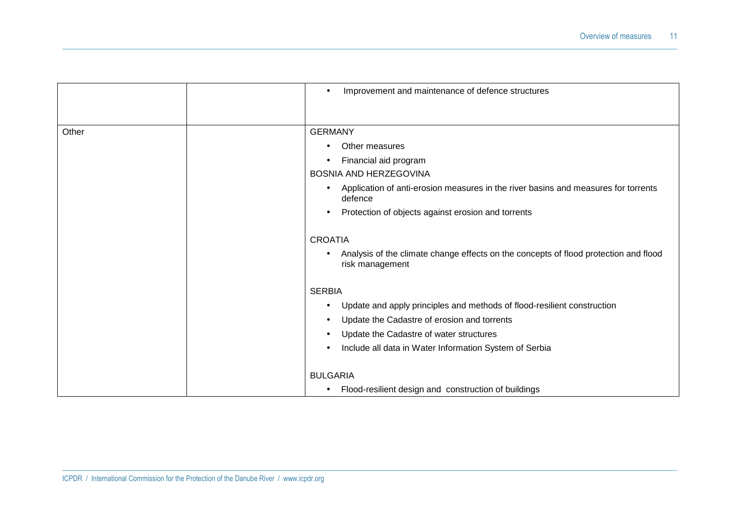| | | |
|---|---|---|
| | | • Improvement and maintenance of defence structures |
| Other | | GERMANY<br>• Other measures<br>• Financial aid program<br>BOSNIA AND HERZEGOVINA<br>• Application of anti-erosion measures in the river basins and measures for torrents defence<br>• Protection of objects against erosion and torrents<br><br>CROATIA<br>• Analysis of the climate change effects on the concepts of flood protection and flood risk management<br><br>SERBIA<br>• Update and apply principles and methods of flood-resilient construction<br>• Update the Cadastre of erosion and torrents<br>• Update the Cadastre of water structures<br>• Include all data in Water Information System of Serbia<br><br>BULGARIA<br>• Flood-resilient design and construction of buildings |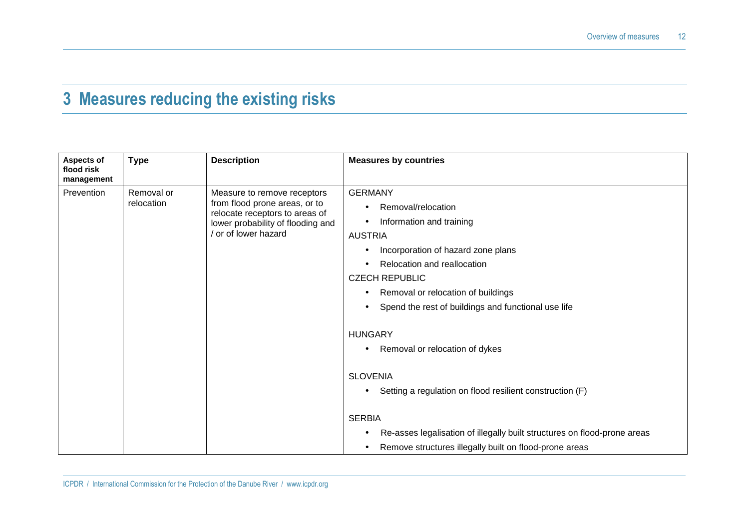# 3 Measures reducing the existing risks

| Aspects of flood risk management | Type | Description | Measures by countries |
|---|---|---|---|
| Prevention | Removal or relocation | Measure to remove receptors from flood prone areas, or to relocate receptors to areas of lower probability of flooding and / or of lower hazard | GERMANY<br>• Removal/relocation<br>• Information and training<br>AUSTRIA<br>• Incorporation of hazard zone plans<br>• Relocation and reallocation<br>CZECH REPUBLIC<br>• Removal or relocation of buildings<br>• Spend the rest of buildings and functional use life<br>HUNGARY<br>• Removal or relocation of dykes<br>SLOVENIA<br>• Setting a regulation on flood resilient construction (F)<br>SERBIA<br>• Re-asses legalisation of illegally built structures on flood-prone areas<br>• Remove structures illegally built on flood-prone areas |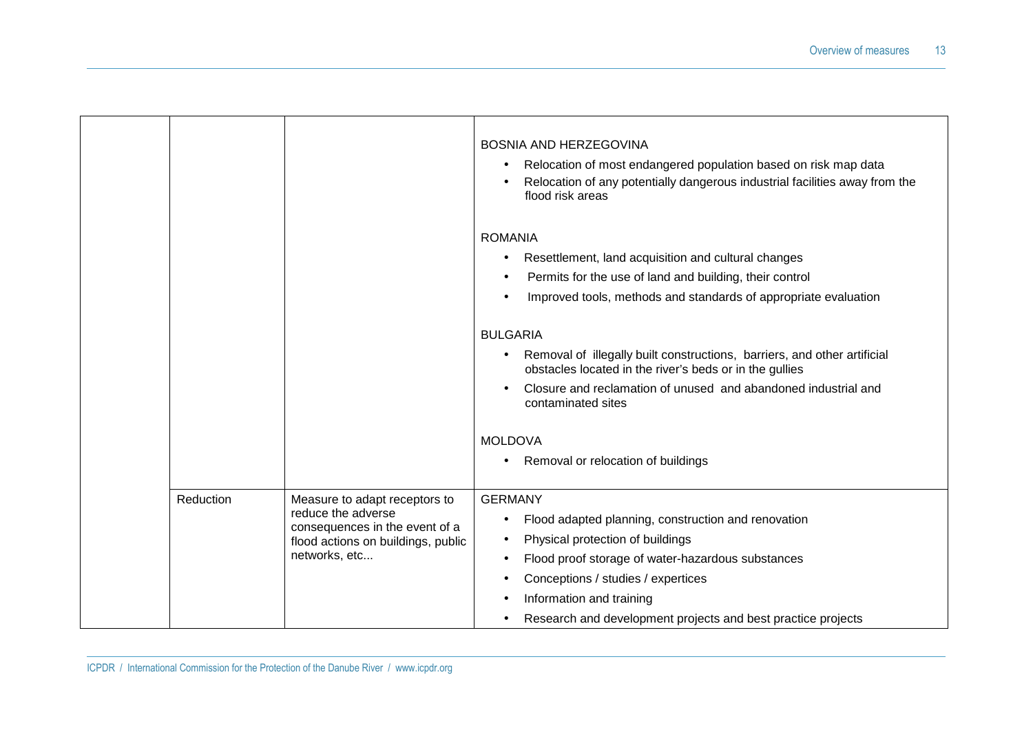| | | | |
|---|---|---|---|
| | | | BOSNIA AND HERZEGOVINA<br>• Relocation of most endangered population based on risk map data<br>• Relocation of any potentially dangerous industrial facilities away from the flood risk areas<br><br>ROMANIA<br>• Resettlement, land acquisition and cultural changes<br>• Permits for the use of land and building, their control<br>• Improved tools, methods and standards of appropriate evaluation<br><br>BULGARIA<br>• Removal of illegally built constructions, barriers, and other artificial obstacles located in the river's beds or in the gullies<br>• Closure and reclamation of unused and abandoned industrial and contaminated sites<br><br>MOLDOVA<br>• Removal or relocation of buildings |
| | Reduction | Measure to adapt receptors to reduce the adverse consequences in the event of a flood actions on buildings, public networks, etc... | GERMANY<br>• Flood adapted planning, construction and renovation<br>• Physical protection of buildings<br>• Flood proof storage of water-hazardous substances<br>• Conceptions / studies / expertices<br>• Information and training<br>• Research and development projects and best practice projects |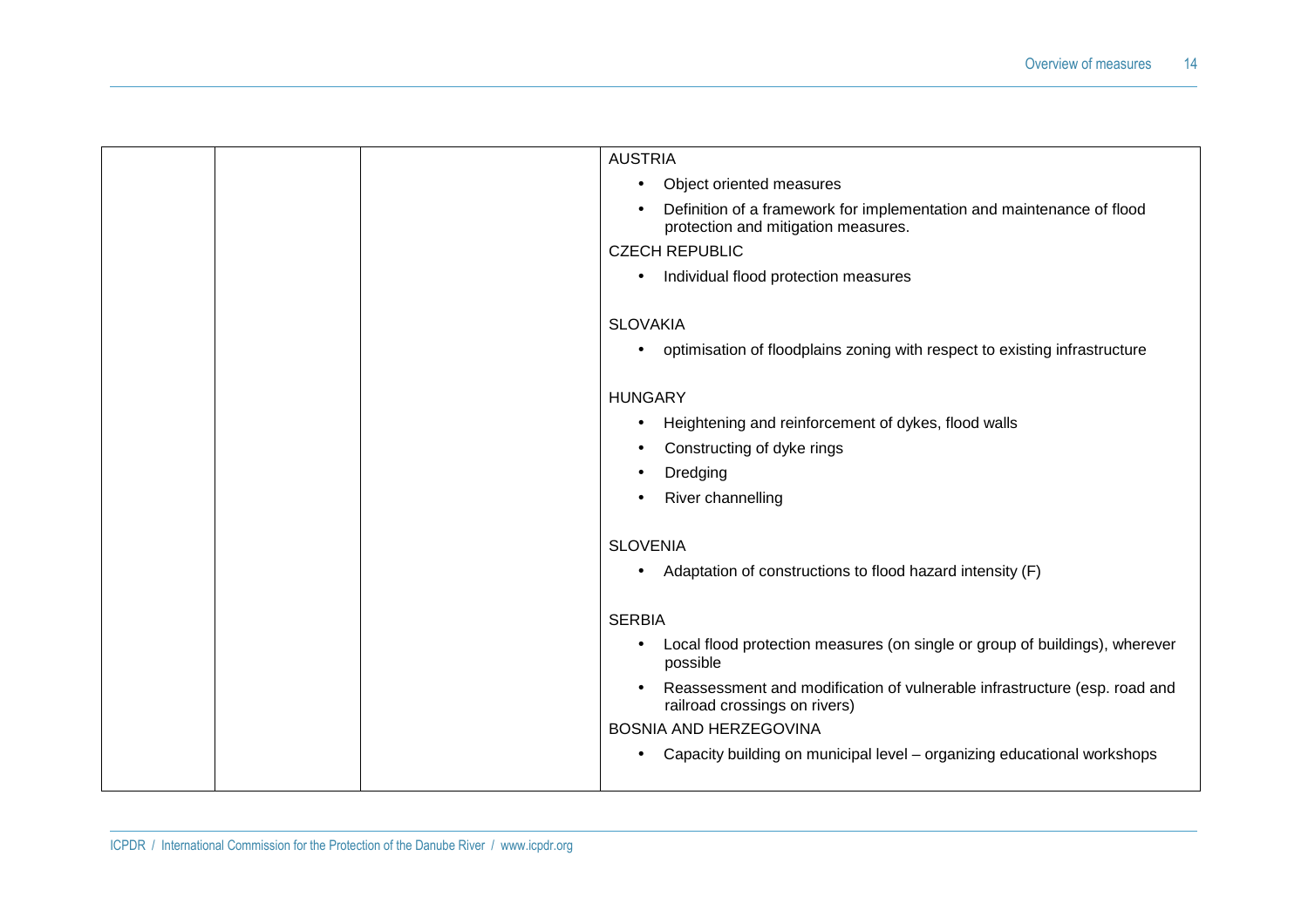| | | | |
|---|---|---|---|
| | | | AUSTRIA<br>• Object oriented measures<br>• Definition of a framework for implementation and maintenance of flood protection and mitigation measures.<br>CZECH REPUBLIC<br>• Individual flood protection measures<br><br>SLOVAKIA<br>• optimisation of floodplains zoning with respect to existing infrastructure<br><br>HUNGARY<br>• Heightening and reinforcement of dykes, flood walls<br>• Constructing of dyke rings<br>• Dredging<br>• River channelling<br><br>SLOVENIA<br>• Adaptation of constructions to flood hazard intensity (F)<br><br>SERBIA<br>• Local flood protection measures (on single or group of buildings), wherever possible<br>• Reassessment and modification of vulnerable infrastructure (esp. road and railroad crossings on rivers)<br>BOSNIA AND HERZEGOVINA<br>• Capacity building on municipal level – organizing educational workshops |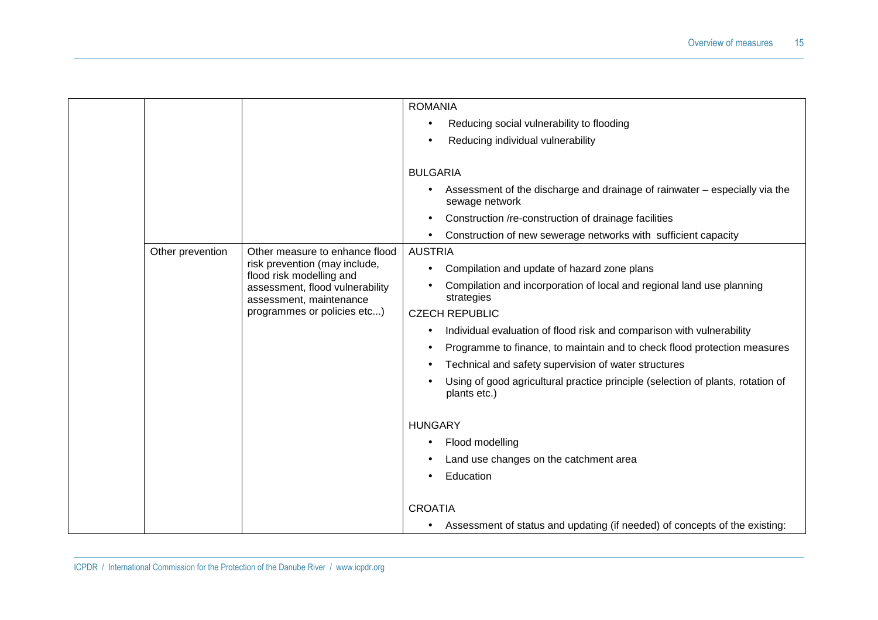| | | | |
|---|---|---|---|
| | | | ROMANIA<br>• Reducing social vulnerability to flooding<br>• Reducing individual vulnerability<br><br>BULGARIA<br>• Assessment of the discharge and drainage of rainwater – especially via the sewage network<br>• Construction /re-construction of drainage facilities<br>• Construction of new sewerage networks with sufficient capacity |
| | Other prevention | Other measure to enhance flood risk prevention (may include, flood risk modelling and assessment, flood vulnerability assessment, maintenance programmes or policies etc...) | AUSTRIA<br>• Compilation and update of hazard zone plans<br>• Compilation and incorporation of local and regional land use planning strategies<br>CZECH REPUBLIC<br>• Individual evaluation of flood risk and comparison with vulnerability<br>• Programme to finance, to maintain and to check flood protection measures<br>• Technical and safety supervision of water structures<br>• Using of good agricultural practice principle (selection of plants, rotation of plants etc.)<br><br>HUNGARY<br>• Flood modelling<br>• Land use changes on the catchment area<br>• Education<br><br>CROATIA<br>• Assessment of status and updating (if needed) of concepts of the existing: |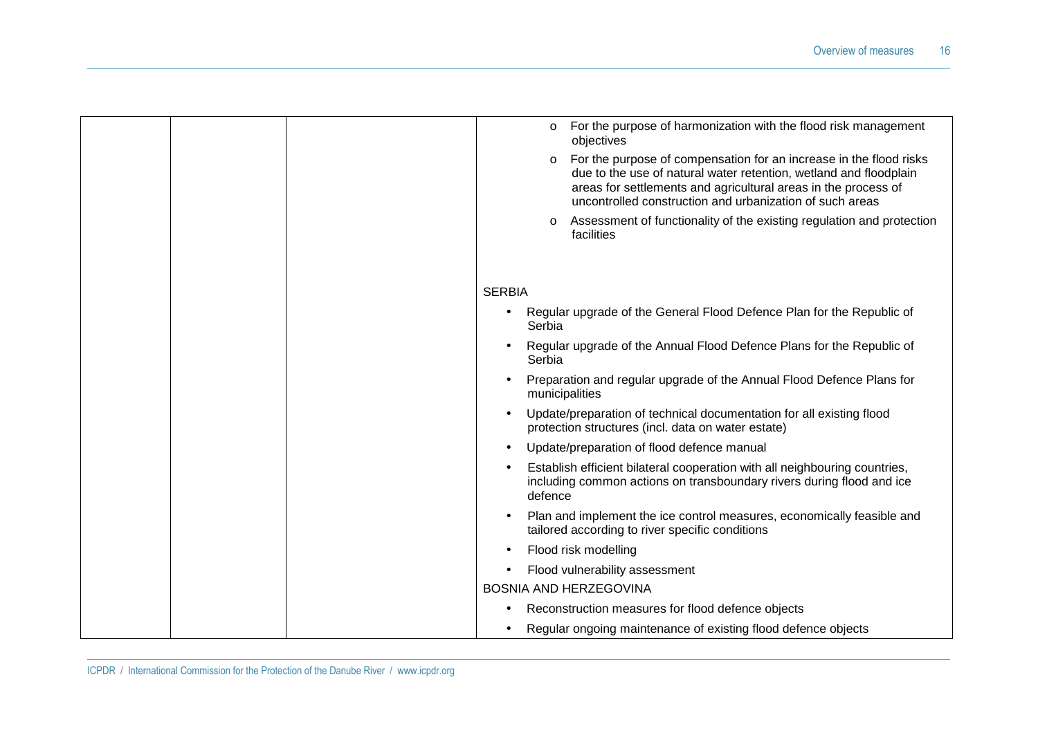| | | | |
|---|---|---|---|
| | | | <ul><li>For the purpose of harmonization with the flood risk management objectives</li><li>For the purpose of compensation for an increase in the flood risks due to the use of natural water retention, wetland and floodplain areas for settlements and agricultural areas in the process of uncontrolled construction and urbanization of such areas</li><li>Assessment of functionality of the existing regulation and protection facilities</li></ul> SERBIA <ul><li>Regular upgrade of the General Flood Defence Plan for the Republic of Serbia</li><li>Regular upgrade of the Annual Flood Defence Plans for the Republic of Serbia</li><li>Preparation and regular upgrade of the Annual Flood Defence Plans for municipalities</li><li>Update/preparation of technical documentation for all existing flood protection structures (incl. data on water estate)</li><li>Update/preparation of flood defence manual</li><li>Establish efficient bilateral cooperation with all neighbouring countries, including common actions on transboundary rivers during flood and ice defence</li><li>Plan and implement the ice control measures, economically feasible and tailored according to river specific conditions</li><li>Flood risk modelling</li><li>Flood vulnerability assessment</li></ul> BOSNIA AND HERZEGOVINA <ul><li>Reconstruction measures for flood defence objects</li><li>Regular ongoing maintenance of existing flood defence objects</li></ul> |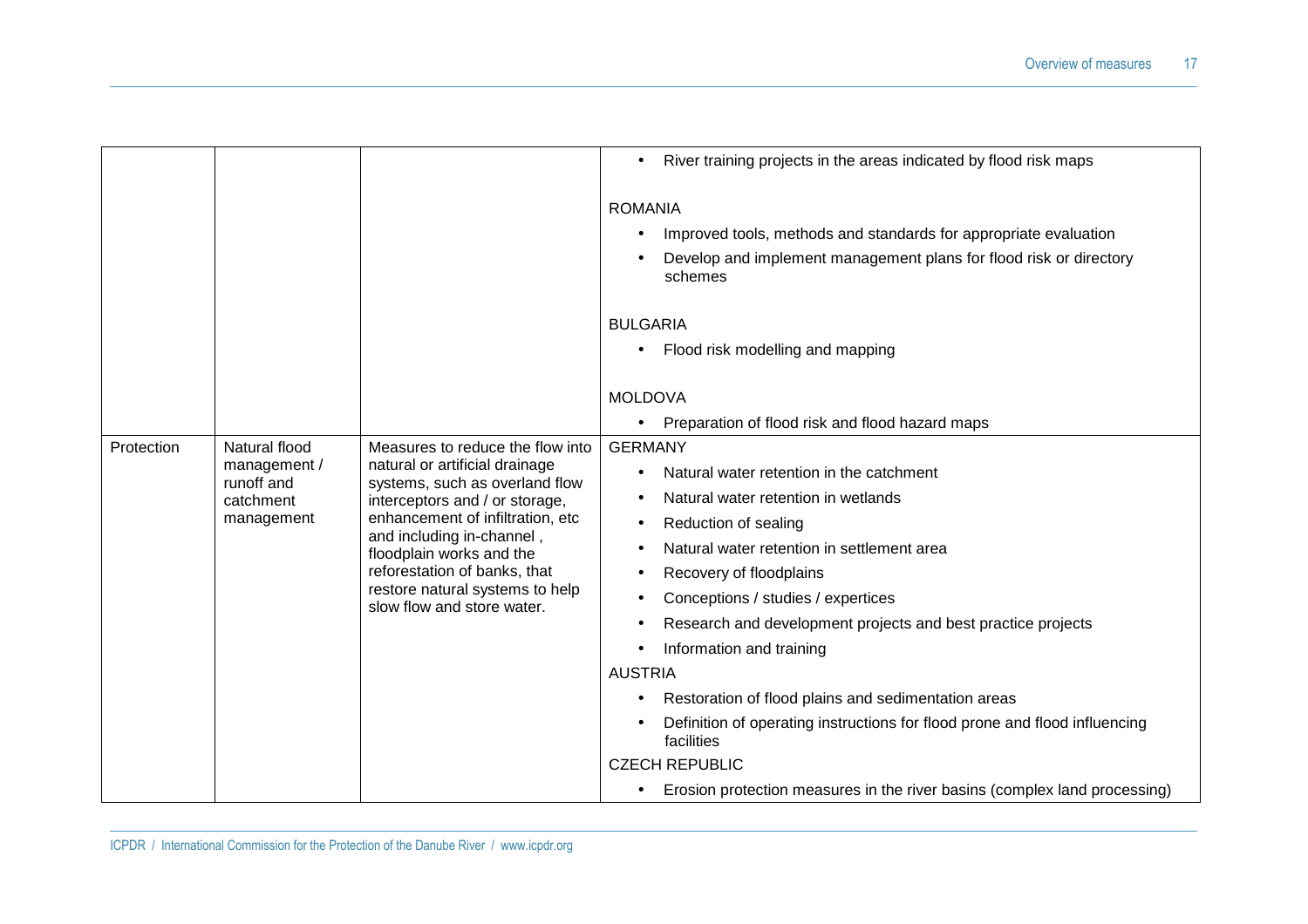| | | | |
|---|---|---|---|
| | | | • River training projects in the areas indicated by flood risk maps<br><br>ROMANIA<br>• Improved tools, methods and standards for appropriate evaluation<br>• Develop and implement management plans for flood risk or directory schemes<br><br>BULGARIA<br>• Flood risk modelling and mapping<br><br>MOLDOVA<br>• Preparation of flood risk and flood hazard maps |
| Protection | Natural flood management / runoff and catchment management | Measures to reduce the flow into natural or artificial drainage systems, such as overland flow interceptors and / or storage, enhancement of infiltration, etc and including in-channel , floodplain works and the reforestation of banks, that restore natural systems to help slow flow and store water. | GERMANY<br>• Natural water retention in the catchment<br>• Natural water retention in wetlands<br>• Reduction of sealing<br>• Natural water retention in settlement area<br>• Recovery of floodplains<br>• Conceptions / studies / expertices<br>• Research and development projects and best practice projects<br>• Information and training<br>AUSTRIA<br>• Restoration of flood plains and sedimentation areas<br>• Definition of operating instructions for flood prone and flood influencing facilities<br>CZECH REPUBLIC<br>• Erosion protection measures in the river basins (complex land processing) |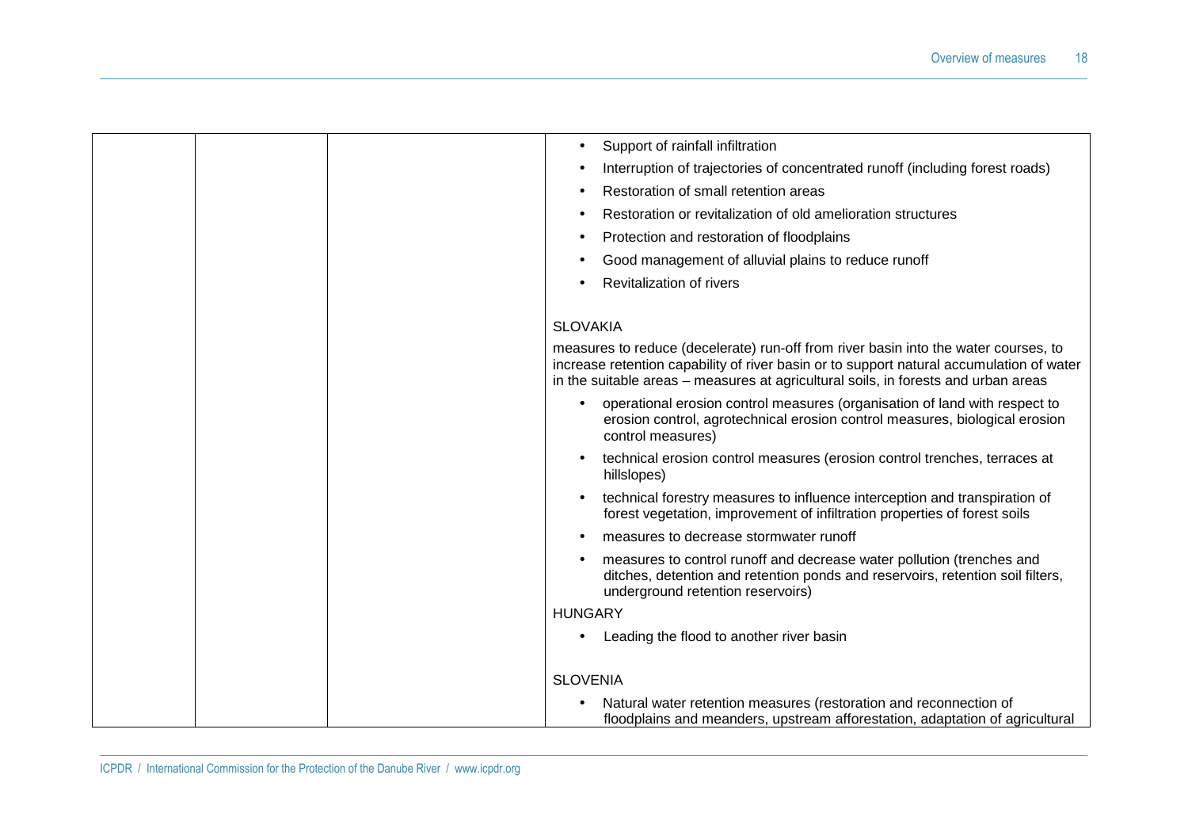| | | | • Support of rainfall infiltration<br>• Interruption of trajectories of concentrated runoff (including forest roads)<br>• Restoration of small retention areas<br>• Restoration or revitalization of old amelioration structures<br>• Protection and restoration of floodplains<br>• Good management of alluvial plains to reduce runoff<br>• Revitalization of rivers<br><br>SLOVAKIA<br>measures to reduce (decelerate) run-off from river basin into the water courses, to increase retention capability of river basin or to support natural accumulation of water in the suitable areas – measures at agricultural soils, in forests and urban areas<br>• operational erosion control measures (organisation of land with respect to erosion control, agrotechnical erosion control measures, biological erosion control measures)<br>• technical erosion control measures (erosion control trenches, terraces at hillslopes)<br>• technical forestry measures to influence interception and transpiration of forest vegetation, improvement of infiltration properties of forest soils<br>• measures to decrease stormwater runoff<br>• measures to control runoff and decrease water pollution (trenches and ditches, detention and retention ponds and reservoirs, retention soil filters, underground retention reservoirs)<br>HUNGARY<br>• Leading the flood to another river basin<br><br>SLOVENIA<br>• Natural water retention measures (restoration and reconnection of floodplains and meanders, upstream afforestation, adaptation of agricultural |
|---|---|---|---|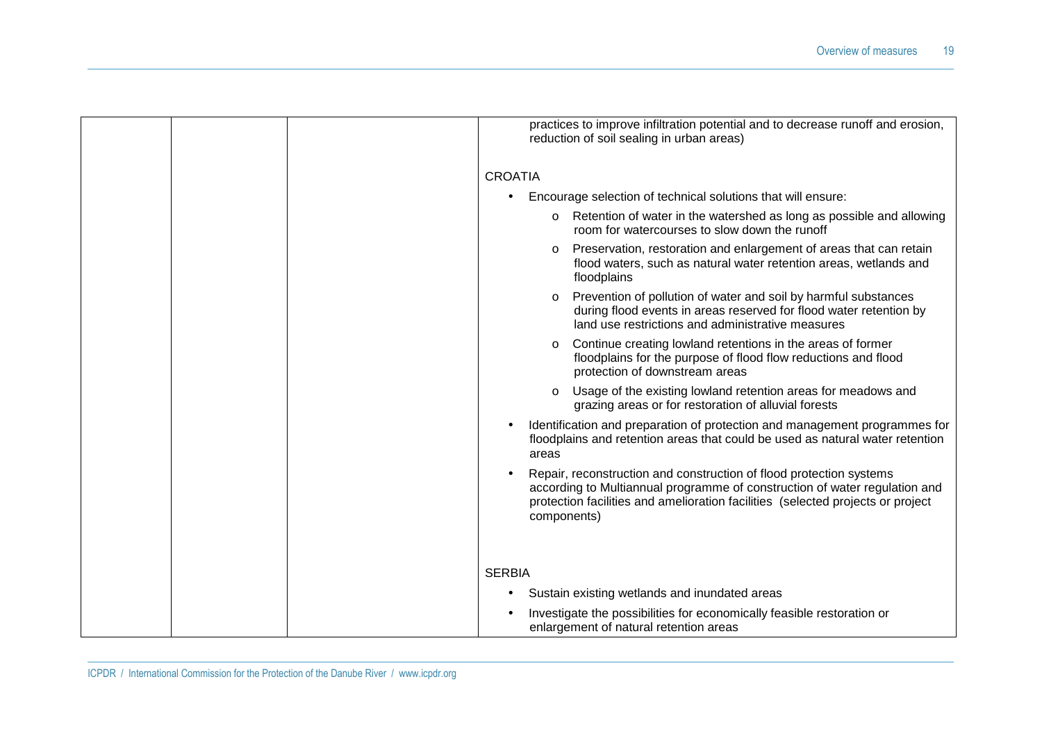| | | | |
|---|---|---|---|
| | | | practices to improve infiltration potential and to decrease runoff and erosion, reduction of soil sealing in urban areas)<br><br>CROATIA<br><br>• Encourage selection of technical solutions that will ensure:<br>  o Retention of water in the watershed as long as possible and allowing room for watercourses to slow down the runoff<br>  o Preservation, restoration and enlargement of areas that can retain flood waters, such as natural water retention areas, wetlands and floodplains<br>  o Prevention of pollution of water and soil by harmful substances during flood events in areas reserved for flood water retention by land use restrictions and administrative measures<br>  o Continue creating lowland retentions in the areas of former floodplains for the purpose of flood flow reductions and flood protection of downstream areas<br>  o Usage of the existing lowland retention areas for meadows and grazing areas or for restoration of alluvial forests<br>• Identification and preparation of protection and management programmes for floodplains and retention areas that could be used as natural water retention areas<br>• Repair, reconstruction and construction of flood protection systems according to Multiannual programme of construction of water regulation and protection facilities and amelioration facilities (selected projects or project components)<br><br>SERBIA<br><br>• Sustain existing wetlands and inundated areas<br>• Investigate the possibilities for economically feasible restoration or enlargement of natural retention areas |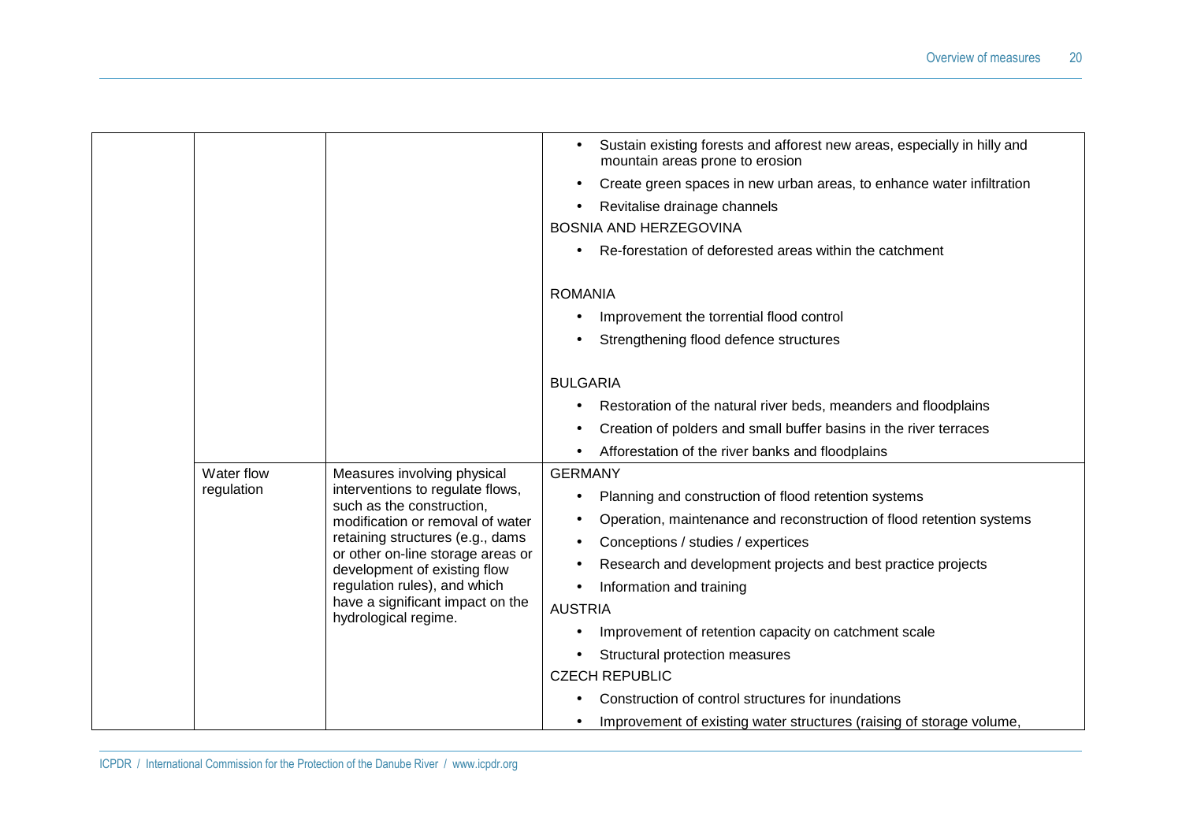| | | | |
|---|---|---|---|
| | | | • Sustain existing forests and afforest new areas, especially in hilly and mountain areas prone to erosion<br>• Create green spaces in new urban areas, to enhance water infiltration<br>• Revitalise drainage channels<br>BOSNIA AND HERZEGOVINA<br>• Re-forestation of deforested areas within the catchment<br><br>ROMANIA<br>• Improvement the torrential flood control<br>• Strengthening flood defence structures<br><br>BULGARIA<br>• Restoration of the natural river beds, meanders and floodplains<br>• Creation of polders and small buffer basins in the river terraces<br>• Afforestation of the river banks and floodplains |
| | Water flow regulation | Measures involving physical interventions to regulate flows, such as the construction, modification or removal of water retaining structures (e.g., dams or other on-line storage areas or development of existing flow regulation rules), and which have a significant impact on the hydrological regime. | GERMANY<br>• Planning and construction of flood retention systems<br>• Operation, maintenance and reconstruction of flood retention systems<br>• Conceptions / studies / expertices<br>• Research and development projects and best practice projects<br>• Information and training<br>AUSTRIA<br>• Improvement of retention capacity on catchment scale<br>• Structural protection measures<br>CZECH REPUBLIC<br>• Construction of control structures for inundations<br>• Improvement of existing water structures (raising of storage volume, |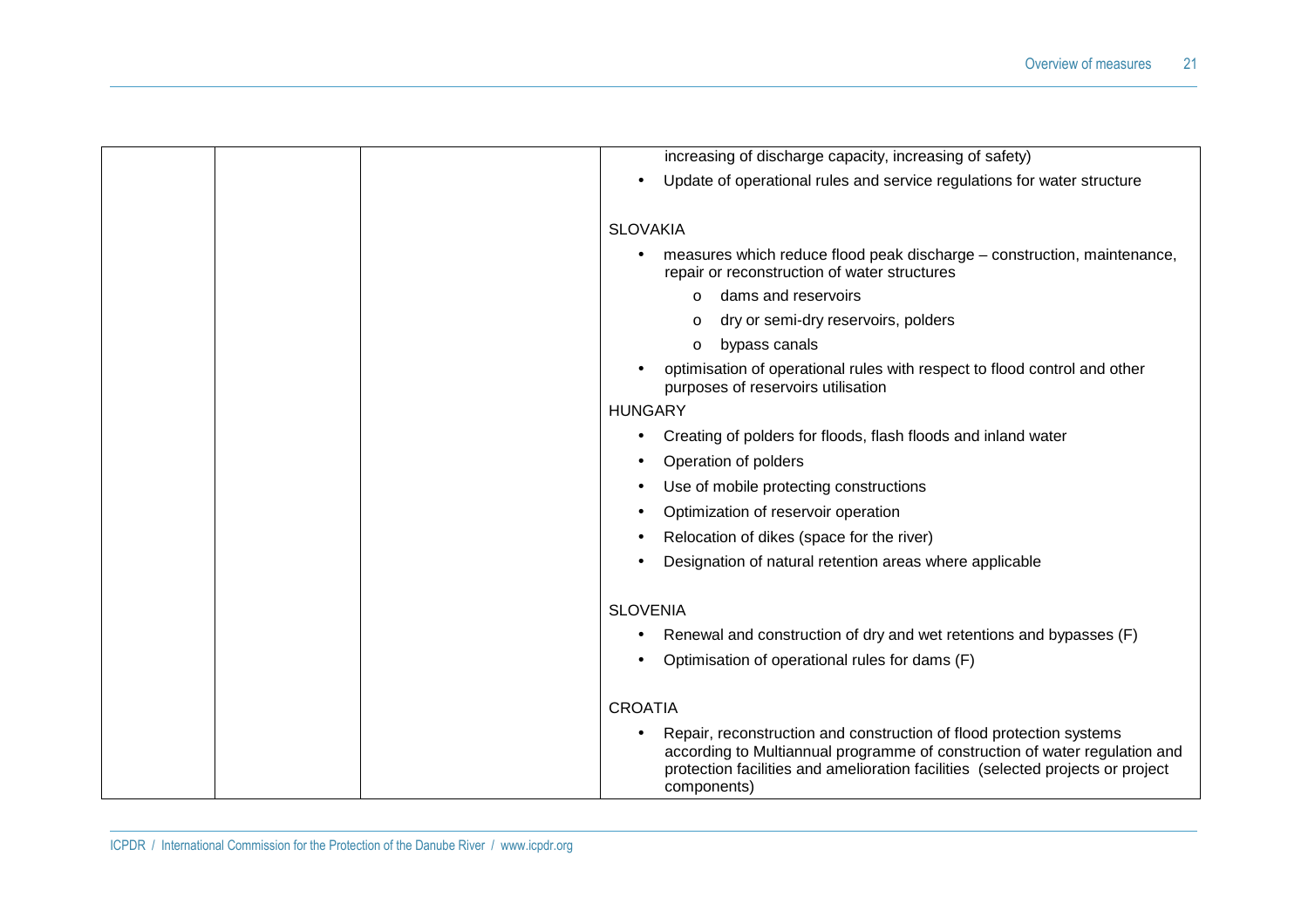| | | | increasing of discharge capacity, increasing of safety)<br>• Update of operational rules and service regulations for water structure<br><br>SLOVAKIA<br>• measures which reduce flood peak discharge – construction, maintenance, repair or reconstruction of water structures<br>  o dams and reservoirs<br>  o dry or semi-dry reservoirs, polders<br>  o bypass canals<br>• optimisation of operational rules with respect to flood control and other purposes of reservoirs utilisation<br>HUNGARY<br>• Creating of polders for floods, flash floods and inland water<br>• Operation of polders<br>• Use of mobile protecting constructions<br>• Optimization of reservoir operation<br>• Relocation of dikes (space for the river)<br>• Designation of natural retention areas where applicable<br><br>SLOVENIA<br>• Renewal and construction of dry and wet retentions and bypasses (F)<br>• Optimisation of operational rules for dams (F)<br><br>CROATIA<br>• Repair, reconstruction and construction of flood protection systems according to Multiannual programme of construction of water regulation and protection facilities and amelioration facilities (selected projects or project components) |
|---|---|---|---|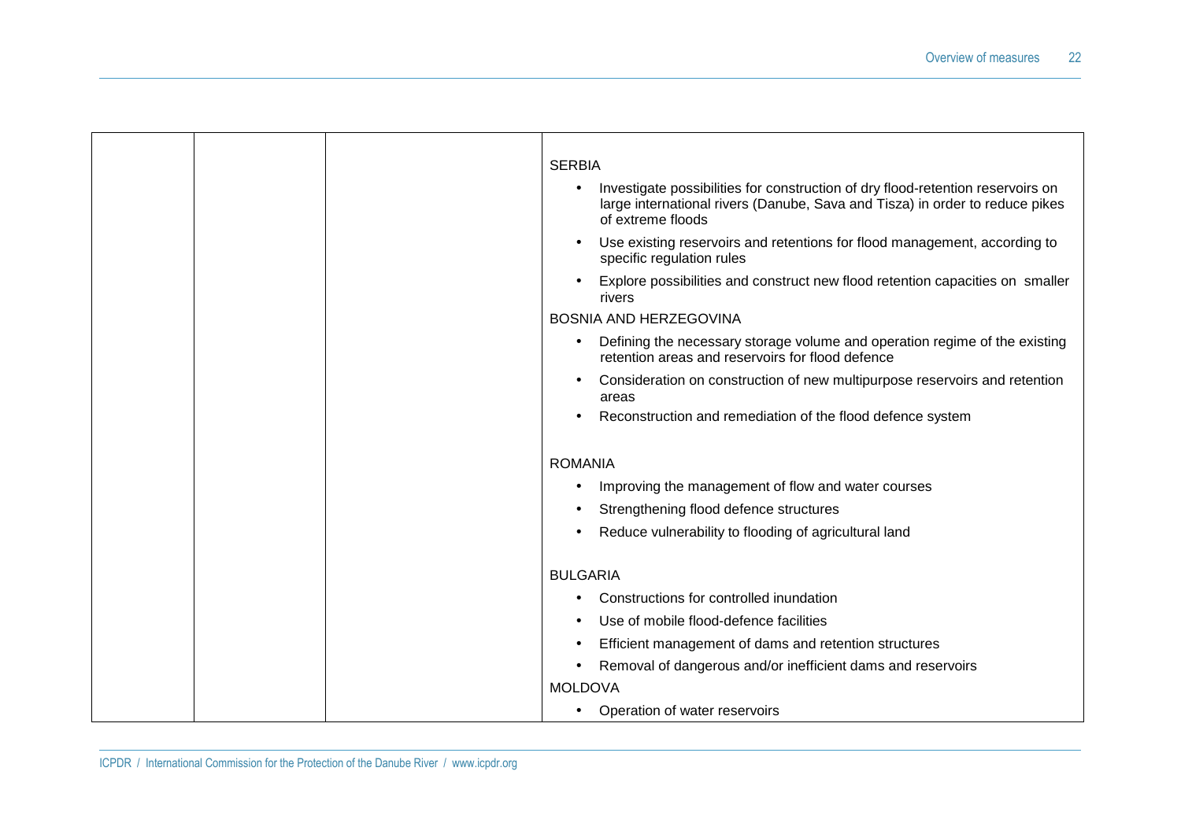|  |  |  | SERBIA<br>• Investigate possibilities for construction of dry flood-retention reservoirs on large international rivers (Danube, Sava and Tisza) in order to reduce pikes of extreme floods<br>• Use existing reservoirs and retentions for flood management, according to specific regulation rules<br>• Explore possibilities and construct new flood retention capacities on smaller rivers<br>BOSNIA AND HERZEGOVINA<br>• Defining the necessary storage volume and operation regime of the existing retention areas and reservoirs for flood defence<br>• Consideration on construction of new multipurpose reservoirs and retention areas<br>• Reconstruction and remediation of the flood defence system<br><br>ROMANIA<br>• Improving the management of flow and water courses<br>• Strengthening flood defence structures<br>• Reduce vulnerability to flooding of agricultural land<br><br>BULGARIA<br>• Constructions for controlled inundation<br>• Use of mobile flood-defence facilities<br>• Efficient management of dams and retention structures<br>• Removal of dangerous and/or inefficient dams and reservoirs<br>MOLDOVA<br>• Operation of water reservoirs |
|---|---|---|---|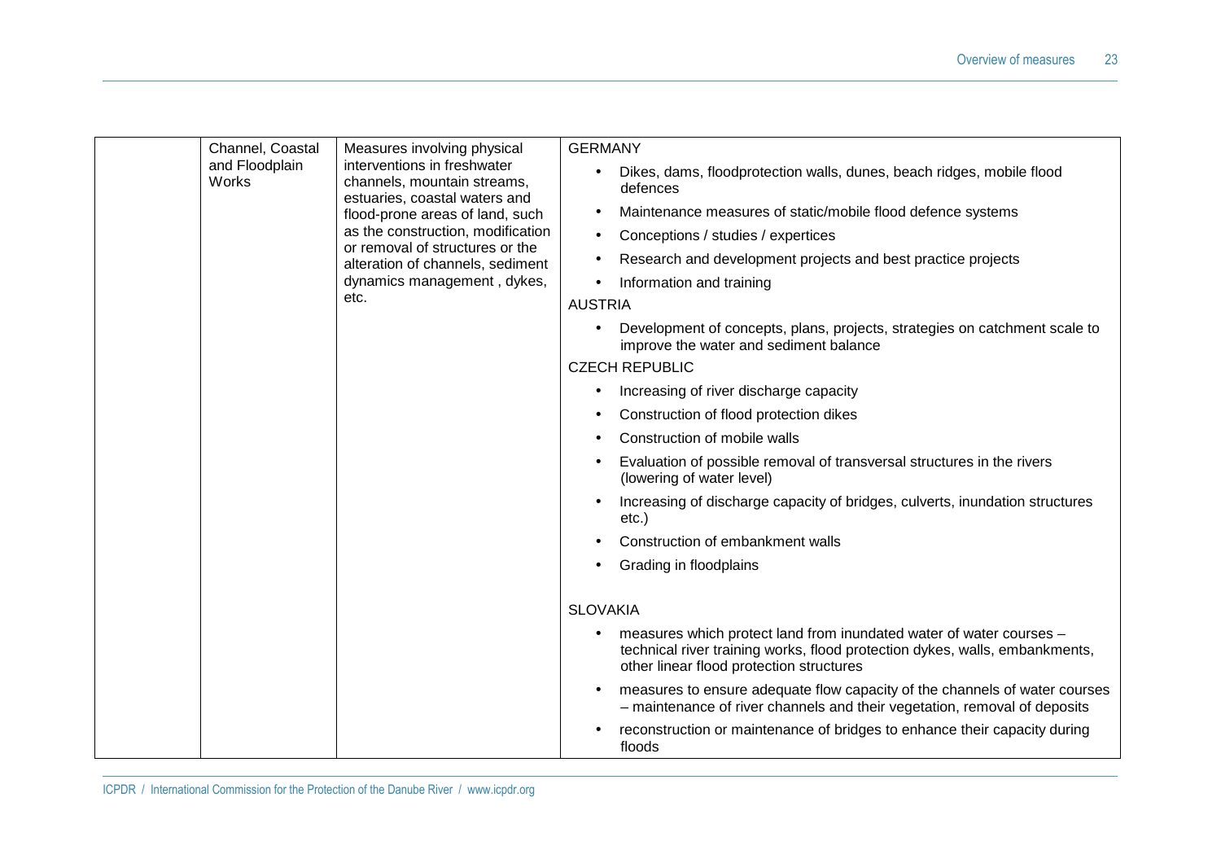| | | | |
|---|---|---|---|
| | Channel, Coastal and Floodplain Works | Measures involving physical interventions in freshwater channels, mountain streams, estuaries, coastal waters and flood-prone areas of land, such as the construction, modification or removal of structures or the alteration of channels, sediment dynamics management , dykes, etc. | GERMANY<br>• Dikes, dams, floodprotection walls, dunes, beach ridges, mobile flood defences<br>• Maintenance measures of static/mobile flood defence systems<br>• Conceptions / studies / expertices<br>• Research and development projects and best practice projects<br>• Information and training<br>AUSTRIA<br>• Development of concepts, plans, projects, strategies on catchment scale to improve the water and sediment balance<br>CZECH REPUBLIC<br>• Increasing of river discharge capacity<br>• Construction of flood protection dikes<br>• Construction of mobile walls<br>• Evaluation of possible removal of transversal structures in the rivers (lowering of water level)<br>• Increasing of discharge capacity of bridges, culverts, inundation structures etc.)<br>• Construction of embankment walls<br>• Grading in floodplains<br><br>SLOVAKIA<br>• measures which protect land from inundated water of water courses – technical river training works, flood protection dykes, walls, embankments, other linear flood protection structures<br>• measures to ensure adequate flow capacity of the channels of water courses – maintenance of river channels and their vegetation, removal of deposits<br>• reconstruction or maintenance of bridges to enhance their capacity during floods |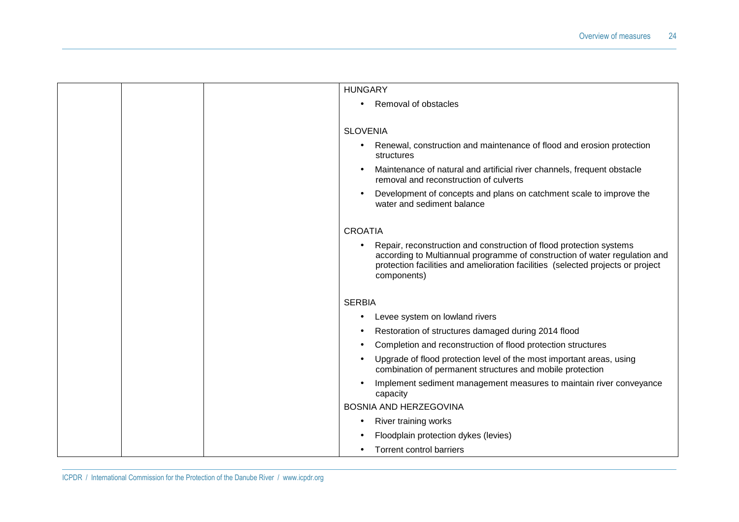| | | | |
|---|---|---|---|
| | | | HUNGARY<br>• Removal of obstacles<br><br>SLOVENIA<br>• Renewal, construction and maintenance of flood and erosion protection structures<br>• Maintenance of natural and artificial river channels, frequent obstacle removal and reconstruction of culverts<br>• Development of concepts and plans on catchment scale to improve the water and sediment balance<br><br>CROATIA<br>• Repair, reconstruction and construction of flood protection systems according to Multiannual programme of construction of water regulation and protection facilities and amelioration facilities (selected projects or project components)<br><br>SERBIA<br>• Levee system on lowland rivers<br>• Restoration of structures damaged during 2014 flood<br>• Completion and reconstruction of flood protection structures<br>• Upgrade of flood protection level of the most important areas, using combination of permanent structures and mobile protection<br>• Implement sediment management measures to maintain river conveyance capacity<br>BOSNIA AND HERZEGOVINA<br>• River training works<br>• Floodplain protection dykes (levies)<br>• Torrent control barriers |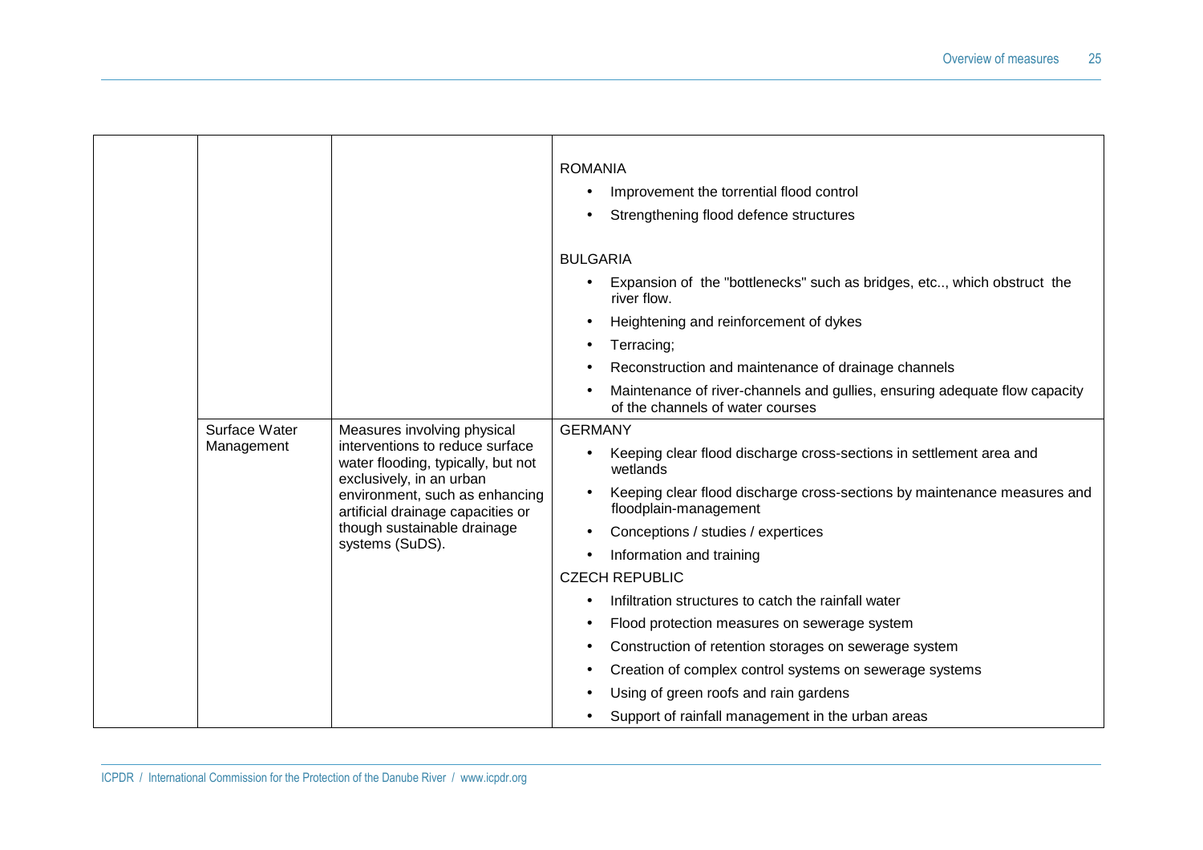|  |  |  |  |
| --- | --- | --- | --- |
|  |  |  | ROMANIA<br>• Improvement the torrential flood control<br>• Strengthening flood defence structures<br><br>BULGARIA<br>• Expansion of the "bottlenecks" such as bridges, etc.., which obstruct the river flow.<br>• Heightening and reinforcement of dykes<br>• Terracing;<br>• Reconstruction and maintenance of drainage channels<br>• Maintenance of river-channels and gullies, ensuring adequate flow capacity of the channels of water courses |
|  | Surface Water Management | Measures involving physical interventions to reduce surface water flooding, typically, but not exclusively, in an urban environment, such as enhancing artificial drainage capacities or though sustainable drainage systems (SuDS). | GERMANY<br>• Keeping clear flood discharge cross-sections in settlement area and wetlands<br>• Keeping clear flood discharge cross-sections by maintenance measures and floodplain-management<br>• Conceptions / studies / expertices<br>• Information and training<br>CZECH REPUBLIC<br>• Infiltration structures to catch the rainfall water<br>• Flood protection measures on sewerage system<br>• Construction of retention storages on sewerage system<br>• Creation of complex control systems on sewerage systems<br>• Using of green roofs and rain gardens<br>• Support of rainfall management in the urban areas |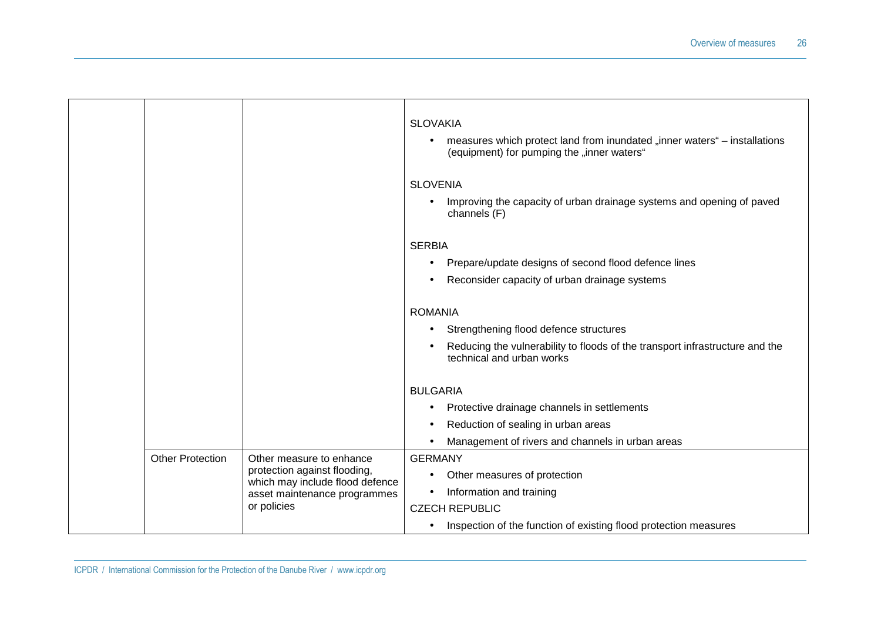| | | | |
|---|---|---|---|
| | | | SLOVAKIA<br>• measures which protect land from inundated „inner waters“ – installations (equipment) for pumping the „inner waters“<br><br>SLOVENIA<br>• Improving the capacity of urban drainage systems and opening of paved channels (F)<br><br>SERBIA<br>• Prepare/update designs of second flood defence lines<br>• Reconsider capacity of urban drainage systems<br><br>ROMANIA<br>• Strengthening flood defence structures<br>• Reducing the vulnerability to floods of the transport infrastructure and the technical and urban works<br><br>BULGARIA<br>• Protective drainage channels in settlements<br>• Reduction of sealing in urban areas<br>• Management of rivers and channels in urban areas |
| | Other Protection | Other measure to enhance protection against flooding, which may include flood defence asset maintenance programmes or policies | GERMANY<br>• Other measures of protection<br>• Information and training<br>CZECH REPUBLIC<br>• Inspection of the function of existing flood protection measures |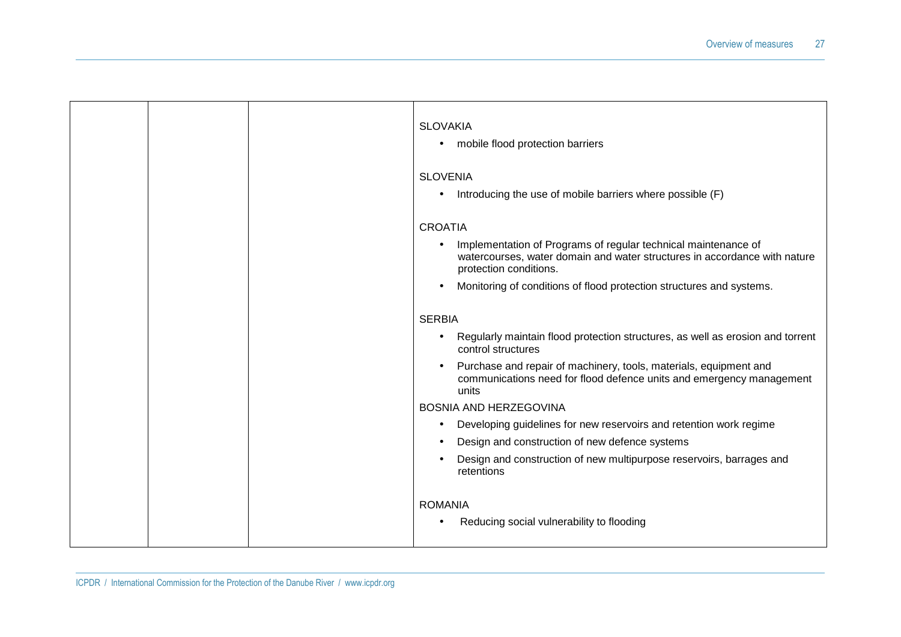| | | | |
|---|---|---|---|
| | | | SLOVAKIA<br>• mobile flood protection barriers<br><br>SLOVENIA<br>• Introducing the use of mobile barriers where possible (F)<br><br>CROATIA<br>• Implementation of Programs of regular technical maintenance of watercourses, water domain and water structures in accordance with nature protection conditions.<br>• Monitoring of conditions of flood protection structures and systems.<br><br>SERBIA<br>• Regularly maintain flood protection structures, as well as erosion and torrent control structures<br>• Purchase and repair of machinery, tools, materials, equipment and communications need for flood defence units and emergency management units<br><br>BOSNIA AND HERZEGOVINA<br>• Developing guidelines for new reservoirs and retention work regime<br>• Design and construction of new defence systems<br>• Design and construction of new multipurpose reservoirs, barrages and retentions<br><br>ROMANIA<br>• Reducing social vulnerability to flooding |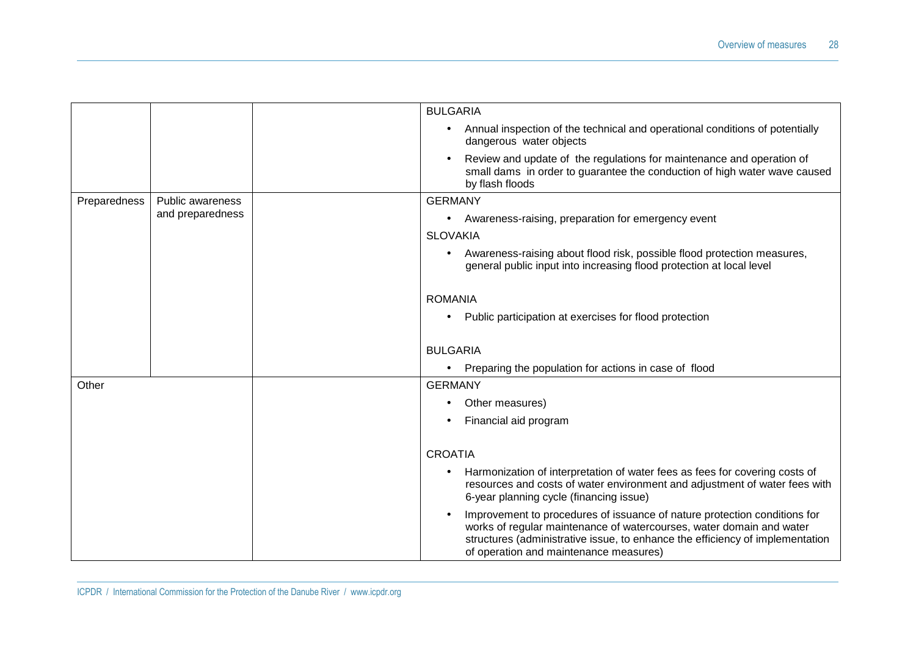|  |  |  |  |
|---|---|---|---|
|  |  |  | BULGARIA<br>• Annual inspection of the technical and operational conditions of potentially dangerous water objects<br>• Review and update of the regulations for maintenance and operation of small dams in order to guarantee the conduction of high water wave caused by flash floods |
| Preparedness | Public awareness and preparedness |  | GERMANY<br>• Awareness-raising, preparation for emergency event<br>SLOVAKIA<br>• Awareness-raising about flood risk, possible flood protection measures, general public input into increasing flood protection at local level<br>ROMANIA<br>• Public participation at exercises for flood protection<br>BULGARIA<br>• Preparing the population for actions in case of flood |
| Other |  |  | GERMANY<br>• Other measures)<br>• Financial aid program<br>CROATIA<br>• Harmonization of interpretation of water fees as fees for covering costs of resources and costs of water environment and adjustment of water fees with 6-year planning cycle (financing issue)<br>• Improvement to procedures of issuance of nature protection conditions for works of regular maintenance of watercourses, water domain and water structures (administrative issue, to enhance the efficiency of implementation of operation and maintenance measures) |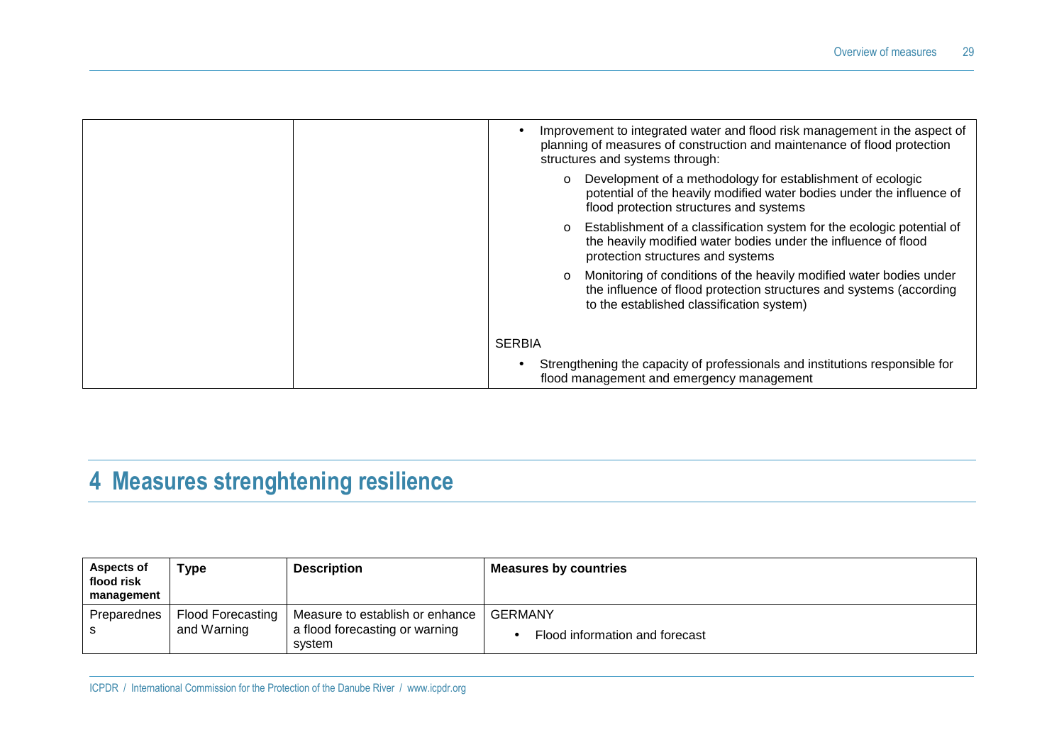| | | Measures by countries |
|---|---|---|
| | | • Improvement to integrated water and flood risk management in the aspect of planning of measures of construction and maintenance of flood protection structures and systems through:<br>  o Development of a methodology for establishment of ecologic potential of the heavily modified water bodies under the influence of flood protection structures and systems<br>  o Establishment of a classification system for the ecologic potential of the heavily modified water bodies under the influence of flood protection structures and systems<br>  o Monitoring of conditions of the heavily modified water bodies under the influence of flood protection structures and systems (according to the established classification system)<br><br>SERBIA<br>• Strengthening the capacity of professionals and institutions responsible for flood management and emergency management |

# 4 Measures strenghtening resilience

| Aspects of flood risk management | Type | Description | Measures by countries |
|---|---|---|---|
| Preparedness | Flood Forecasting and Warning | Measure to establish or enhance a flood forecasting or warning system | GERMANY<br>• Flood information and forecast |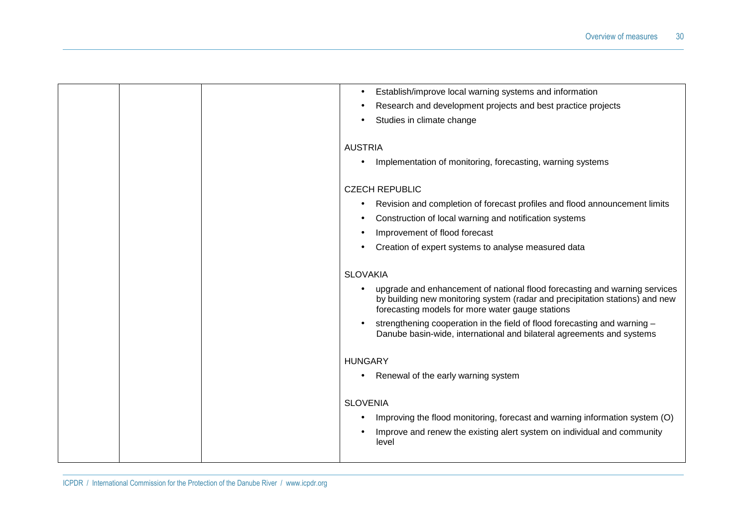| | | | |
|---|---|---|---|
| | | | • Establish/improve local warning systems and information<br>• Research and development projects and best practice projects<br>• Studies in climate change<br><br>AUSTRIA<br>• Implementation of monitoring, forecasting, warning systems<br><br>CZECH REPUBLIC<br>• Revision and completion of forecast profiles and flood announcement limits<br>• Construction of local warning and notification systems<br>• Improvement of flood forecast<br>• Creation of expert systems to analyse measured data<br><br>SLOVAKIA<br>• upgrade and enhancement of national flood forecasting and warning services by building new monitoring system (radar and precipitation stations) and new forecasting models for more water gauge stations<br>• strengthening cooperation in the field of flood forecasting and warning – Danube basin-wide, international and bilateral agreements and systems<br><br>HUNGARY<br>• Renewal of the early warning system<br><br>SLOVENIA<br>• Improving the flood monitoring, forecast and warning information system (O)<br>• Improve and renew the existing alert system on individual and community level |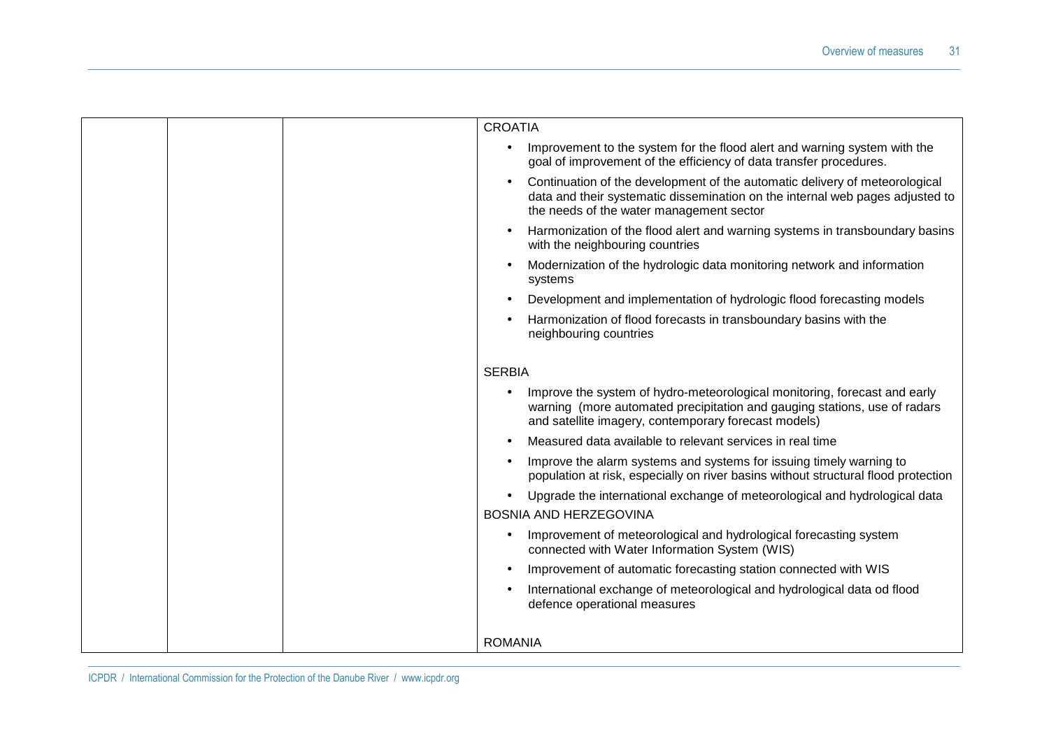| | | | |
|---|---|---|---|
| | | | CROATIA<br>• Improvement to the system for the flood alert and warning system with the goal of improvement of the efficiency of data transfer procedures.<br>• Continuation of the development of the automatic delivery of meteorological data and their systematic dissemination on the internal web pages adjusted to the needs of the water management sector<br>• Harmonization of the flood alert and warning systems in transboundary basins with the neighbouring countries<br>• Modernization of the hydrologic data monitoring network and information systems<br>• Development and implementation of hydrologic flood forecasting models<br>• Harmonization of flood forecasts in transboundary basins with the neighbouring countries<br><br>SERBIA<br>• Improve the system of hydro-meteorological monitoring, forecast and early warning (more automated precipitation and gauging stations, use of radars and satellite imagery, contemporary forecast models)<br>• Measured data available to relevant services in real time<br>• Improve the alarm systems and systems for issuing timely warning to population at risk, especially on river basins without structural flood protection<br>• Upgrade the international exchange of meteorological and hydrological data<br>BOSNIA AND HERZEGOVINA<br>• Improvement of meteorological and hydrological forecasting system connected with Water Information System (WIS)<br>• Improvement of automatic forecasting station connected with WIS<br>• International exchange of meteorological and hydrological data od flood defence operational measures<br><br>ROMANIA |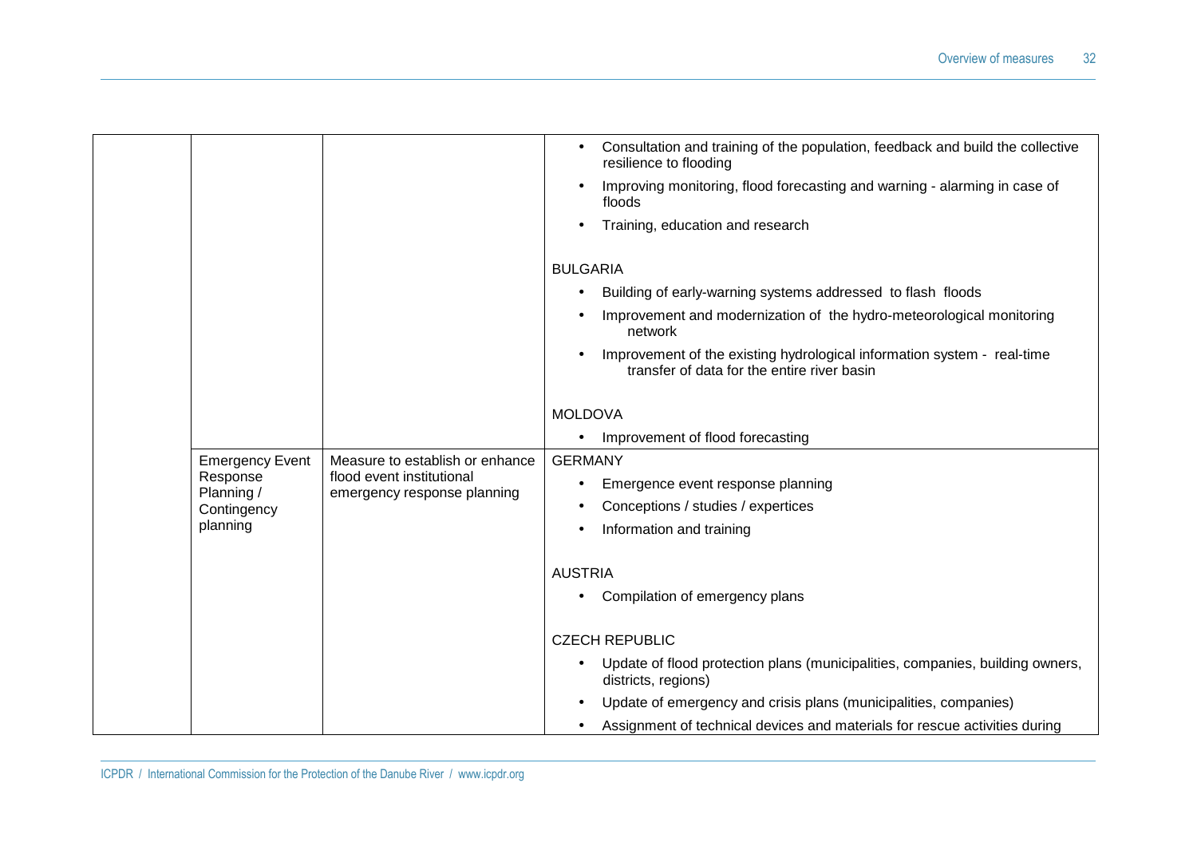|  |  |  |  |
|---|---|---|---|
|  |  |  | • Consultation and training of the population, feedback and build the collective resilience to flooding<br>• Improving monitoring, flood forecasting and warning - alarming in case of floods<br>• Training, education and research<br><br>BULGARIA<br>• Building of early-warning systems addressed to flash floods<br>• Improvement and modernization of the hydro-meteorological monitoring network<br>• Improvement of the existing hydrological information system - real-time transfer of data for the entire river basin<br><br>MOLDOVA<br>• Improvement of flood forecasting |
|  | Emergency Event Response Planning / Contingency planning | Measure to establish or enhance flood event institutional emergency response planning | GERMANY<br>• Emergence event response planning<br>• Conceptions / studies / expertices<br>• Information and training<br><br>AUSTRIA<br>• Compilation of emergency plans<br><br>CZECH REPUBLIC<br>• Update of flood protection plans (municipalities, companies, building owners, districts, regions)<br>• Update of emergency and crisis plans (municipalities, companies)<br>• Assignment of technical devices and materials for rescue activities during |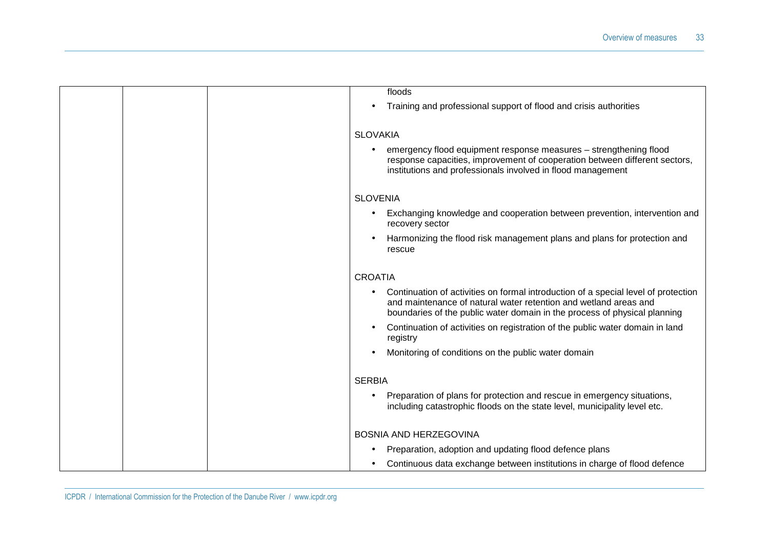|  |  |  | floods<br>• Training and professional support of flood and crisis authorities<br><br>SLOVAKIA<br>• emergency flood equipment response measures – strengthening flood response capacities, improvement of cooperation between different sectors, institutions and professionals involved in flood management<br><br>SLOVENIA<br>• Exchanging knowledge and cooperation between prevention, intervention and recovery sector<br>• Harmonizing the flood risk management plans and plans for protection and rescue<br><br>CROATIA<br>• Continuation of activities on formal introduction of a special level of protection and maintenance of natural water retention and wetland areas and boundaries of the public water domain in the process of physical planning<br>• Continuation of activities on registration of the public water domain in land registry<br>• Monitoring of conditions on the public water domain<br><br>SERBIA<br>• Preparation of plans for protection and rescue in emergency situations, including catastrophic floods on the state level, municipality level etc.<br><br>BOSNIA AND HERZEGOVINA<br>• Preparation, adoption and updating flood defence plans<br>• Continuous data exchange between institutions in charge of flood defence |
|---|---|---|---|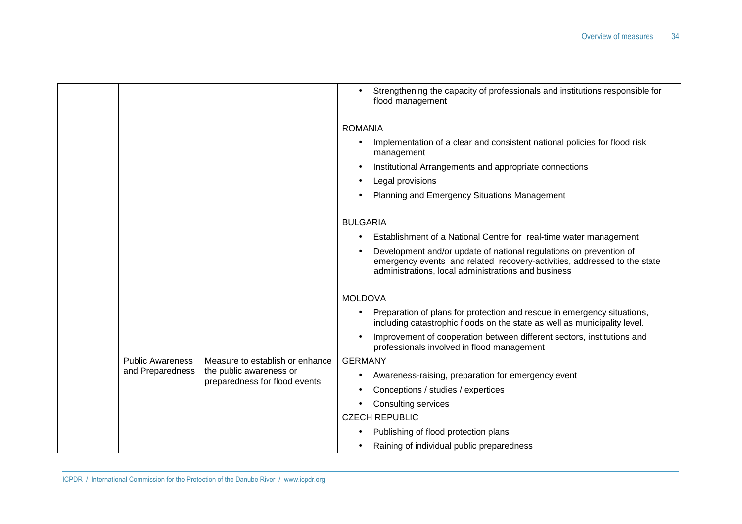| | | | |
|---|---|---|---|
| | | | • Strengthening the capacity of professionals and institutions responsible for flood management<br><br>ROMANIA<br>• Implementation of a clear and consistent national policies for flood risk management<br>• Institutional Arrangements and appropriate connections<br>• Legal provisions<br>• Planning and Emergency Situations Management<br><br>BULGARIA<br>• Establishment of a National Centre for real-time water management<br>• Development and/or update of national regulations on prevention of emergency events and related recovery-activities, addressed to the state administrations, local administrations and business<br><br>MOLDOVA<br>• Preparation of plans for protection and rescue in emergency situations, including catastrophic floods on the state as well as municipality level.<br>• Improvement of cooperation between different sectors, institutions and professionals involved in flood management |
| | Public Awareness and Preparedness | Measure to establish or enhance the public awareness or preparedness for flood events | GERMANY<br>• Awareness-raising, preparation for emergency event<br>• Conceptions / studies / expertices<br>• Consulting services<br>CZECH REPUBLIC<br>• Publishing of flood protection plans<br>• Raining of individual public preparedness |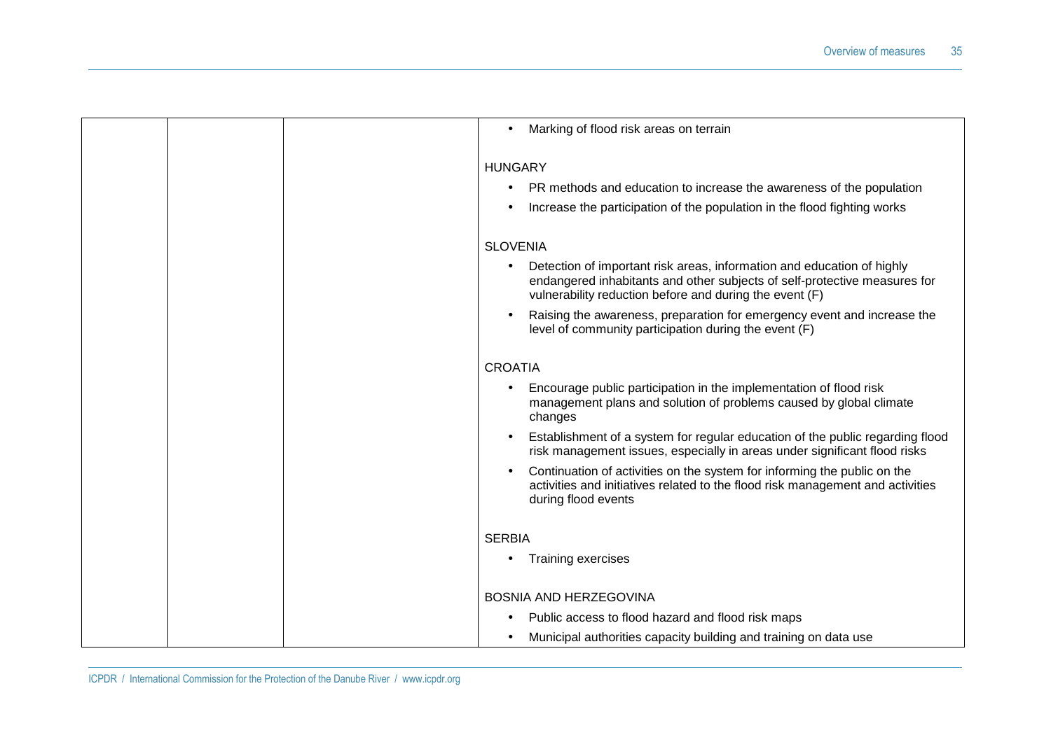| | | | • Marking of flood risk areas on terrain<br><br>HUNGARY<br>• PR methods and education to increase the awareness of the population<br>• Increase the participation of the population in the flood fighting works<br><br>SLOVENIA<br>• Detection of important risk areas, information and education of highly endangered inhabitants and other subjects of self-protective measures for vulnerability reduction before and during the event (F)<br>• Raising the awareness, preparation for emergency event and increase the level of community participation during the event (F)<br><br>CROATIA<br>• Encourage public participation in the implementation of flood risk management plans and solution of problems caused by global climate changes<br>• Establishment of a system for regular education of the public regarding flood risk management issues, especially in areas under significant flood risks<br>• Continuation of activities on the system for informing the public on the activities and initiatives related to the flood risk management and activities during flood events<br><br>SERBIA<br>• Training exercises<br><br>BOSNIA AND HERZEGOVINA<br>• Public access to flood hazard and flood risk maps<br>• Municipal authorities capacity building and training on data use |
|---|---|---|---|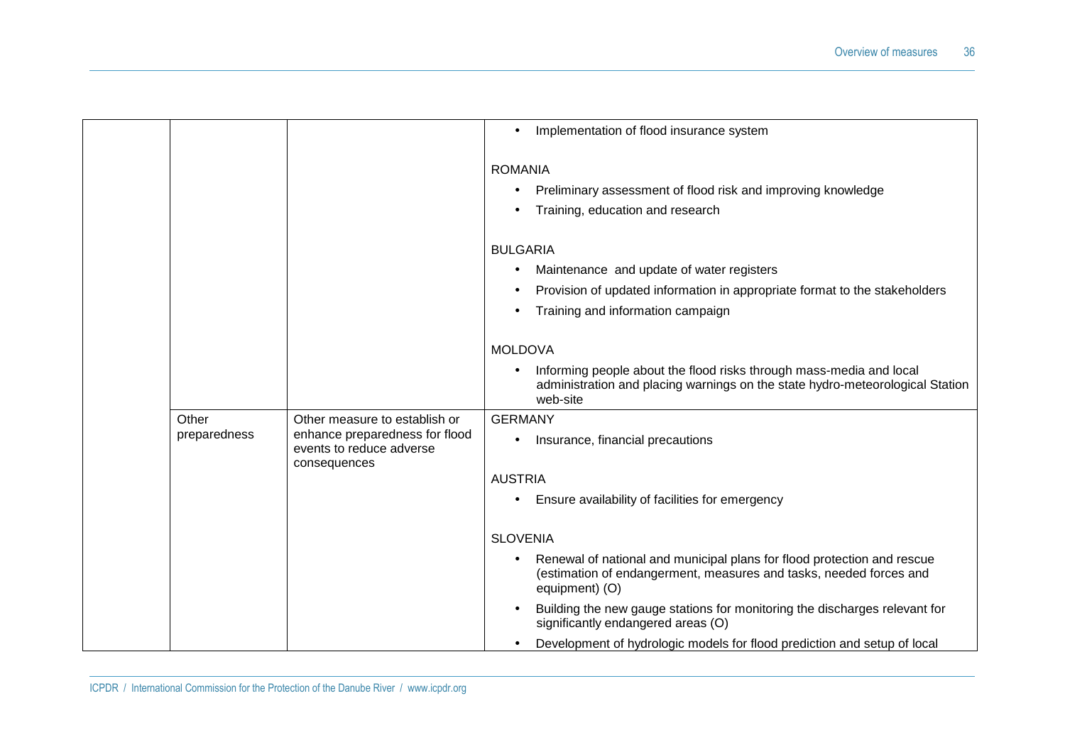| | | | |
|---|---|---|---|
| | | | • Implementation of flood insurance system<br><br>ROMANIA<br>• Preliminary assessment of flood risk and improving knowledge<br>• Training, education and research<br><br>BULGARIA<br>• Maintenance and update of water registers<br>• Provision of updated information in appropriate format to the stakeholders<br>• Training and information campaign<br><br>MOLDOVA<br>• Informing people about the flood risks through mass-media and local administration and placing warnings on the state hydro-meteorological Station web-site |
| | Other preparedness | Other measure to establish or enhance preparedness for flood events to reduce adverse consequences | GERMANY<br>• Insurance, financial precautions<br><br>AUSTRIA<br>• Ensure availability of facilities for emergency<br><br>SLOVENIA<br>• Renewal of national and municipal plans for flood protection and rescue (estimation of endangerment, measures and tasks, needed forces and equipment) (O)<br>• Building the new gauge stations for monitoring the discharges relevant for significantly endangered areas (O)<br>• Development of hydrologic models for flood prediction and setup of local |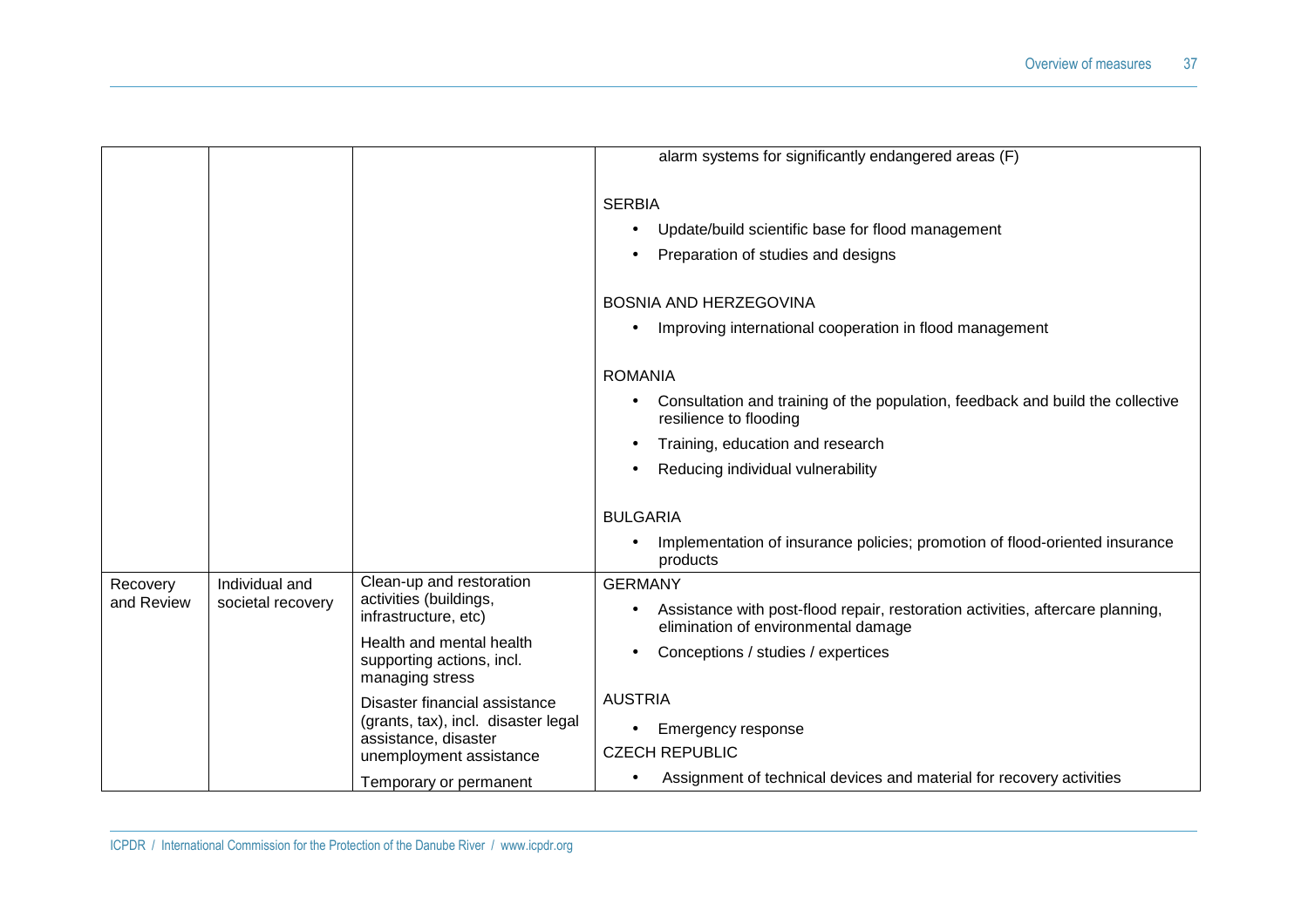|  |  |  |  |
|---|---|---|---|
|  |  |  | alarm systems for significantly endangered areas (F)<br><br>SERBIA<br>• Update/build scientific base for flood management<br>• Preparation of studies and designs<br><br>BOSNIA AND HERZEGOVINA<br>• Improving international cooperation in flood management<br><br>ROMANIA<br>• Consultation and training of the population, feedback and build the collective resilience to flooding<br>• Training, education and research<br>• Reducing individual vulnerability<br><br>BULGARIA<br>• Implementation of insurance policies; promotion of flood-oriented insurance products |
| Recovery and Review | Individual and societal recovery | Clean-up and restoration activities (buildings, infrastructure, etc)<br><br>Health and mental health supporting actions, incl. managing stress<br><br>Disaster financial assistance (grants, tax), incl. disaster legal assistance, disaster unemployment assistance<br><br>Temporary or permanent | GERMANY<br>• Assistance with post-flood repair, restoration activities, aftercare planning, elimination of environmental damage<br>• Conceptions / studies / expertices<br><br>AUSTRIA<br>• Emergency response<br><br>CZECH REPUBLIC<br>• Assignment of technical devices and material for recovery activities |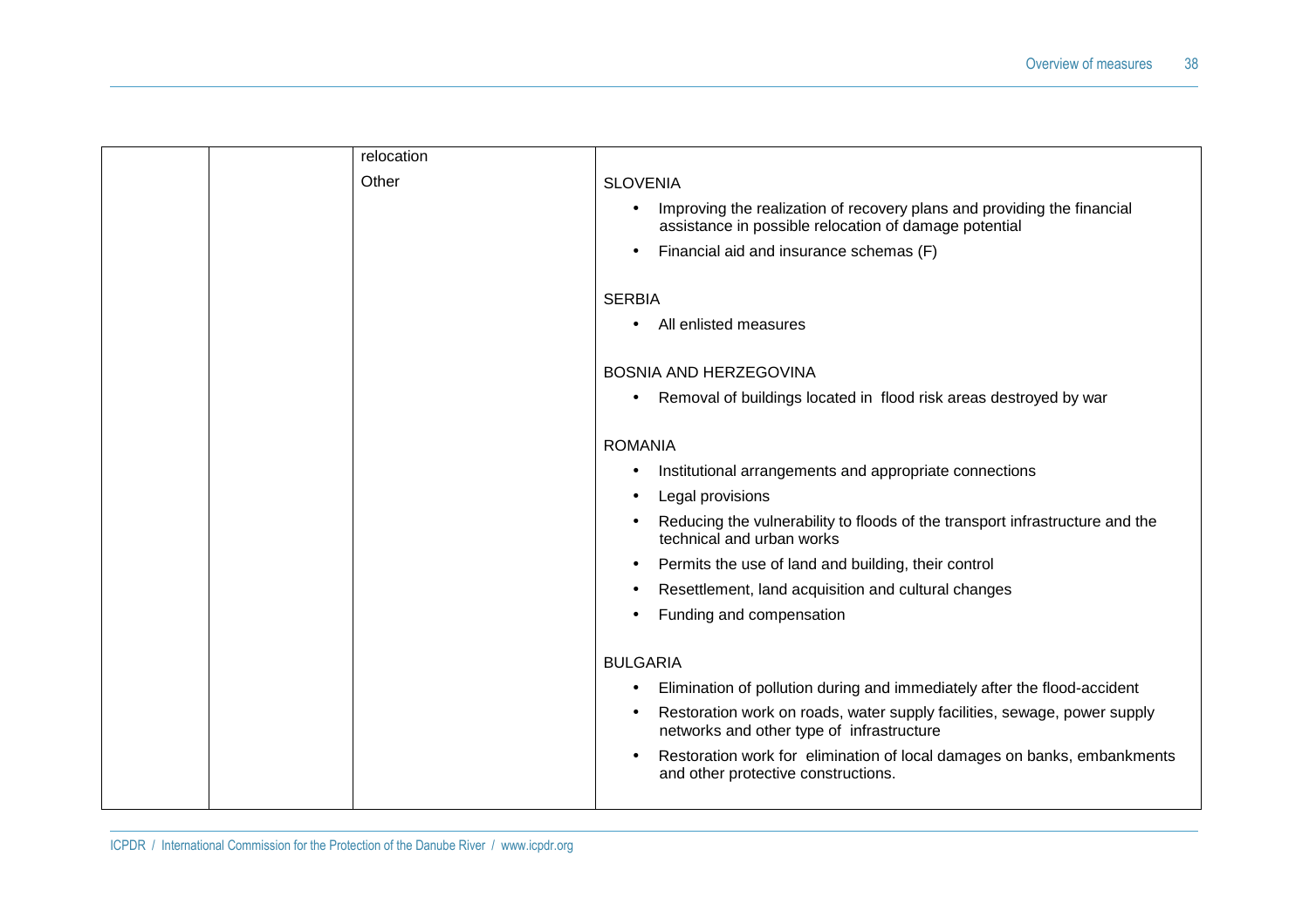|  |  | relocation |  |
|---|---|---|---|
|  |  | Other | SLOVENIA<br>• Improving the realization of recovery plans and providing the financial assistance in possible relocation of damage potential<br>• Financial aid and insurance schemas (F)<br><br>SERBIA<br>• All enlisted measures<br><br>BOSNIA AND HERZEGOVINA<br>• Removal of buildings located in flood risk areas destroyed by war<br><br>ROMANIA<br>• Institutional arrangements and appropriate connections<br>• Legal provisions<br>• Reducing the vulnerability to floods of the transport infrastructure and the technical and urban works<br>• Permits the use of land and building, their control<br>• Resettlement, land acquisition and cultural changes<br>• Funding and compensation<br><br>BULGARIA<br>• Elimination of pollution during and immediately after the flood-accident<br>• Restoration work on roads, water supply facilities, sewage, power supply networks and other type of infrastructure<br>• Restoration work for elimination of local damages on banks, embankments and other protective constructions. |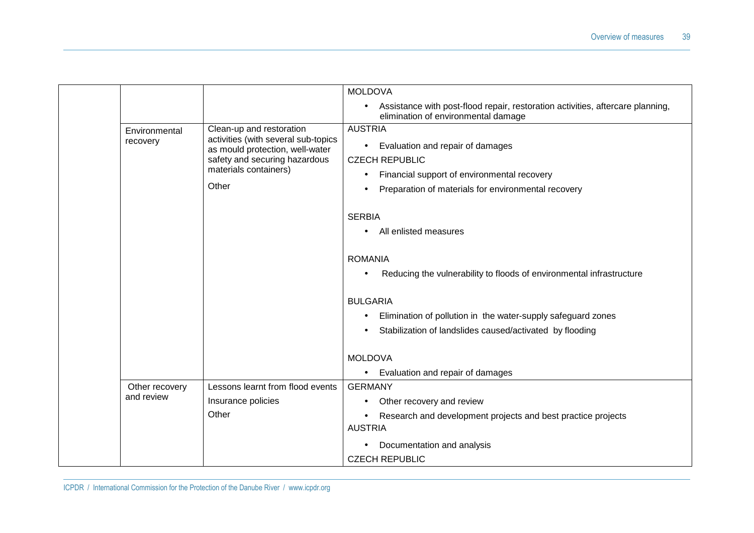| | | | |
|---|---|---|---|
| | | | MOLDOVA<br>• Assistance with post-flood repair, restoration activities, aftercare planning, elimination of environmental damage |
| | Environmental recovery | Clean-up and restoration activities (with several sub-topics as mould protection, well-water safety and securing hazardous materials containers)<br>Other | AUSTRIA<br>• Evaluation and repair of damages<br>CZECH REPUBLIC<br>• Financial support of environmental recovery<br>• Preparation of materials for environmental recovery<br>SERBIA<br>• All enlisted measures<br>ROMANIA<br>• Reducing the vulnerability to floods of environmental infrastructure<br>BULGARIA<br>• Elimination of pollution in the water-supply safeguard zones<br>• Stabilization of landslides caused/activated by flooding<br>MOLDOVA<br>• Evaluation and repair of damages |
| | Other recovery and review | Lessons learnt from flood events<br>Insurance policies<br>Other | GERMANY<br>• Other recovery and review<br>• Research and development projects and best practice projects<br>AUSTRIA<br>• Documentation and analysis<br>CZECH REPUBLIC |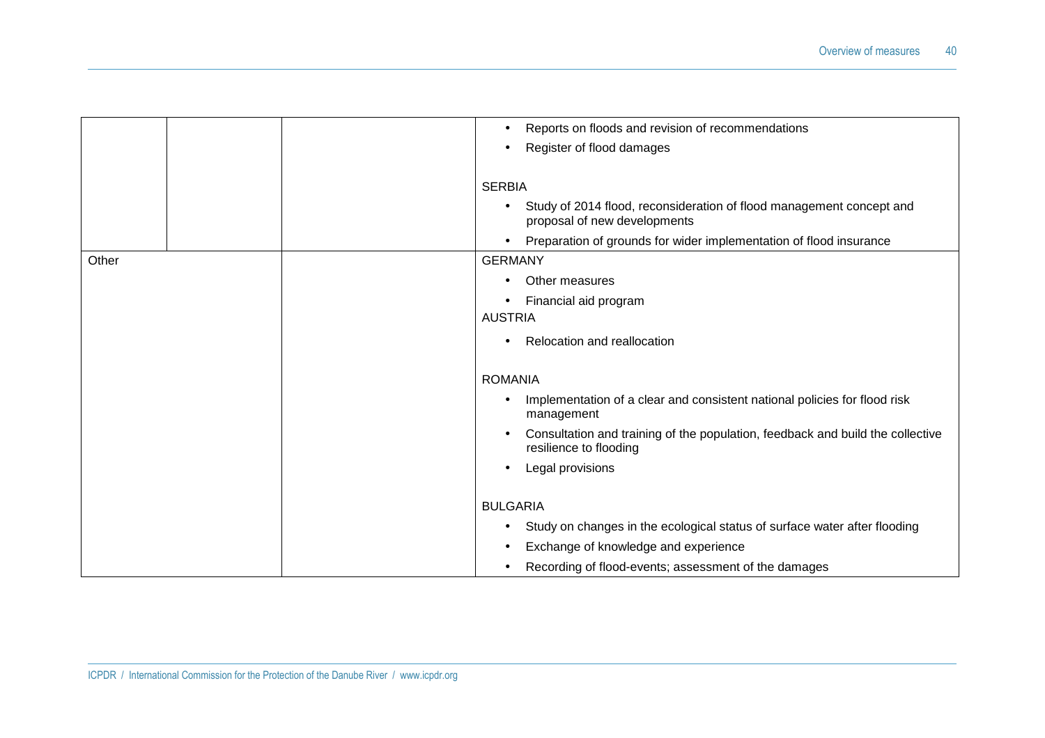| | | | |
|---|---|---|---|
| | | | • Reports on floods and revision of recommendations<br>• Register of flood damages<br><br>SERBIA<br>• Study of 2014 flood, reconsideration of flood management concept and proposal of new developments<br>• Preparation of grounds for wider implementation of flood insurance |
| Other | | | GERMANY<br>• Other measures<br>• Financial aid program<br>AUSTRIA<br>• Relocation and reallocation<br><br>ROMANIA<br>• Implementation of a clear and consistent national policies for flood risk management<br>• Consultation and training of the population, feedback and build the collective resilience to flooding<br>• Legal provisions<br><br>BULGARIA<br>• Study on changes in the ecological status of surface water after flooding<br>• Exchange of knowledge and experience<br>• Recording of flood-events; assessment of the damages |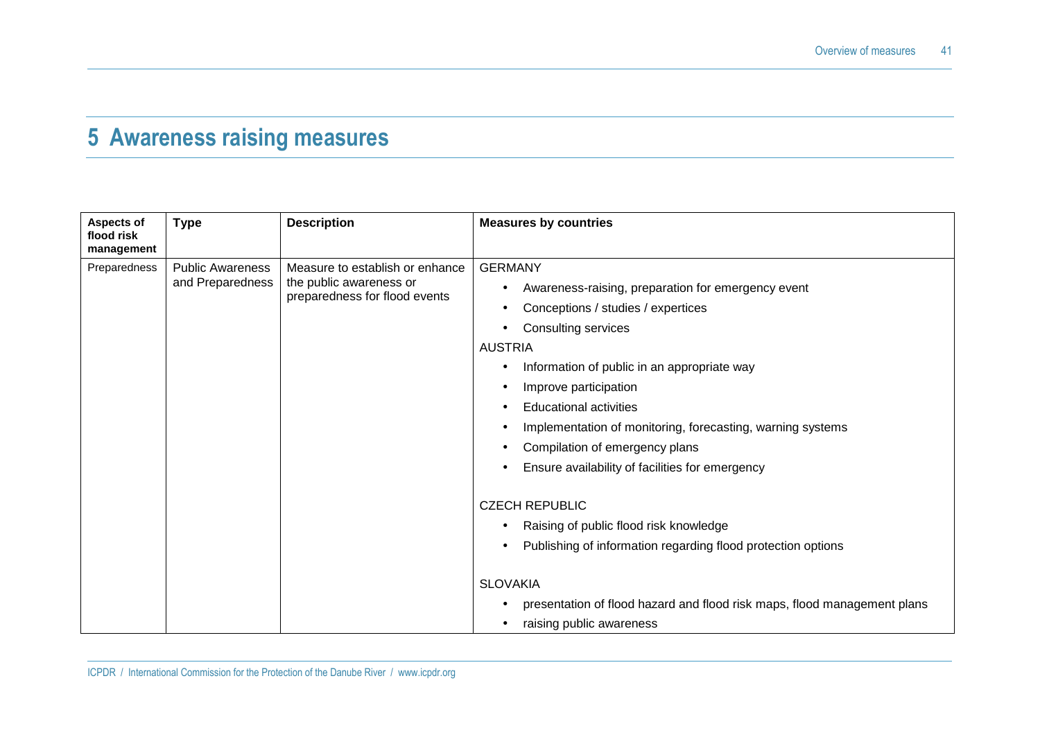# 5 Awareness raising measures

| Aspects of flood risk management | Type | Description | Measures by countries |
|---|---|---|---|
| Preparedness | Public Awareness and Preparedness | Measure to establish or enhance the public awareness or preparedness for flood events | GERMANY<br>• Awareness-raising, preparation for emergency event<br>• Conceptions / studies / expertices<br>• Consulting services<br>AUSTRIA<br>• Information of public in an appropriate way<br>• Improve participation<br>• Educational activities<br>• Implementation of monitoring, forecasting, warning systems<br>• Compilation of emergency plans<br>• Ensure availability of facilities for emergency<br><br>CZECH REPUBLIC<br>• Raising of public flood risk knowledge<br>• Publishing of information regarding flood protection options<br><br>SLOVAKIA<br>• presentation of flood hazard and flood risk maps, flood management plans<br>• raising public awareness |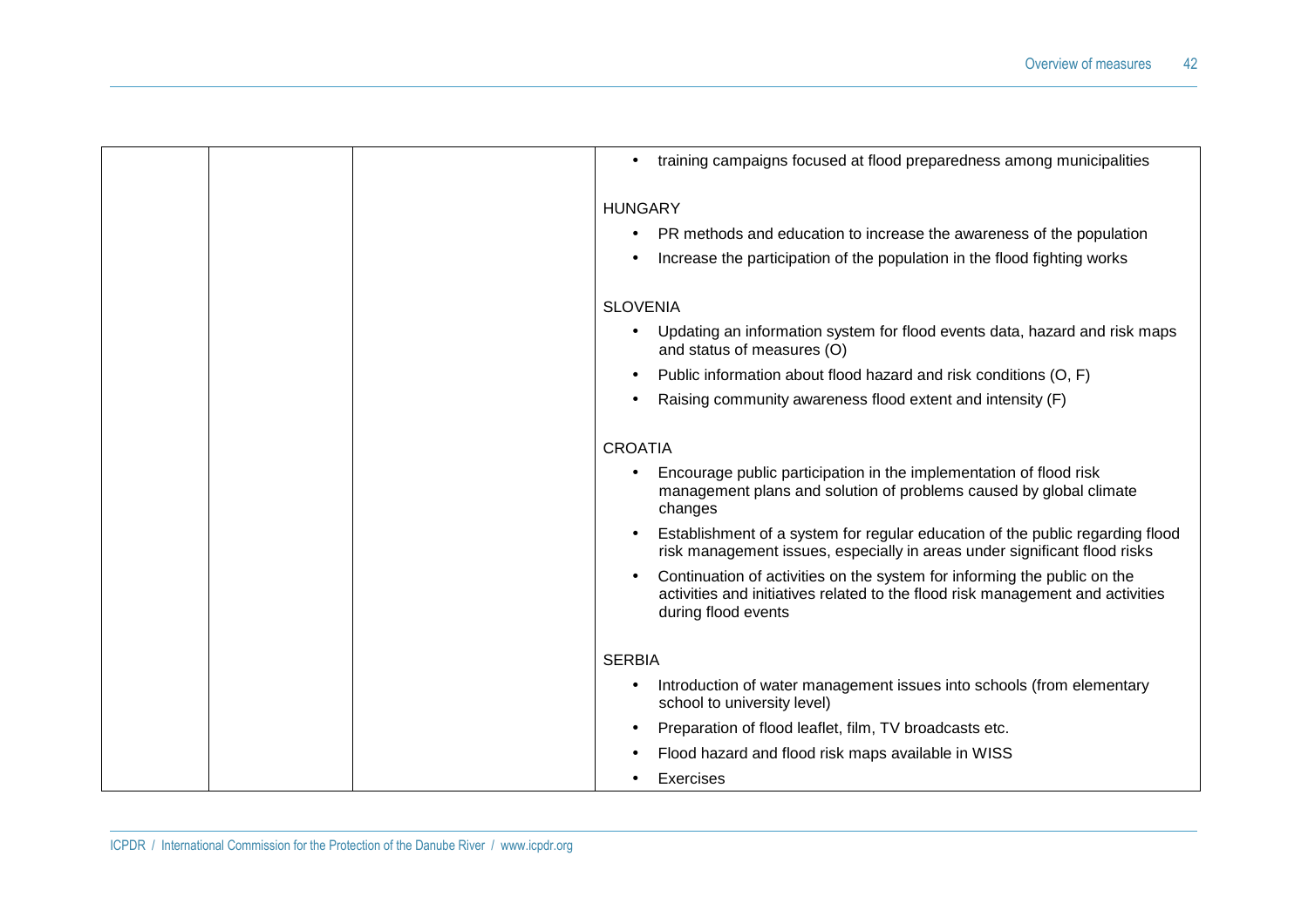| | | | • training campaigns focused at flood preparedness among municipalities<br><br>HUNGARY<br>• PR methods and education to increase the awareness of the population<br>• Increase the participation of the population in the flood fighting works<br><br>SLOVENIA<br>• Updating an information system for flood events data, hazard and risk maps and status of measures (O)<br>• Public information about flood hazard and risk conditions (O, F)<br>• Raising community awareness flood extent and intensity (F)<br><br>CROATIA<br>• Encourage public participation in the implementation of flood risk management plans and solution of problems caused by global climate changes<br>• Establishment of a system for regular education of the public regarding flood risk management issues, especially in areas under significant flood risks<br>• Continuation of activities on the system for informing the public on the activities and initiatives related to the flood risk management and activities during flood events<br><br>SERBIA<br>• Introduction of water management issues into schools (from elementary school to university level)<br>• Preparation of flood leaflet, film, TV broadcasts etc.<br>• Flood hazard and flood risk maps available in WISS<br>• Exercises |
|---|---|---|---|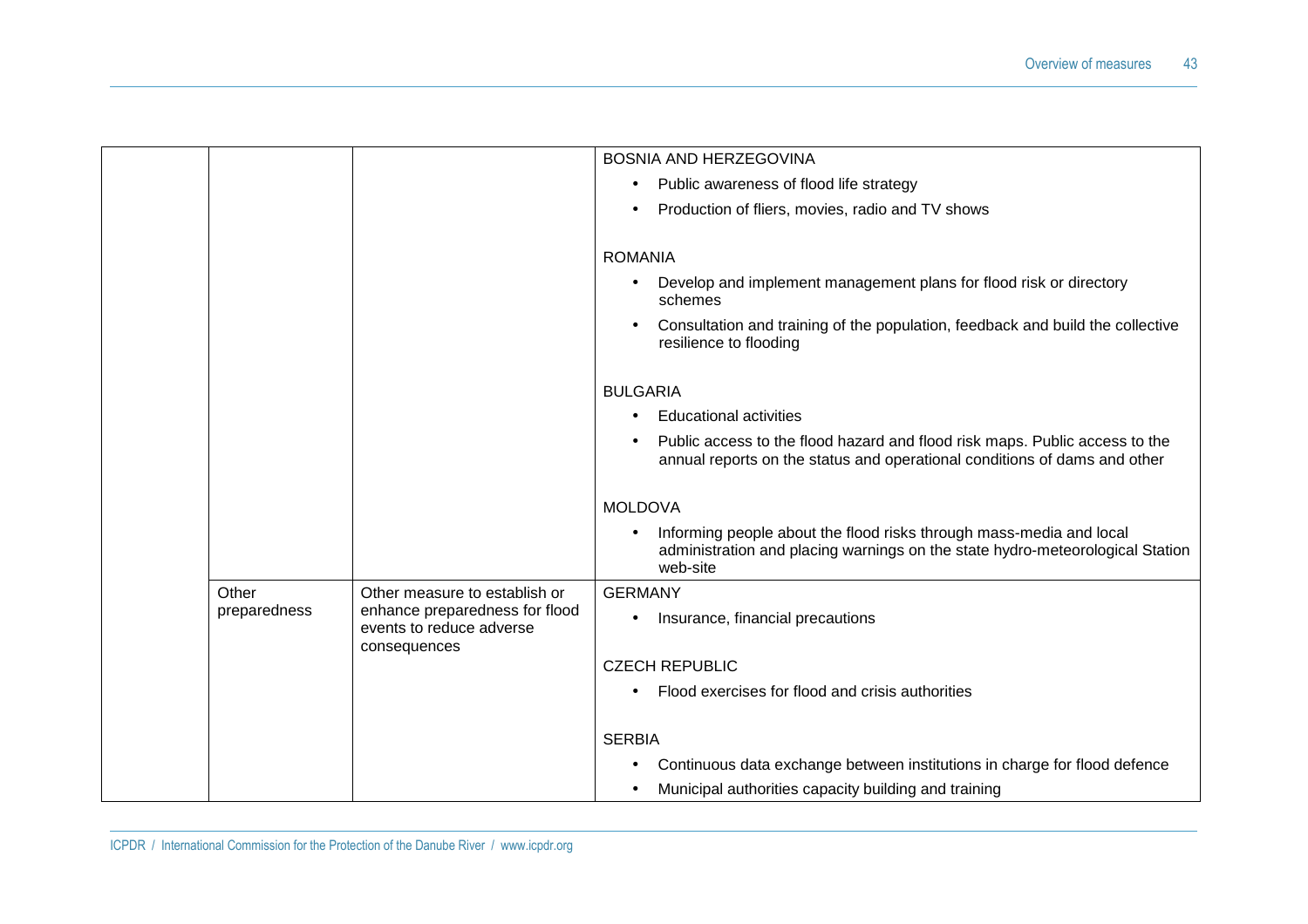| | | | |
|---|---|---|---|
| | | | BOSNIA AND HERZEGOVINA<br>• Public awareness of flood life strategy<br>• Production of fliers, movies, radio and TV shows<br><br>ROMANIA<br>• Develop and implement management plans for flood risk or directory schemes<br>• Consultation and training of the population, feedback and build the collective resilience to flooding<br><br>BULGARIA<br>• Educational activities<br>• Public access to the flood hazard and flood risk maps. Public access to the annual reports on the status and operational conditions of dams and other<br><br>MOLDOVA<br>• Informing people about the flood risks through mass-media and local administration and placing warnings on the state hydro-meteorological Station web-site |
| | Other preparedness | Other measure to establish or enhance preparedness for flood events to reduce adverse consequences | GERMANY<br>• Insurance, financial precautions<br><br>CZECH REPUBLIC<br>• Flood exercises for flood and crisis authorities<br><br>SERBIA<br>• Continuous data exchange between institutions in charge for flood defence<br>• Municipal authorities capacity building and training |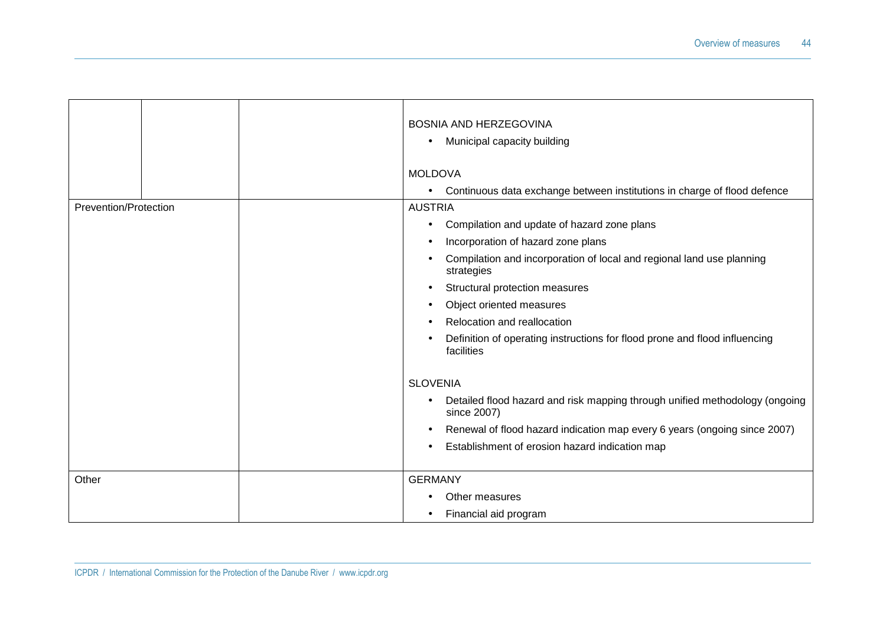| | | | |
|---|---|---|---|
| | | | BOSNIA AND HERZEGOVINA<br>• Municipal capacity building<br><br>MOLDOVA<br>• Continuous data exchange between institutions in charge of flood defence |
| Prevention/Protection | | | AUSTRIA<br>• Compilation and update of hazard zone plans<br>• Incorporation of hazard zone plans<br>• Compilation and incorporation of local and regional land use planning strategies<br>• Structural protection measures<br>• Object oriented measures<br>• Relocation and reallocation<br>• Definition of operating instructions for flood prone and flood influencing facilities<br><br>SLOVENIA<br>• Detailed flood hazard and risk mapping through unified methodology (ongoing since 2007)<br>• Renewal of flood hazard indication map every 6 years (ongoing since 2007)<br>• Establishment of erosion hazard indication map |
| Other | | | GERMANY<br>• Other measures<br>• Financial aid program |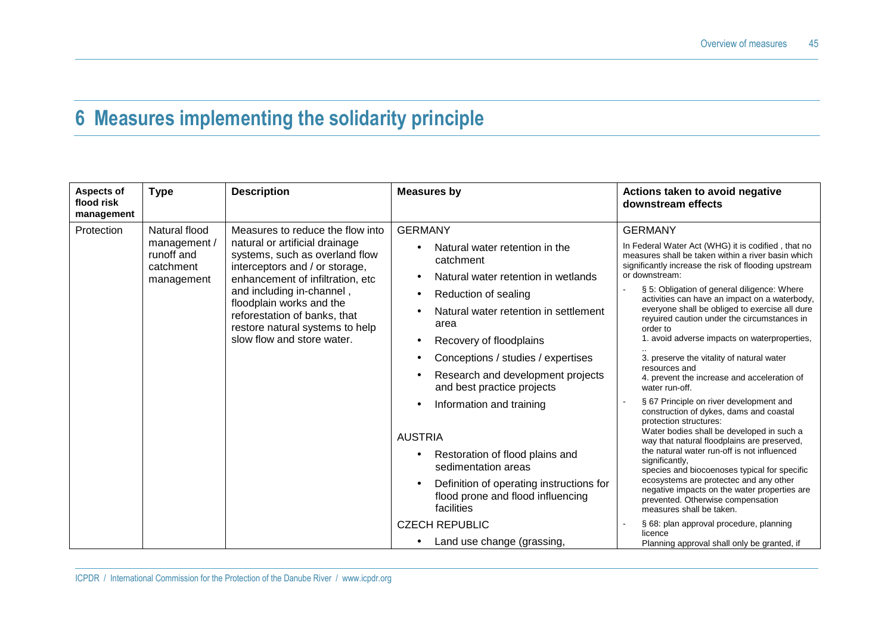# 6 Measures implementing the solidarity principle

| Aspects of flood risk management | Type | Description | Measures by | Actions taken to avoid negative downstream effects |
|---|---|---|---|---|
| Protection | Natural flood management / runoff and catchment management | Measures to reduce the flow into natural or artificial drainage systems, such as overland flow interceptors and / or storage, enhancement of infiltration, etc and including in-channel , floodplain works and the reforestation of banks, that restore natural systems to help slow flow and store water. | GERMANY<br>• Natural water retention in the catchment<br>• Natural water retention in wetlands<br>• Reduction of sealing<br>• Natural water retention in settlement area<br>• Recovery of floodplains<br>• Conceptions / studies / expertises<br>• Research and development projects and best practice projects<br>• Information and training<br><br>AUSTRIA<br>• Restoration of flood plains and sedimentation areas<br>• Definition of operating instructions for flood prone and flood influencing facilities<br><br>CZECH REPUBLIC<br>• Land use change (grassing, | GERMANY<br>In Federal Water Act (WHG) it is codified , that no measures shall be taken within a river basin which significantly increase the risk of flooding upstream or downstream:<br>- § 5: Obligation of general diligence: Where activities can have an impact on a waterbody, everyone shall be obliged to exercise all dure reyuired caution under the circumstances in order to<br>1. avoid adverse impacts on waterproperties,<br>..<br>3. preserve the vitality of natural water resources and<br>4. prevent the increase and acceleration of water run-off.<br>- § 67 Principle on river development and construction of dykes, dams and coastal protection structures:<br>Water bodies shall be developed in such a way that natural floodplains are preserved, the natural water run-off is not influenced significantly,<br>species and biocoenoses typical for specific ecosystems are protectec and any other negative impacts on the water properties are prevented. Otherwise compensation measures shall be taken.<br>- § 68: plan approval procedure, planning licence<br>Planning approval shall only be granted, if |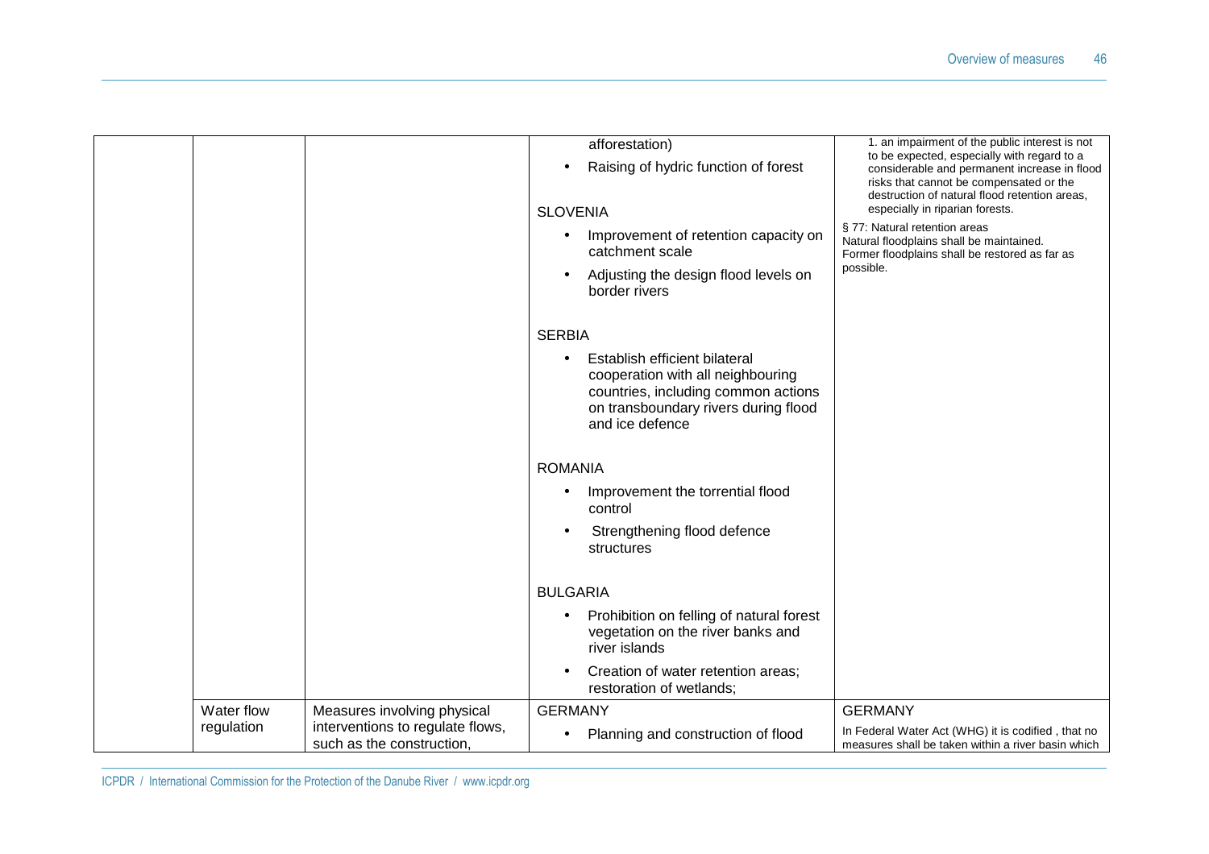| | | | | |
|---|---|---|---|---|
| | | | afforestation)<br>• Raising of hydric function of forest<br><br>SLOVENIA<br>• Improvement of retention capacity on catchment scale<br>• Adjusting the design flood levels on border rivers<br><br>SERBIA<br>• Establish efficient bilateral cooperation with all neighbouring countries, including common actions on transboundary rivers during flood and ice defence<br><br>ROMANIA<br>• Improvement the torrential flood control<br>• Strengthening flood defence structures<br><br>BULGARIA<br>• Prohibition on felling of natural forest vegetation on the river banks and river islands<br>• Creation of water retention areas; restoration of wetlands; | 1. an impairment of the public interest is not to be expected, especially with regard to a considerable and permanent increase in flood risks that cannot be compensated or the destruction of natural flood retention areas, especially in riparian forests.<br>§ 77: Natural retention areas<br>Natural floodplains shall be maintained. Former floodplains shall be restored as far as possible. |
| | Water flow regulation | Measures involving physical interventions to regulate flows, such as the construction, | GERMANY<br>• Planning and construction of flood | GERMANY<br>In Federal Water Act (WHG) it is codified , that no measures shall be taken within a river basin which |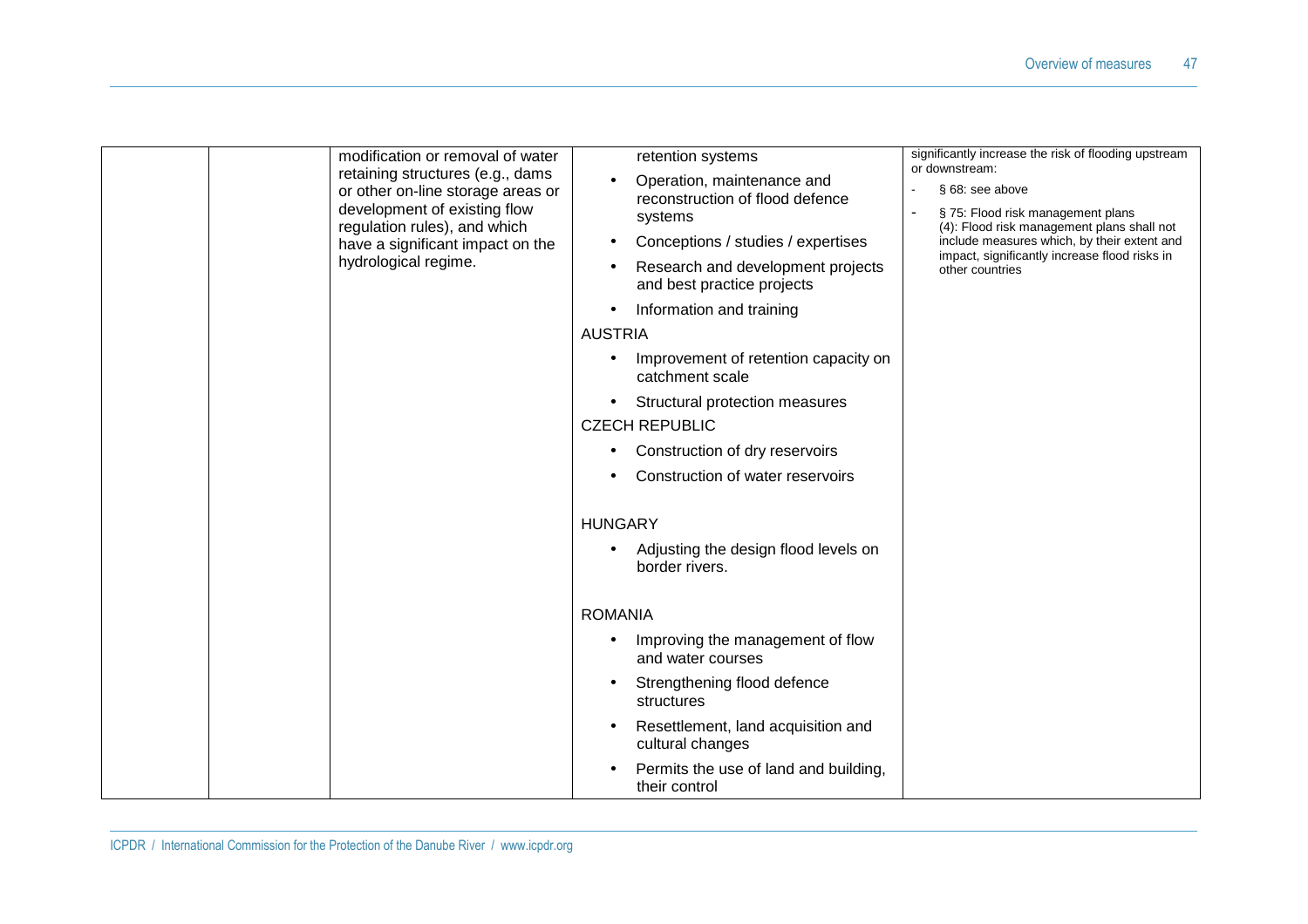|  |  | modification or removal of water retaining structures (e.g., dams or other on-line storage areas or development of existing flow regulation rules), and which have a significant impact on the hydrological regime. | retention systems<br>• Operation, maintenance and reconstruction of flood defence systems<br>• Conceptions / studies / expertises<br>• Research and development projects and best practice projects<br>• Information and training<br>AUSTRIA<br>• Improvement of retention capacity on catchment scale<br>• Structural protection measures<br>CZECH REPUBLIC<br>• Construction of dry reservoirs<br>• Construction of water reservoirs<br>HUNGARY<br>• Adjusting the design flood levels on border rivers.<br>ROMANIA<br>• Improving the management of flow and water courses<br>• Strengthening flood defence structures<br>• Resettlement, land acquisition and cultural changes<br>• Permits the use of land and building, their control | significantly increase the risk of flooding upstream or downstream:<br>- § 68: see above<br>- § 75: Flood risk management plans (4): Flood risk management plans shall not include measures which, by their extent and impact, significantly increase flood risks in other countries |
|---|---|---|---|---|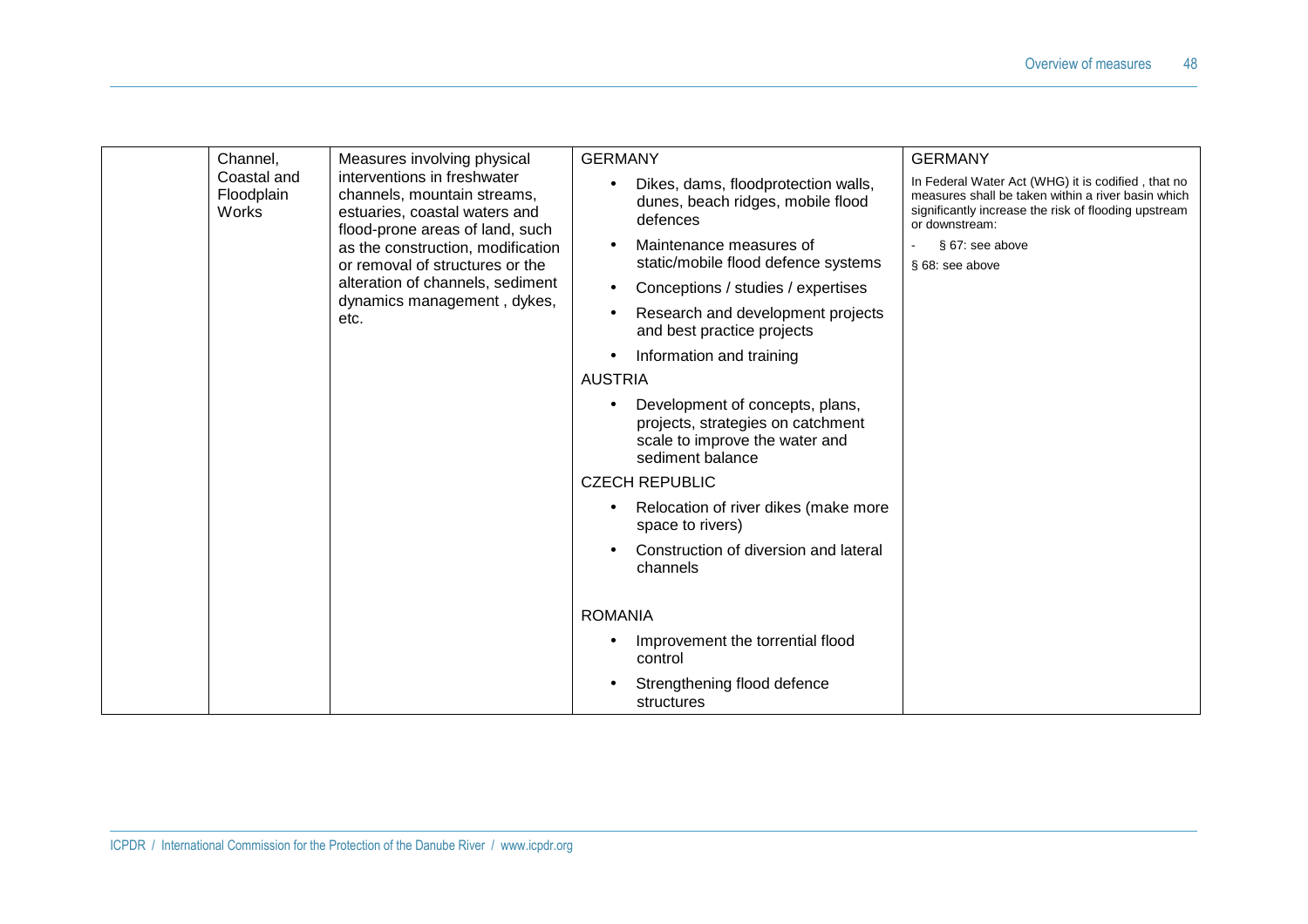| | | | | |
|---|---|---|---|---|
| | Channel, Coastal and Floodplain Works | Measures involving physical interventions in freshwater channels, mountain streams, estuaries, coastal waters and flood-prone areas of land, such as the construction, modification or removal of structures or the alteration of channels, sediment dynamics management , dykes, etc. | GERMANY<br>• Dikes, dams, floodprotection walls, dunes, beach ridges, mobile flood defences<br>• Maintenance measures of static/mobile flood defence systems<br>• Conceptions / studies / expertises<br>• Research and development projects and best practice projects<br>• Information and training<br>AUSTRIA<br>• Development of concepts, plans, projects, strategies on catchment scale to improve the water and sediment balance<br>CZECH REPUBLIC<br>• Relocation of river dikes (make more space to rivers)<br>• Construction of diversion and lateral channels<br>ROMANIA<br>• Improvement the torrential flood control<br>• Strengthening flood defence structures | GERMANY<br>In Federal Water Act (WHG) it is codified , that no measures shall be taken within a river basin which significantly increase the risk of flooding upstream or downstream:<br>- § 67: see above<br>§ 68: see above |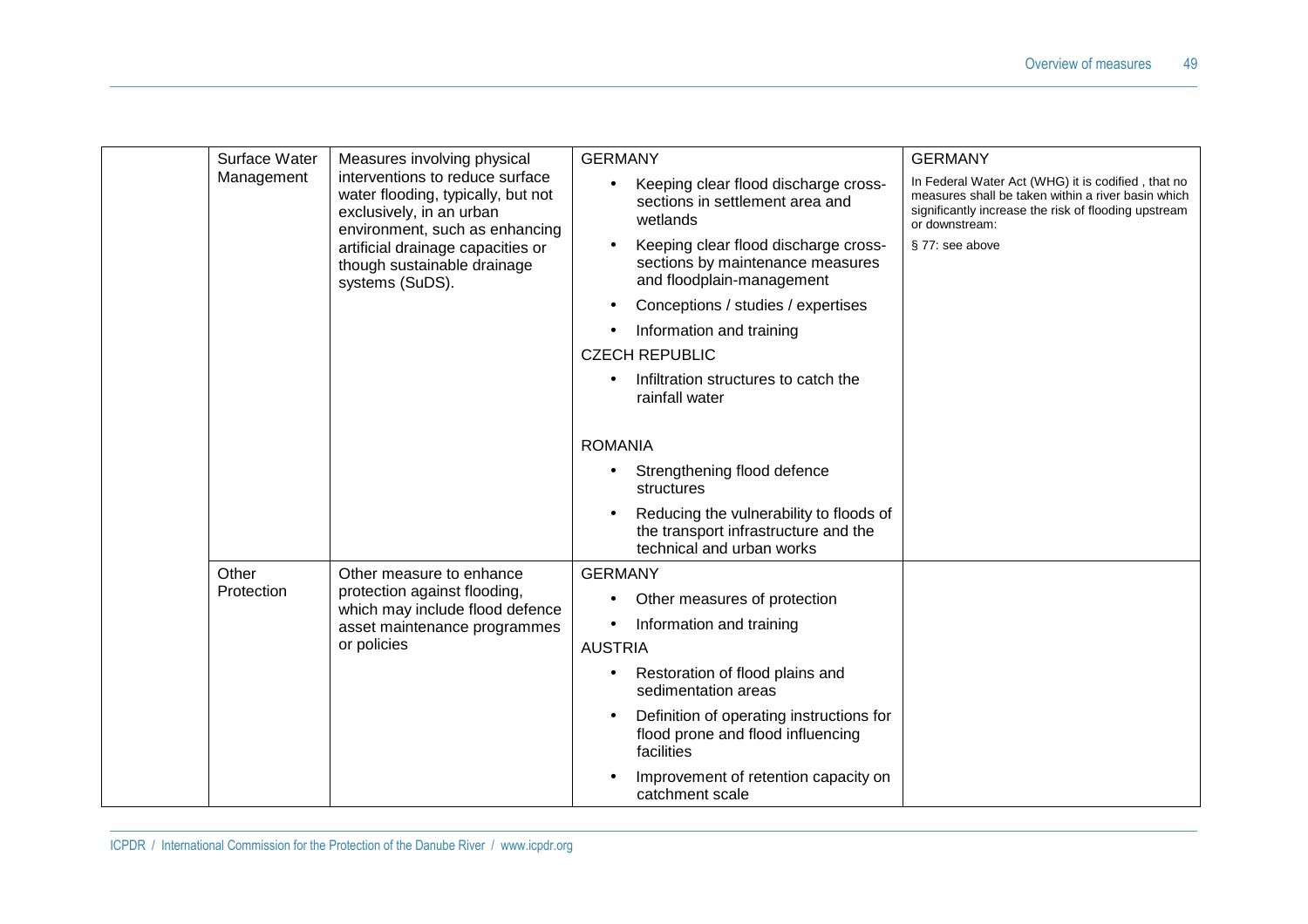|  | Surface Water Management | Measures involving physical interventions to reduce surface water flooding, typically, but not exclusively, in an urban environment, such as enhancing artificial drainage capacities or though sustainable drainage systems (SuDS). | GERMANY<br>• Keeping clear flood discharge cross-sections in settlement area and wetlands<br>• Keeping clear flood discharge cross-sections by maintenance measures and floodplain-management<br>• Conceptions / studies / expertises<br>• Information and training<br>CZECH REPUBLIC<br>• Infiltration structures to catch the rainfall water<br><br>ROMANIA<br>• Strengthening flood defence structures<br>• Reducing the vulnerability to floods of the transport infrastructure and the technical and urban works | GERMANY<br>In Federal Water Act (WHG) it is codified , that no measures shall be taken within a river basin which significantly increase the risk of flooding upstream or downstream:<br>§ 77: see above |
|---|---|---|---|---|
|  | Other Protection | Other measure to enhance protection against flooding, which may include flood defence asset maintenance programmes or policies | GERMANY<br>• Other measures of protection<br>• Information and training<br>AUSTRIA<br>• Restoration of flood plains and sedimentation areas<br>• Definition of operating instructions for flood prone and flood influencing facilities<br>• Improvement of retention capacity on catchment scale |  |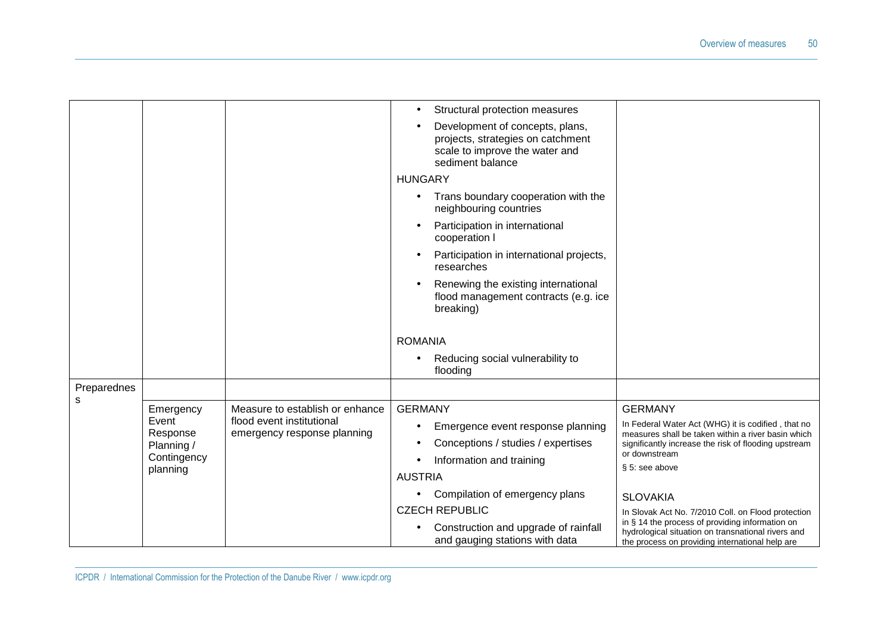| | | | | |
|---|---|---|---|---|
| | | | • Structural protection measures<br>• Development of concepts, plans, projects, strategies on catchment scale to improve the water and sediment balance<br>HUNGARY<br>• Trans boundary cooperation with the neighbouring countries<br>• Participation in international cooperation l<br>• Participation in international projects, researches<br>• Renewing the existing international flood management contracts (e.g. ice breaking)<br><br>ROMANIA<br>• Reducing social vulnerability to flooding | |
| Preparedness | | | | |
| | Emergency Event Response Planning / Contingency planning | Measure to establish or enhance flood event institutional emergency response planning | GERMANY<br>• Emergence event response planning<br>• Conceptions / studies / expertises<br>• Information and training<br>AUSTRIA<br>• Compilation of emergency plans<br>CZECH REPUBLIC<br>• Construction and upgrade of rainfall and gauging stations with data | GERMANY<br>In Federal Water Act (WHG) it is codified , that no measures shall be taken within a river basin which significantly increase the risk of flooding upstream or downstream<br>§ 5: see above<br><br>SLOVAKIA<br>In Slovak Act No. 7/2010 Coll. on Flood protection in § 14 the process of providing information on hydrological situation on transnational rivers and the process on providing international help are |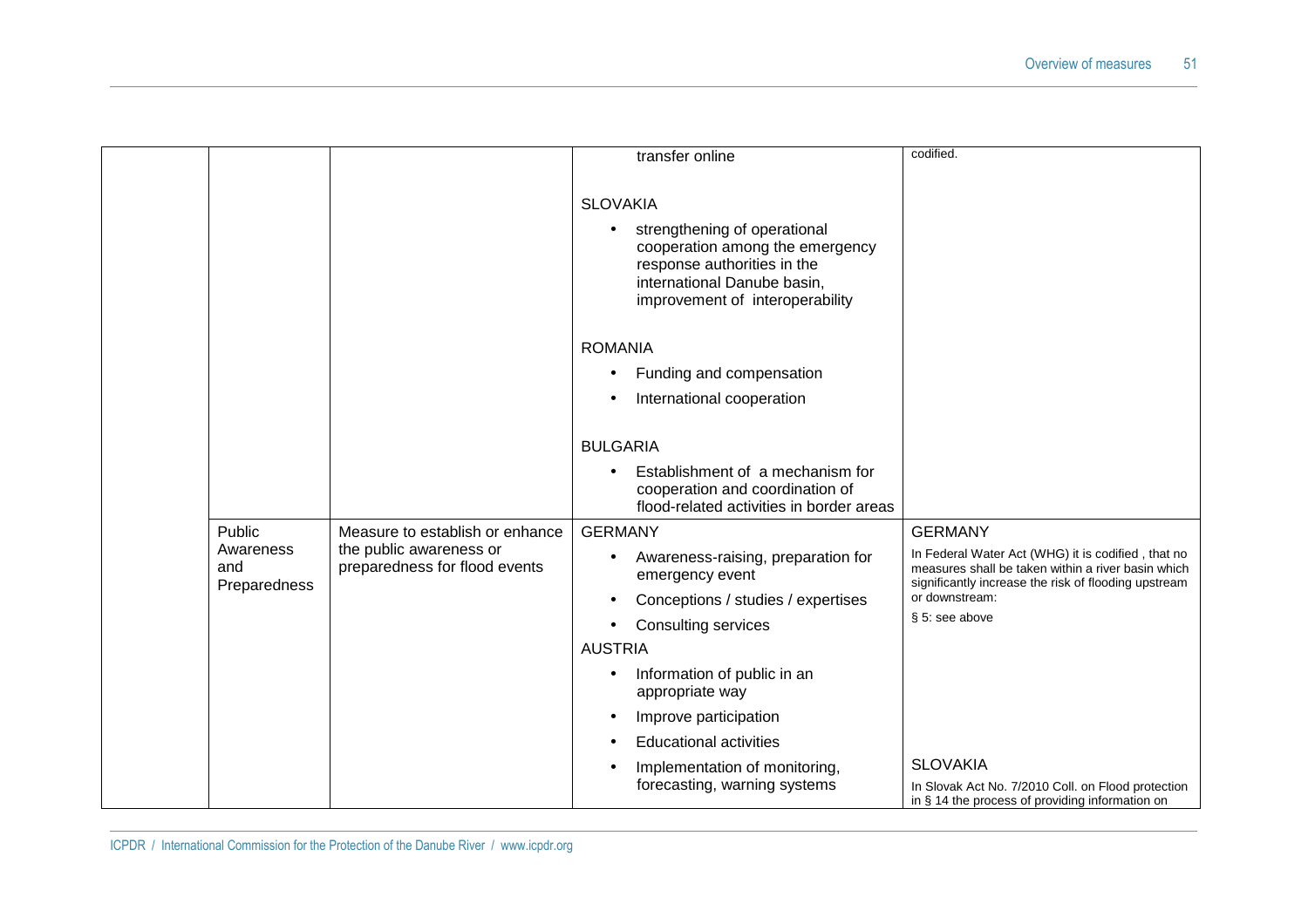|  |  |  |  |  |
|---|---|---|---|---|
|  |  |  | transfer online<br><br>SLOVAKIA<br>• strengthening of operational cooperation among the emergency response authorities in the international Danube basin, improvement of interoperability<br><br>ROMANIA<br>• Funding and compensation<br>• International cooperation<br><br>BULGARIA<br>• Establishment of a mechanism for cooperation and coordination of flood-related activities in border areas | codified. |
|  | Public Awareness and Preparedness | Measure to establish or enhance the public awareness or preparedness for flood events | GERMANY<br>• Awareness-raising, preparation for emergency event<br>• Conceptions / studies / expertises<br>• Consulting services<br><br>AUSTRIA<br>• Information of public in an appropriate way<br>• Improve participation<br>• Educational activities<br>• Implementation of monitoring, forecasting, warning systems | GERMANY<br>In Federal Water Act (WHG) it is codified , that no measures shall be taken within a river basin which significantly increase the risk of flooding upstream or downstream:<br>§ 5: see above<br><br>SLOVAKIA<br>In Slovak Act No. 7/2010 Coll. on Flood protection in § 14 the process of providing information on |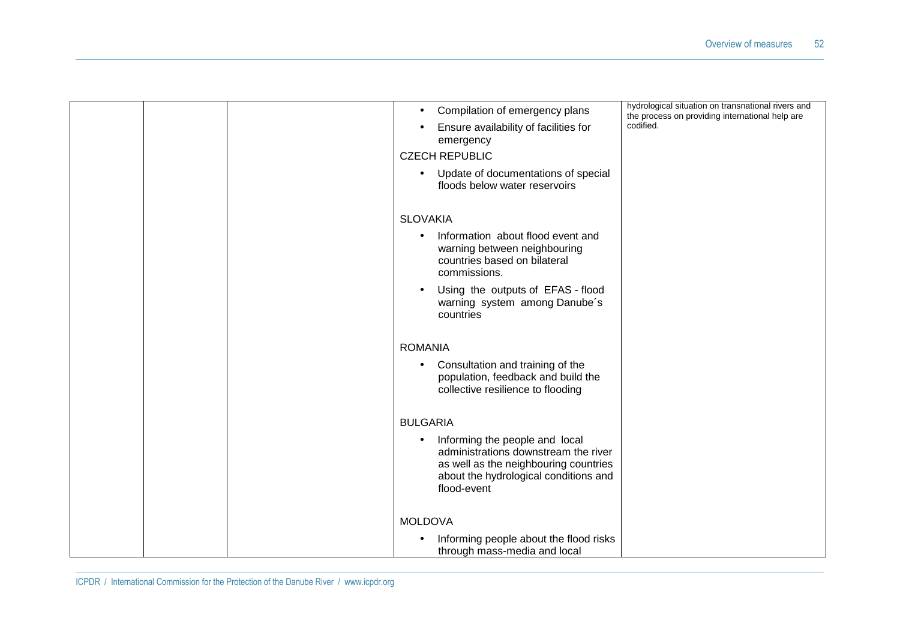| | | | • Compilation of emergency plans<br>• Ensure availability of facilities for emergency<br>CZECH REPUBLIC<br>• Update of documentations of special floods below water reservoirs<br><br>SLOVAKIA<br>• Information about flood event and warning between neighbouring countries based on bilateral commissions.<br>• Using the outputs of EFAS - flood warning system among Danube´s countries<br><br>ROMANIA<br>• Consultation and training of the population, feedback and build the collective resilience to flooding<br><br>BULGARIA<br>• Informing the people and local administrations downstream the river as well as the neighbouring countries about the hydrological conditions and flood-event<br><br>MOLDOVA<br>• Informing people about the flood risks through mass-media and local | hydrological situation on transnational rivers and the process on providing international help are codified. |
|---|---|---|---|---|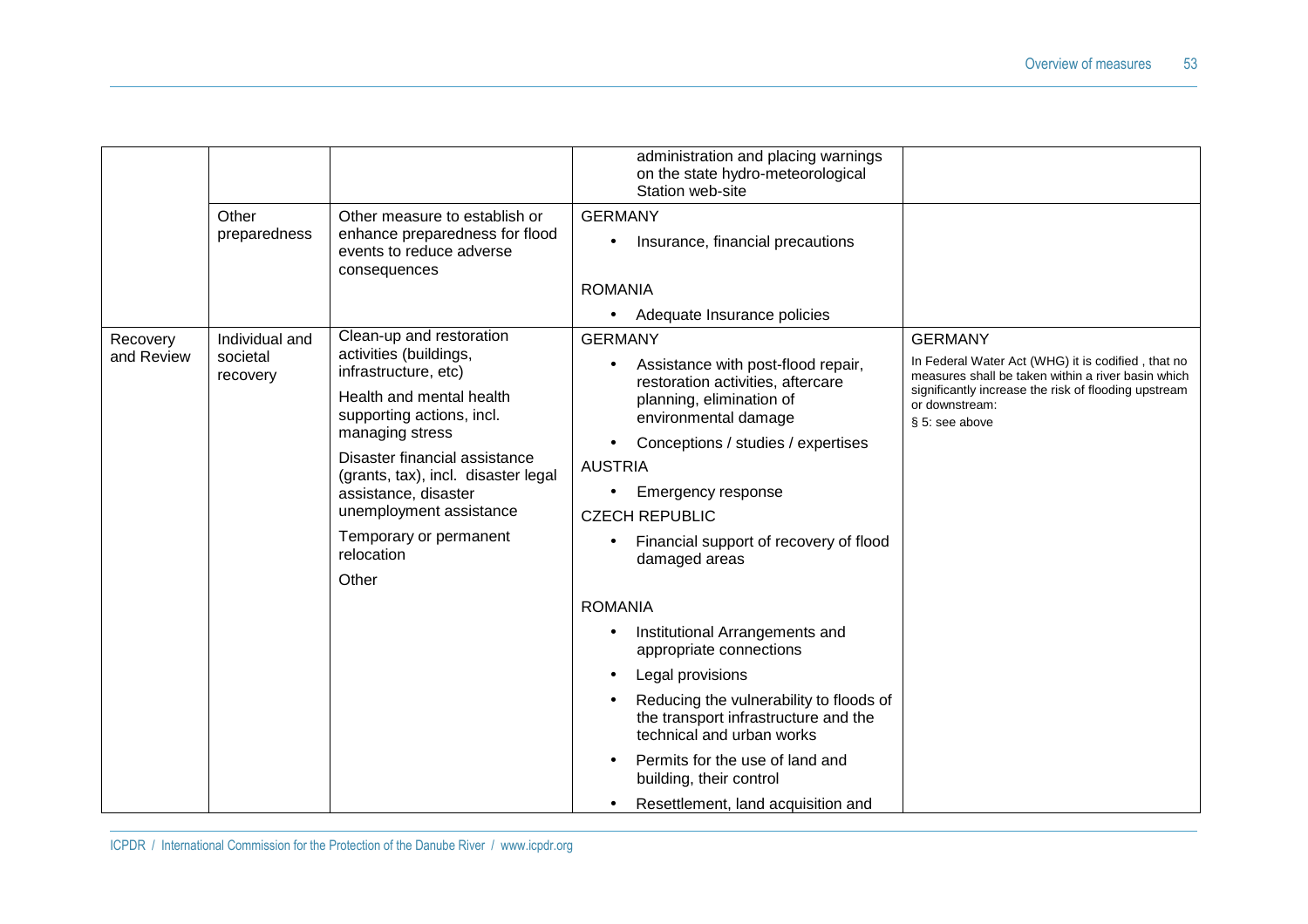| | | | | |
|---|---|---|---|---|
| | | | administration and placing warnings on the state hydro-meteorological Station web-site | |
| | Other preparedness | Other measure to establish or enhance preparedness for flood events to reduce adverse consequences | GERMANY<br>• Insurance, financial precautions<br><br>ROMANIA<br>• Adequate Insurance policies | |
| Recovery and Review | Individual and societal recovery | Clean-up and restoration activities (buildings, infrastructure, etc)<br>Health and mental health supporting actions, incl. managing stress<br>Disaster financial assistance (grants, tax), incl. disaster legal assistance, disaster unemployment assistance<br>Temporary or permanent relocation<br>Other | GERMANY<br>• Assistance with post-flood repair, restoration activities, aftercare planning, elimination of environmental damage<br>• Conceptions / studies / expertises<br>AUSTRIA<br>• Emergency response<br>CZECH REPUBLIC<br>• Financial support of recovery of flood damaged areas<br><br>ROMANIA<br>• Institutional Arrangements and appropriate connections<br>• Legal provisions<br>• Reducing the vulnerability to floods of the transport infrastructure and the technical and urban works<br>• Permits for the use of land and building, their control<br>• Resettlement, land acquisition and | GERMANY<br>In Federal Water Act (WHG) it is codified , that no measures shall be taken within a river basin which significantly increase the risk of flooding upstream or downstream:<br>§ 5: see above |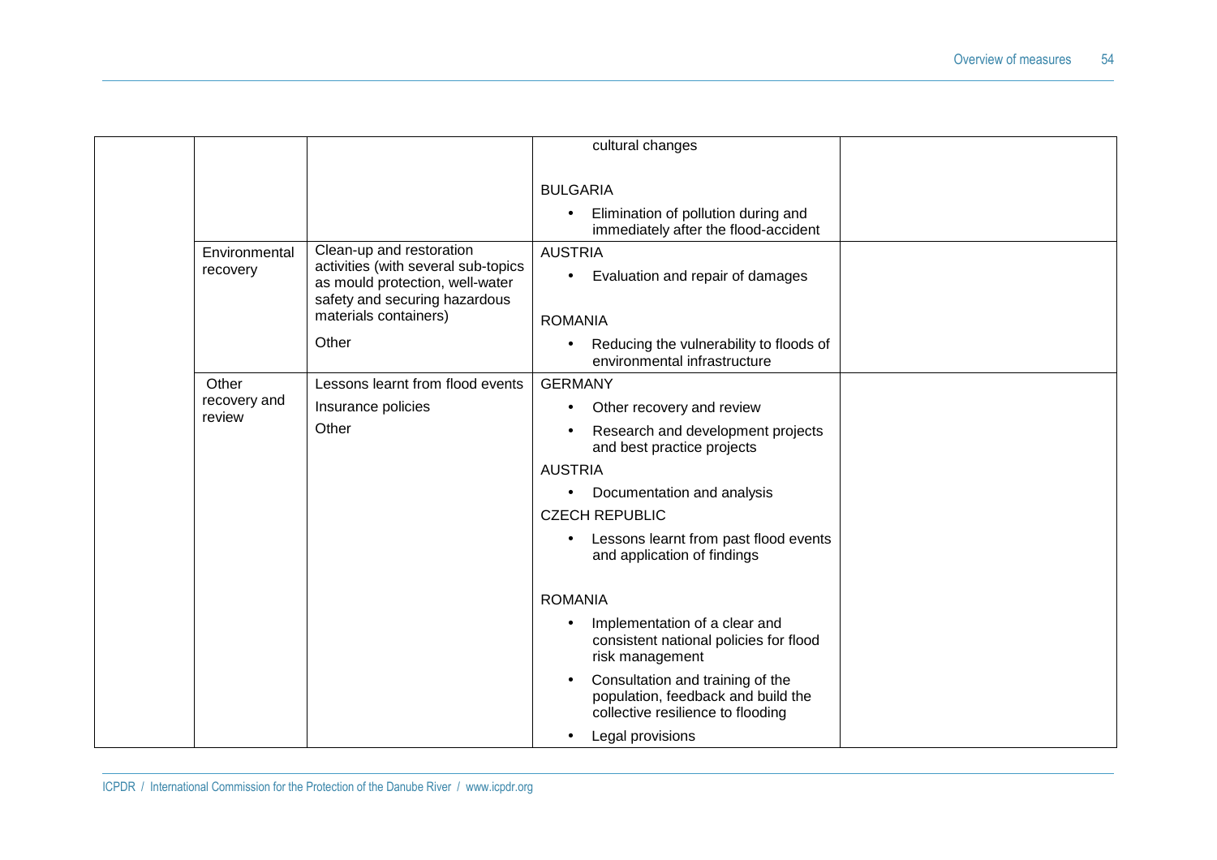|  |  |  |  |  |
|---|---|---|---|---|
|  |  |  | cultural changes<br><br>BULGARIA<br>• Elimination of pollution during and immediately after the flood-accident |  |
|  | Environmental recovery | Clean-up and restoration activities (with several sub-topics as mould protection, well-water safety and securing hazardous materials containers)<br><br>Other | AUSTRIA<br>• Evaluation and repair of damages<br><br>ROMANIA<br>• Reducing the vulnerability to floods of environmental infrastructure |  |
|  | Other recovery and review | Lessons learnt from flood events<br><br>Insurance policies<br><br>Other | GERMANY<br>• Other recovery and review<br>• Research and development projects and best practice projects<br><br>AUSTRIA<br>• Documentation and analysis<br><br>CZECH REPUBLIC<br>• Lessons learnt from past flood events and application of findings<br><br>ROMANIA<br>• Implementation of a clear and consistent national policies for flood risk management<br>• Consultation and training of the population, feedback and build the collective resilience to flooding<br>• Legal provisions |  |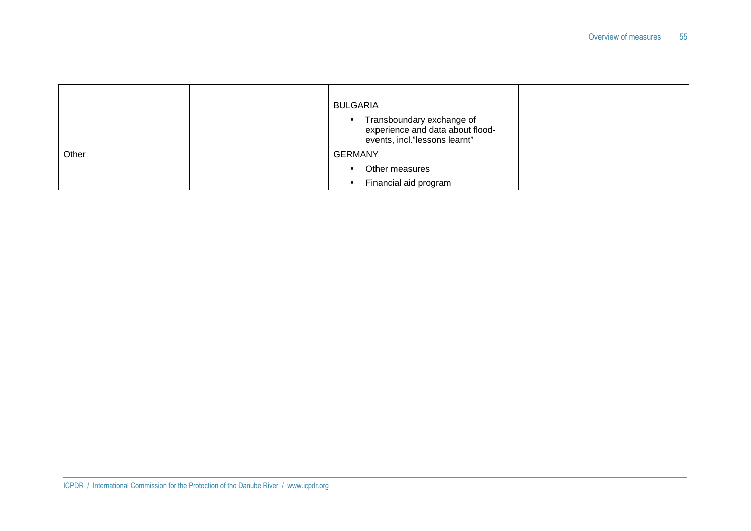|  |  |  |  |  |
|---|---|---|---|---|
|  |  |  | BULGARIA<br>• Transboundary exchange of experience and data about flood-events, incl."lessons learnt" |  |
| Other |  |  | GERMANY<br>• Other measures<br>• Financial aid program |  |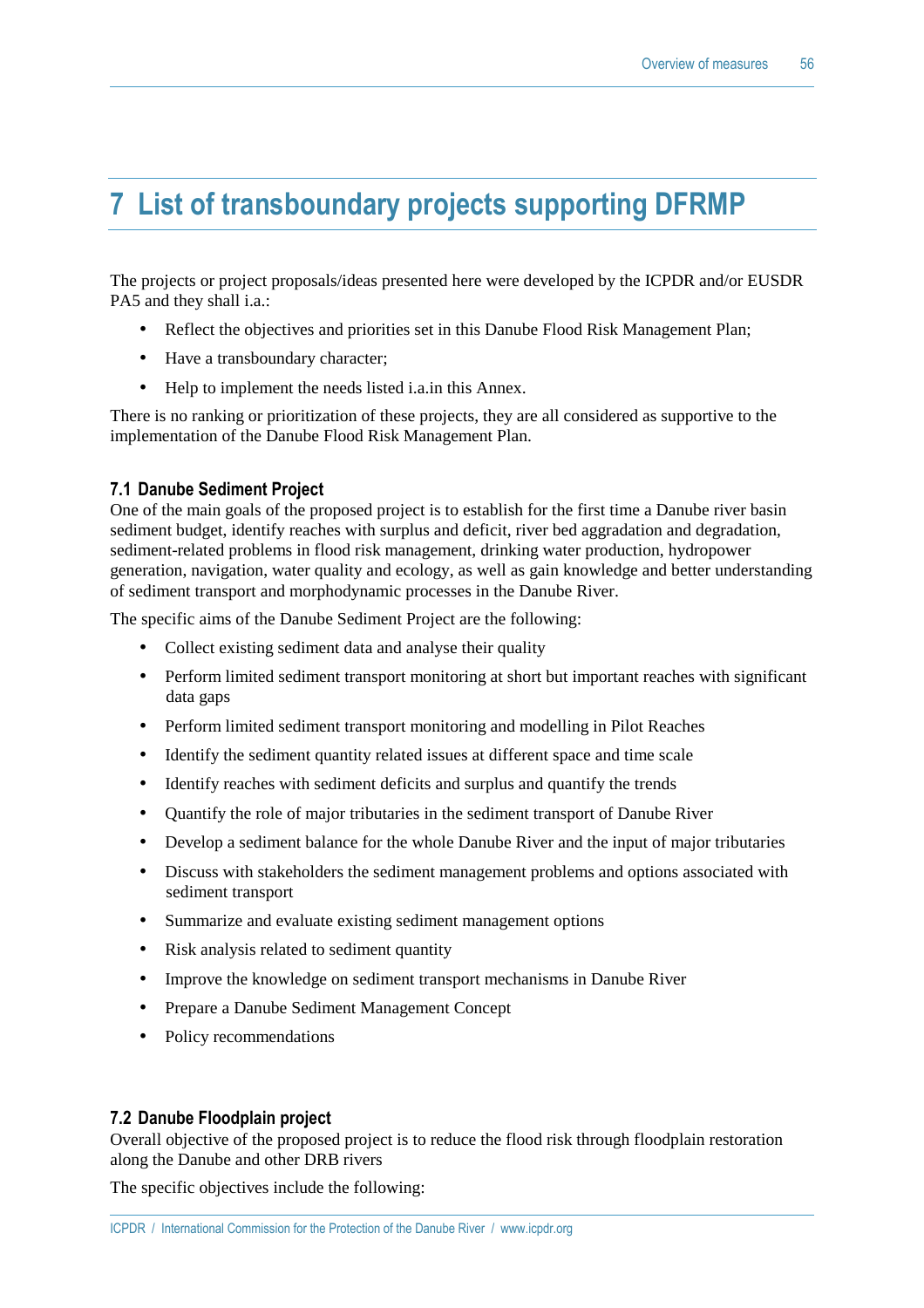# 7 List of transboundary projects supporting DFRMP

The projects or project proposals/ideas presented here were developed by the ICPDR and/or EUSDR PA5 and they shall i.a.:

- Reflect the objectives and priorities set in this Danube Flood Risk Management Plan;
- Have a transboundary character;
- Help to implement the needs listed i.a.in this Annex.

There is no ranking or prioritization of these projects, they are all considered as supportive to the implementation of the Danube Flood Risk Management Plan.

## 7.1 Danube Sediment Project

One of the main goals of the proposed project is to establish for the first time a Danube river basin sediment budget, identify reaches with surplus and deficit, river bed aggradation and degradation, sediment-related problems in flood risk management, drinking water production, hydropower generation, navigation, water quality and ecology, as well as gain knowledge and better understanding of sediment transport and morphodynamic processes in the Danube River.

The specific aims of the Danube Sediment Project are the following:

- Collect existing sediment data and analyse their quality
- Perform limited sediment transport monitoring at short but important reaches with significant data gaps
- Perform limited sediment transport monitoring and modelling in Pilot Reaches
- Identify the sediment quantity related issues at different space and time scale
- Identify reaches with sediment deficits and surplus and quantify the trends
- Quantify the role of major tributaries in the sediment transport of Danube River
- Develop a sediment balance for the whole Danube River and the input of major tributaries
- Discuss with stakeholders the sediment management problems and options associated with sediment transport
- Summarize and evaluate existing sediment management options
- Risk analysis related to sediment quantity
- Improve the knowledge on sediment transport mechanisms in Danube River
- Prepare a Danube Sediment Management Concept
- Policy recommendations

## 7.2 Danube Floodplain project

Overall objective of the proposed project is to reduce the flood risk through floodplain restoration along the Danube and other DRB rivers

The specific objectives include the following: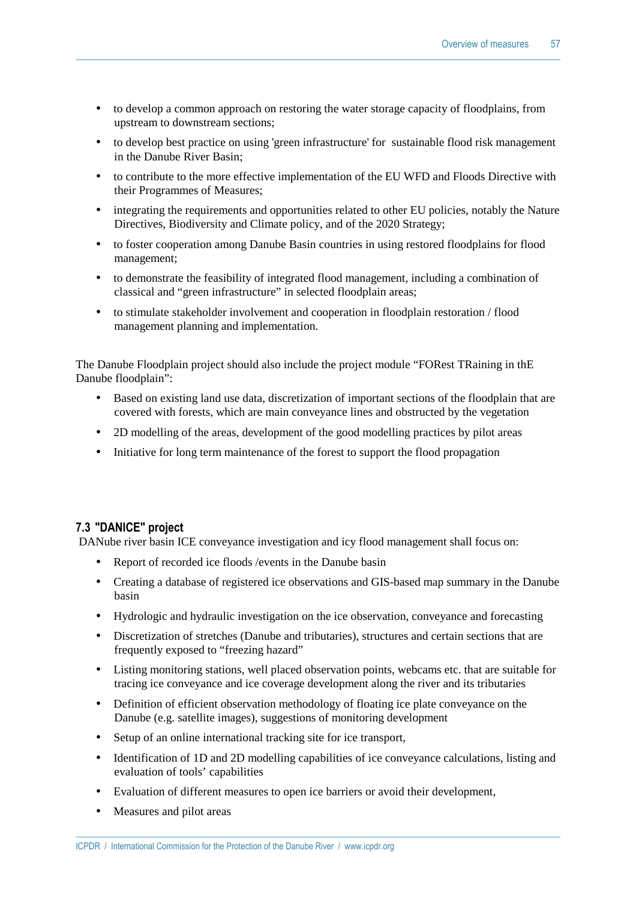- to develop a common approach on restoring the water storage capacity of floodplains, from upstream to downstream sections;
- to develop best practice on using 'green infrastructure' for sustainable flood risk management in the Danube River Basin;
- to contribute to the more effective implementation of the EU WFD and Floods Directive with their Programmes of Measures;
- integrating the requirements and opportunities related to other EU policies, notably the Nature Directives, Biodiversity and Climate policy, and of the 2020 Strategy;
- to foster cooperation among Danube Basin countries in using restored floodplains for flood management;
- to demonstrate the feasibility of integrated flood management, including a combination of classical and "green infrastructure" in selected floodplain areas;
- to stimulate stakeholder involvement and cooperation in floodplain restoration / flood management planning and implementation.

The Danube Floodplain project should also include the project module "FORest TRaining in thE Danube floodplain":

- Based on existing land use data, discretization of important sections of the floodplain that are covered with forests, which are main conveyance lines and obstructed by the vegetation
- 2D modelling of the areas, development of the good modelling practices by pilot areas
- Initiative for long term maintenance of the forest to support the flood propagation

### 7.3 "DANICE" project

DANube river basin ICE conveyance investigation and icy flood management shall focus on:

- Report of recorded ice floods /events in the Danube basin
- Creating a database of registered ice observations and GIS-based map summary in the Danube basin
- Hydrologic and hydraulic investigation on the ice observation, conveyance and forecasting
- Discretization of stretches (Danube and tributaries), structures and certain sections that are frequently exposed to "freezing hazard"
- Listing monitoring stations, well placed observation points, webcams etc. that are suitable for tracing ice conveyance and ice coverage development along the river and its tributaries
- Definition of efficient observation methodology of floating ice plate conveyance on the Danube (e.g. satellite images), suggestions of monitoring development
- Setup of an online international tracking site for ice transport,
- Identification of 1D and 2D modelling capabilities of ice conveyance calculations, listing and evaluation of tools' capabilities
- Evaluation of different measures to open ice barriers or avoid their development,
- Measures and pilot areas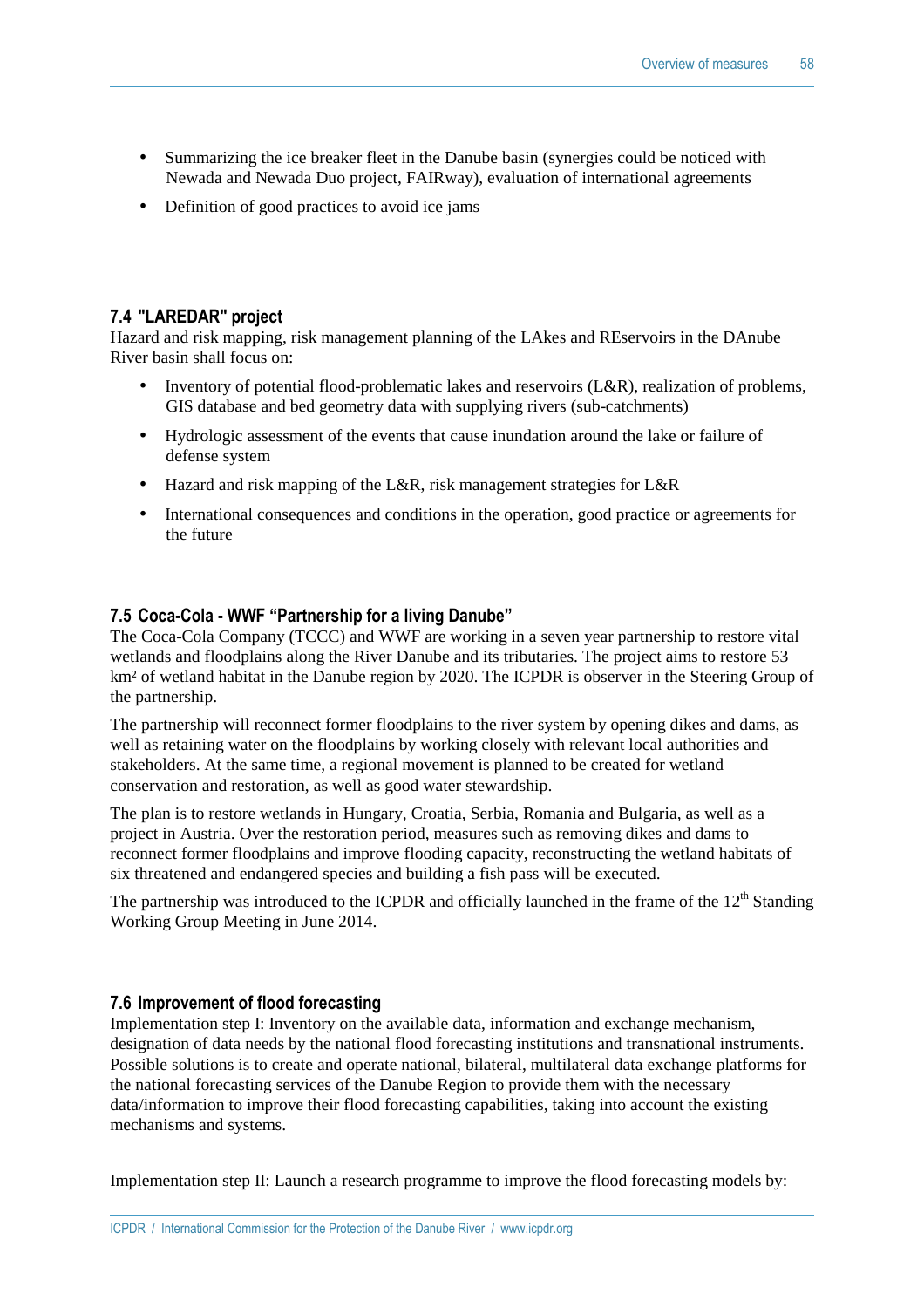- Summarizing the ice breaker fleet in the Danube basin (synergies could be noticed with Newada and Newada Duo project, FAIRway), evaluation of international agreements
- Definition of good practices to avoid ice jams

### 7.4 "LAREDAR" project

Hazard and risk mapping, risk management planning of the LAkes and REservoirs in the DAnube River basin shall focus on:

- Inventory of potential flood-problematic lakes and reservoirs (L&R), realization of problems, GIS database and bed geometry data with supplying rivers (sub-catchments)
- Hydrologic assessment of the events that cause inundation around the lake or failure of defense system
- Hazard and risk mapping of the L&R, risk management strategies for L&R
- International consequences and conditions in the operation, good practice or agreements for the future

### 7.5 Coca-Cola - WWF "Partnership for a living Danube"

The Coca-Cola Company (TCCC) and WWF are working in a seven year partnership to restore vital wetlands and floodplains along the River Danube and its tributaries. The project aims to restore 53 km² of wetland habitat in the Danube region by 2020. The ICPDR is observer in the Steering Group of the partnership.

The partnership will reconnect former floodplains to the river system by opening dikes and dams, as well as retaining water on the floodplains by working closely with relevant local authorities and stakeholders. At the same time, a regional movement is planned to be created for wetland conservation and restoration, as well as good water stewardship.

The plan is to restore wetlands in Hungary, Croatia, Serbia, Romania and Bulgaria, as well as a project in Austria. Over the restoration period, measures such as removing dikes and dams to reconnect former floodplains and improve flooding capacity, reconstructing the wetland habitats of six threatened and endangered species and building a fish pass will be executed.

The partnership was introduced to the ICPDR and officially launched in the frame of the 12th Standing Working Group Meeting in June 2014.

### 7.6 Improvement of flood forecasting

Implementation step I: Inventory on the available data, information and exchange mechanism, designation of data needs by the national flood forecasting institutions and transnational instruments. Possible solutions is to create and operate national, bilateral, multilateral data exchange platforms for the national forecasting services of the Danube Region to provide them with the necessary data/information to improve their flood forecasting capabilities, taking into account the existing mechanisms and systems.

Implementation step II: Launch a research programme to improve the flood forecasting models by: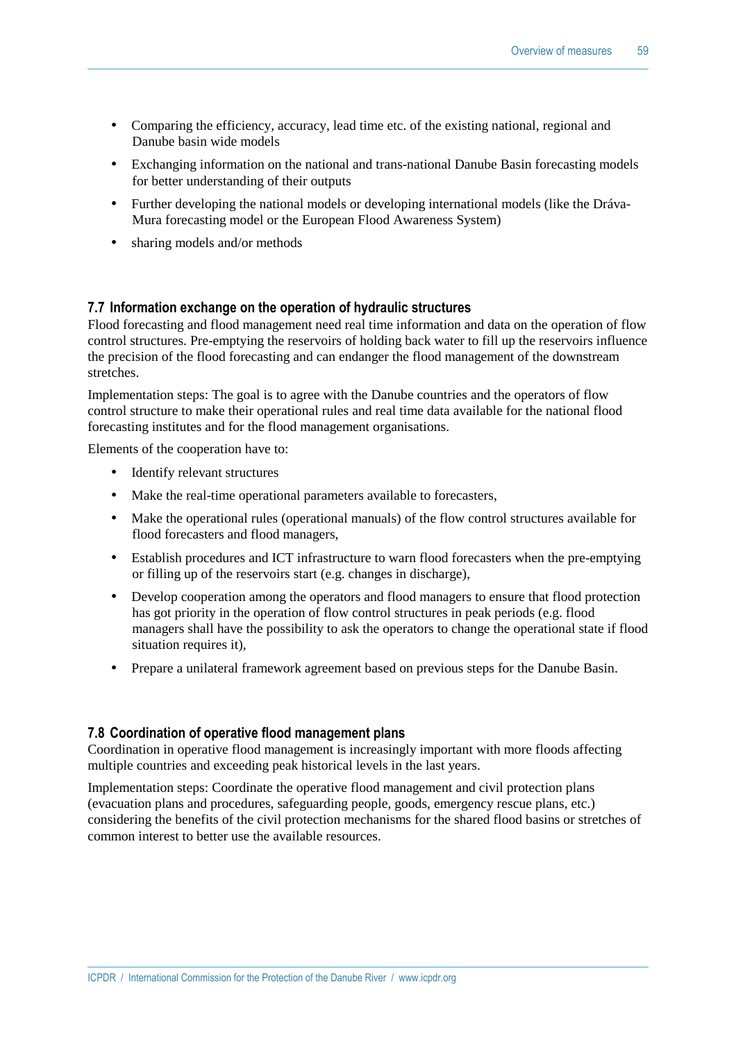- Comparing the efficiency, accuracy, lead time etc. of the existing national, regional and Danube basin wide models
- Exchanging information on the national and trans-national Danube Basin forecasting models for better understanding of their outputs
- Further developing the national models or developing international models (like the Dráva-Mura forecasting model or the European Flood Awareness System)
- sharing models and/or methods

### 7.7 Information exchange on the operation of hydraulic structures

Flood forecasting and flood management need real time information and data on the operation of flow control structures. Pre-emptying the reservoirs of holding back water to fill up the reservoirs influence the precision of the flood forecasting and can endanger the flood management of the downstream stretches.

Implementation steps: The goal is to agree with the Danube countries and the operators of flow control structure to make their operational rules and real time data available for the national flood forecasting institutes and for the flood management organisations.

Elements of the cooperation have to:

- Identify relevant structures
- Make the real-time operational parameters available to forecasters,
- Make the operational rules (operational manuals) of the flow control structures available for flood forecasters and flood managers,
- Establish procedures and ICT infrastructure to warn flood forecasters when the pre-emptying or filling up of the reservoirs start (e.g. changes in discharge),
- Develop cooperation among the operators and flood managers to ensure that flood protection has got priority in the operation of flow control structures in peak periods (e.g. flood managers shall have the possibility to ask the operators to change the operational state if flood situation requires it),
- Prepare a unilateral framework agreement based on previous steps for the Danube Basin.

### 7.8 Coordination of operative flood management plans

Coordination in operative flood management is increasingly important with more floods affecting multiple countries and exceeding peak historical levels in the last years.

Implementation steps: Coordinate the operative flood management and civil protection plans (evacuation plans and procedures, safeguarding people, goods, emergency rescue plans, etc.) considering the benefits of the civil protection mechanisms for the shared flood basins or stretches of common interest to better use the available resources.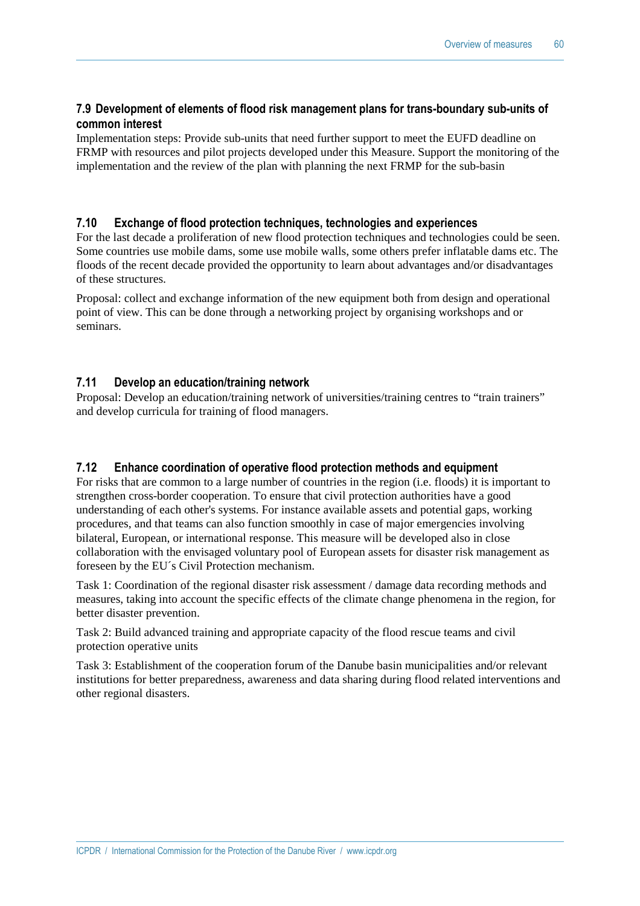### 7.9 Development of elements of flood risk management plans for trans-boundary sub-units of common interest

Implementation steps: Provide sub-units that need further support to meet the EUFD deadline on FRMP with resources and pilot projects developed under this Measure. Support the monitoring of the implementation and the review of the plan with planning the next FRMP for the sub-basin

### 7.10 Exchange of flood protection techniques, technologies and experiences

For the last decade a proliferation of new flood protection techniques and technologies could be seen. Some countries use mobile dams, some use mobile walls, some others prefer inflatable dams etc. The floods of the recent decade provided the opportunity to learn about advantages and/or disadvantages of these structures.

Proposal: collect and exchange information of the new equipment both from design and operational point of view. This can be done through a networking project by organising workshops and or seminars.

### 7.11 Develop an education/training network

Proposal: Develop an education/training network of universities/training centres to "train trainers" and develop curricula for training of flood managers.

### 7.12 Enhance coordination of operative flood protection methods and equipment

For risks that are common to a large number of countries in the region (i.e. floods) it is important to strengthen cross-border cooperation. To ensure that civil protection authorities have a good understanding of each other's systems. For instance available assets and potential gaps, working procedures, and that teams can also function smoothly in case of major emergencies involving bilateral, European, or international response. This measure will be developed also in close collaboration with the envisaged voluntary pool of European assets for disaster risk management as foreseen by the EU´s Civil Protection mechanism.

Task 1: Coordination of the regional disaster risk assessment / damage data recording methods and measures, taking into account the specific effects of the climate change phenomena in the region, for better disaster prevention.

Task 2: Build advanced training and appropriate capacity of the flood rescue teams and civil protection operative units

Task 3: Establishment of the cooperation forum of the Danube basin municipalities and/or relevant institutions for better preparedness, awareness and data sharing during flood related interventions and other regional disasters.